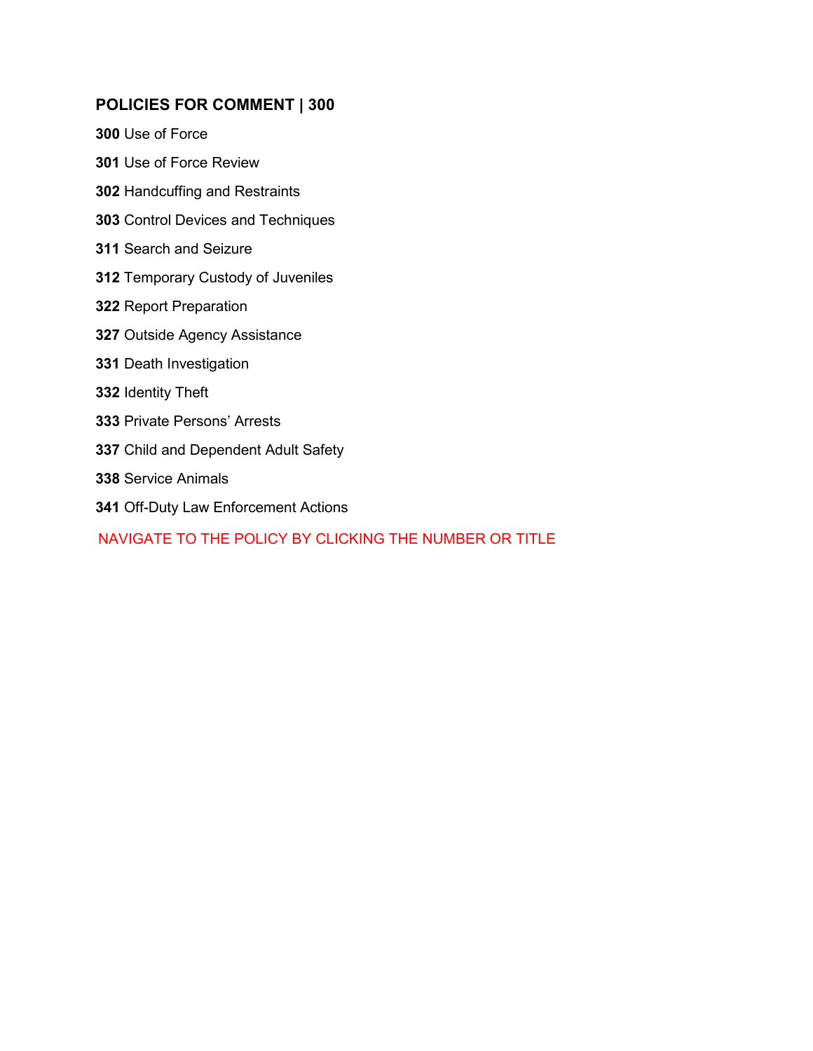## POLICIES FOR COMMENT | 300

**300** Use of Force

**301** Use of Force Review

**302** Handcuffing and Restraints

**303** Control Devices and Techniques

**311** Search and Seizure

**312** Temporary Custody of Juveniles

**322** Report Preparation

**327** Outside Agency Assistance

**331** Death Investigation

**332** Identity Theft

**333** Private Persons' Arrests

**337** Child and Dependent Adult Safety

**338** Service Animals

**341** Off-Duty Law Enforcement Actions

NAVIGATE TO THE POLICY BY CLICKING THE NUMBER OR TITLE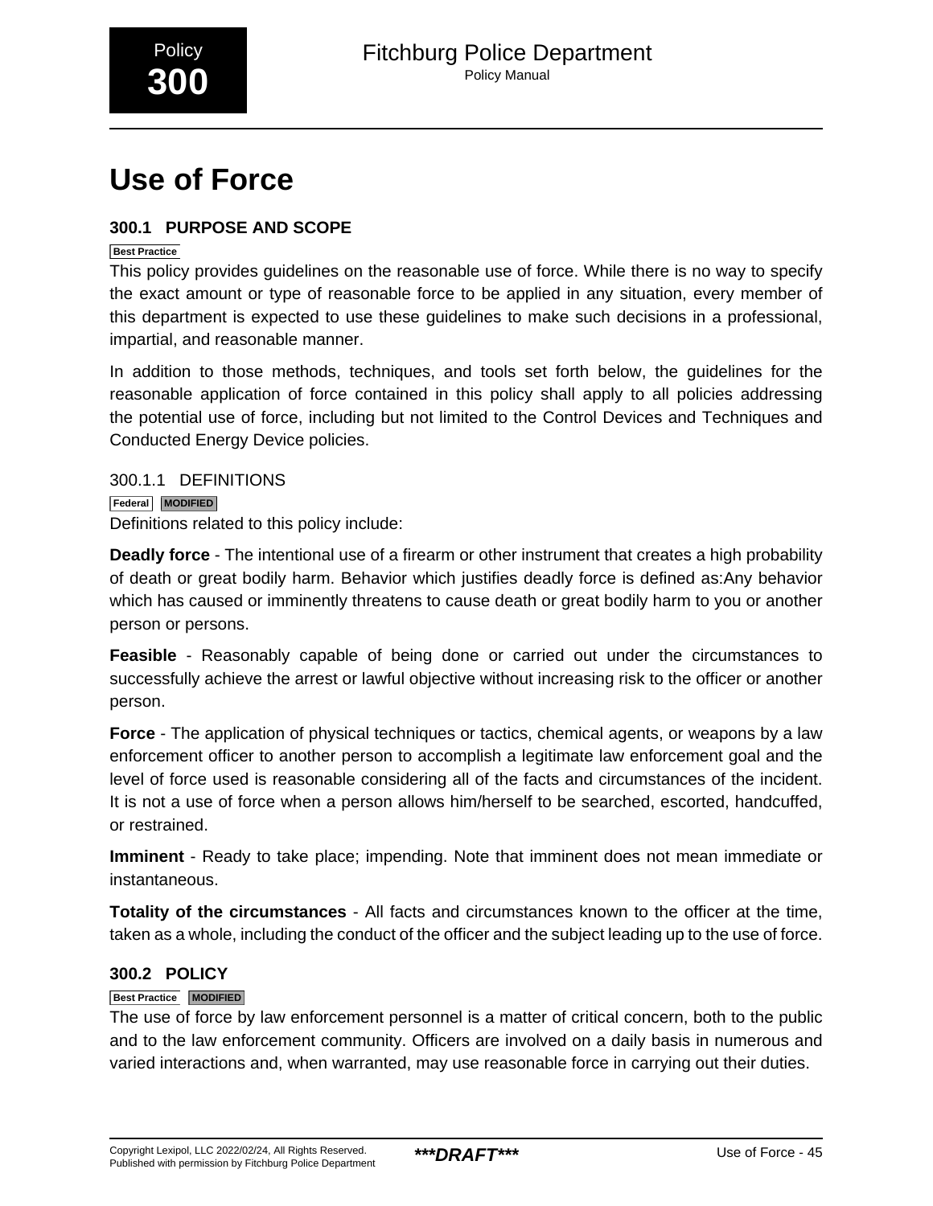Policy **300**

# Use of Force

## 300.1 PURPOSE AND SCOPE

Best Practice

This policy provides guidelines on the reasonable use of force. While there is no way to specify the exact amount or type of reasonable force to be applied in any situation, every member of this department is expected to use these guidelines to make such decisions in a professional, impartial, and reasonable manner.

In addition to those methods, techniques, and tools set forth below, the guidelines for the reasonable application of force contained in this policy shall apply to all policies addressing the potential use of force, including but not limited to the Control Devices and Techniques and Conducted Energy Device policies.

### 300.1.1 DEFINITIONS

Federal MODIFIED

Definitions related to this policy include:

**Deadly force** - The intentional use of a firearm or other instrument that creates a high probability of death or great bodily harm. Behavior which justifies deadly force is defined as:Any behavior which has caused or imminently threatens to cause death or great bodily harm to you or another person or persons.

**Feasible** - Reasonably capable of being done or carried out under the circumstances to successfully achieve the arrest or lawful objective without increasing risk to the officer or another person.

**Force** - The application of physical techniques or tactics, chemical agents, or weapons by a law enforcement officer to another person to accomplish a legitimate law enforcement goal and the level of force used is reasonable considering all of the facts and circumstances of the incident. It is not a use of force when a person allows him/herself to be searched, escorted, handcuffed, or restrained.

**Imminent** - Ready to take place; impending. Note that imminent does not mean immediate or instantaneous.

**Totality of the circumstances** - All facts and circumstances known to the officer at the time, taken as a whole, including the conduct of the officer and the subject leading up to the use of force.

## 300.2 POLICY

Best Practice MODIFIED

The use of force by law enforcement personnel is a matter of critical concern, both to the public and to the law enforcement community. Officers are involved on a daily basis in numerous and varied interactions and, when warranted, may use reasonable force in carrying out their duties.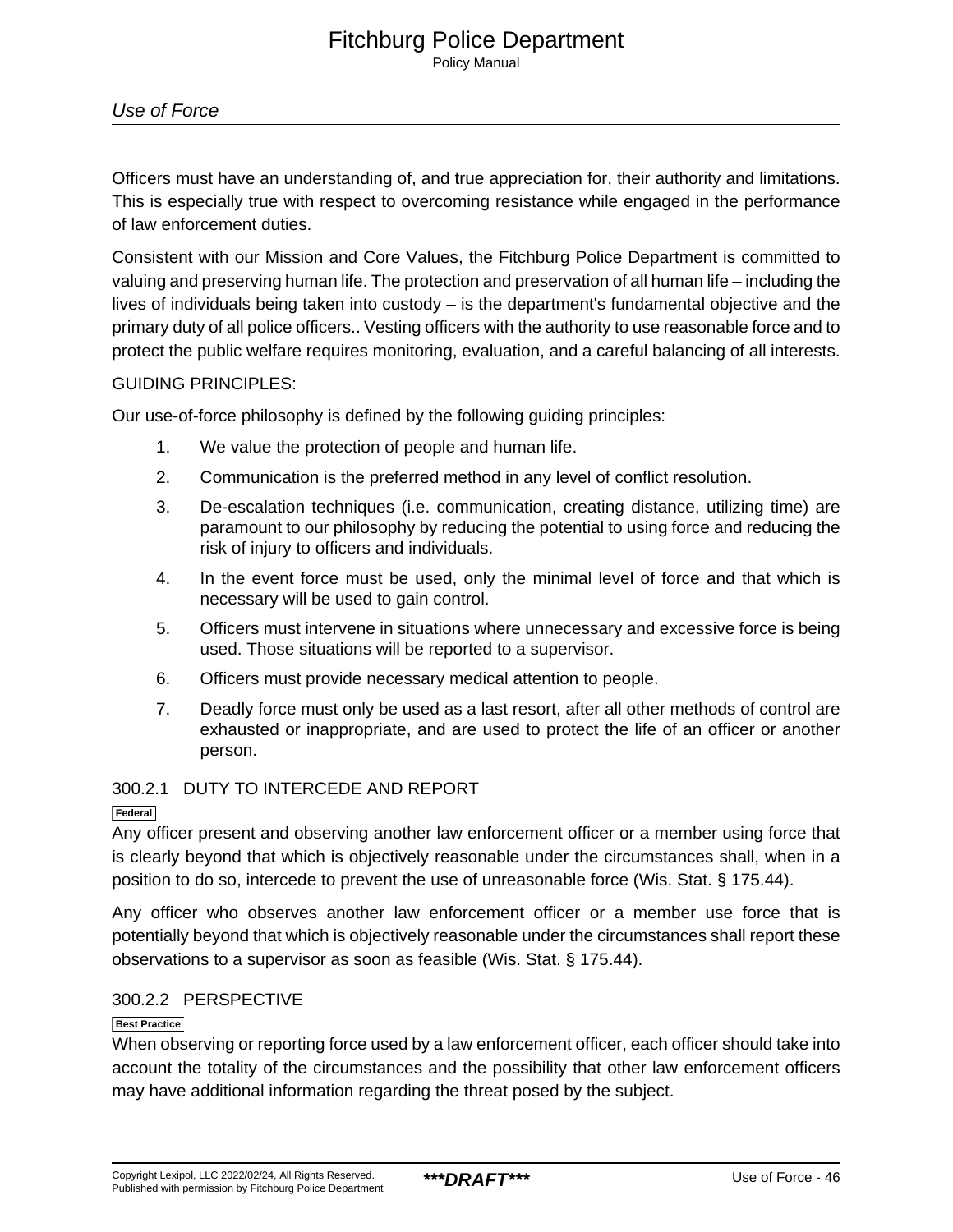Officers must have an understanding of, and true appreciation for, their authority and limitations. This is especially true with respect to overcoming resistance while engaged in the performance of law enforcement duties.

Consistent with our Mission and Core Values, the Fitchburg Police Department is committed to valuing and preserving human life. The protection and preservation of all human life – including the lives of individuals being taken into custody – is the department's fundamental objective and the primary duty of all police officers.. Vesting officers with the authority to use reasonable force and to protect the public welfare requires monitoring, evaluation, and a careful balancing of all interests.

GUIDING PRINCIPLES:

Our use-of-force philosophy is defined by the following guiding principles:

1. We value the protection of people and human life.
2. Communication is the preferred method in any level of conflict resolution.
3. De-escalation techniques (i.e. communication, creating distance, utilizing time) are paramount to our philosophy by reducing the potential to using force and reducing the risk of injury to officers and individuals.
4. In the event force must be used, only the minimal level of force and that which is necessary will be used to gain control.
5. Officers must intervene in situations where unnecessary and excessive force is being used. Those situations will be reported to a supervisor.
6. Officers must provide necessary medical attention to people.
7. Deadly force must only be used as a last resort, after all other methods of control are exhausted or inappropriate, and are used to protect the life of an officer or another person.

### 300.2.1 DUTY TO INTERCEDE AND REPORT

Federal

Any officer present and observing another law enforcement officer or a member using force that is clearly beyond that which is objectively reasonable under the circumstances shall, when in a position to do so, intercede to prevent the use of unreasonable force (Wis. Stat. § 175.44).

Any officer who observes another law enforcement officer or a member use force that is potentially beyond that which is objectively reasonable under the circumstances shall report these observations to a supervisor as soon as feasible (Wis. Stat. § 175.44).

### 300.2.2 PERSPECTIVE

Best Practice

When observing or reporting force used by a law enforcement officer, each officer should take into account the totality of the circumstances and the possibility that other law enforcement officers may have additional information regarding the threat posed by the subject.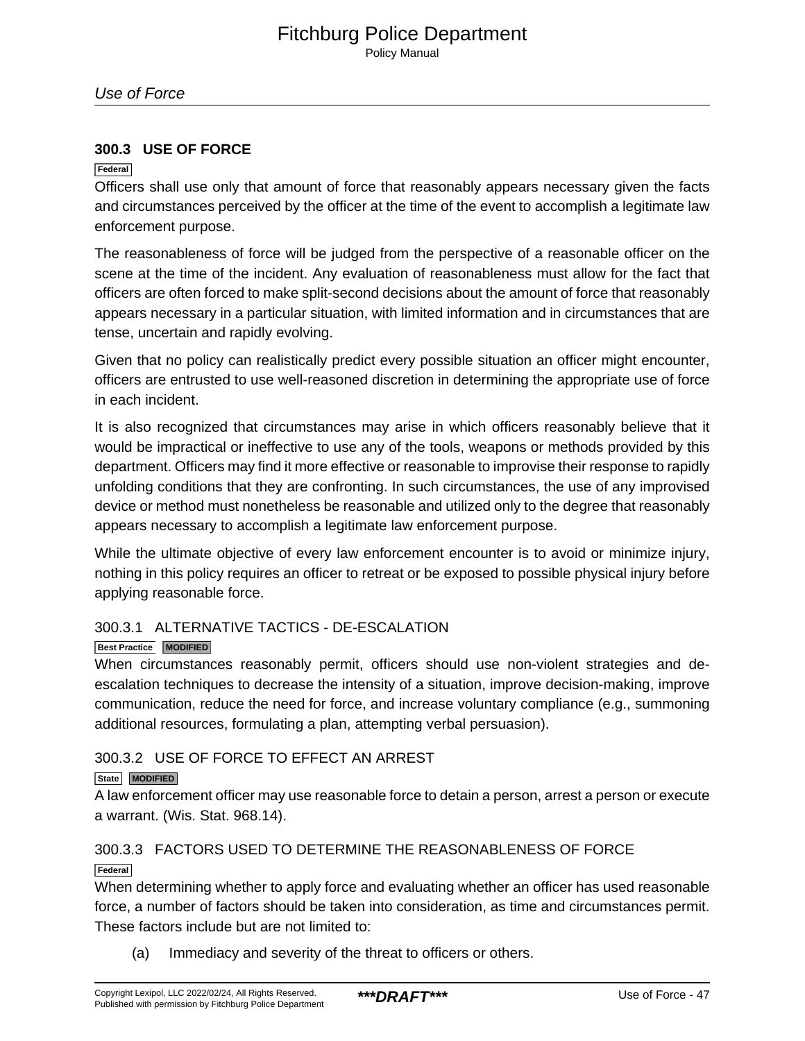## 300.3 USE OF FORCE

Federal

Officers shall use only that amount of force that reasonably appears necessary given the facts and circumstances perceived by the officer at the time of the event to accomplish a legitimate law enforcement purpose.

The reasonableness of force will be judged from the perspective of a reasonable officer on the scene at the time of the incident. Any evaluation of reasonableness must allow for the fact that officers are often forced to make split-second decisions about the amount of force that reasonably appears necessary in a particular situation, with limited information and in circumstances that are tense, uncertain and rapidly evolving.

Given that no policy can realistically predict every possible situation an officer might encounter, officers are entrusted to use well-reasoned discretion in determining the appropriate use of force in each incident.

It is also recognized that circumstances may arise in which officers reasonably believe that it would be impractical or ineffective to use any of the tools, weapons or methods provided by this department. Officers may find it more effective or reasonable to improvise their response to rapidly unfolding conditions that they are confronting. In such circumstances, the use of any improvised device or method must nonetheless be reasonable and utilized only to the degree that reasonably appears necessary to accomplish a legitimate law enforcement purpose.

While the ultimate objective of every law enforcement encounter is to avoid or minimize injury, nothing in this policy requires an officer to retreat or be exposed to possible physical injury before applying reasonable force.

### 300.3.1 ALTERNATIVE TACTICS - DE-ESCALATION

Best Practice MODIFIED

When circumstances reasonably permit, officers should use non-violent strategies and de-escalation techniques to decrease the intensity of a situation, improve decision-making, improve communication, reduce the need for force, and increase voluntary compliance (e.g., summoning additional resources, formulating a plan, attempting verbal persuasion).

### 300.3.2 USE OF FORCE TO EFFECT AN ARREST

State MODIFIED

A law enforcement officer may use reasonable force to detain a person, arrest a person or execute a warrant. (Wis. Stat. 968.14).

### 300.3.3 FACTORS USED TO DETERMINE THE REASONABLENESS OF FORCE

Federal

When determining whether to apply force and evaluating whether an officer has used reasonable force, a number of factors should be taken into consideration, as time and circumstances permit. These factors include but are not limited to:

(a) Immediacy and severity of the threat to officers or others.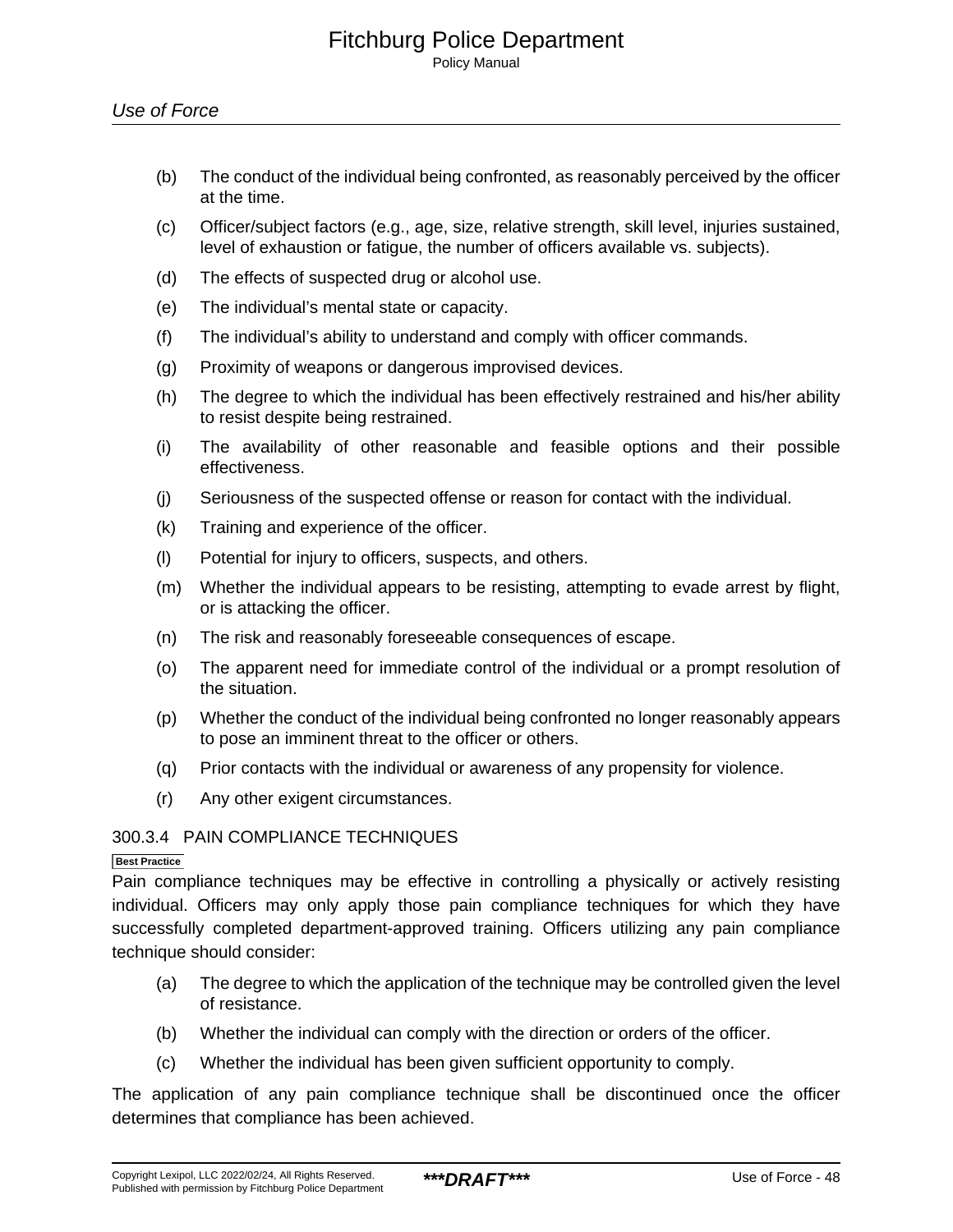(b) The conduct of the individual being confronted, as reasonably perceived by the officer at the time.

(c) Officer/subject factors (e.g., age, size, relative strength, skill level, injuries sustained, level of exhaustion or fatigue, the number of officers available vs. subjects).

(d) The effects of suspected drug or alcohol use.

(e) The individual’s mental state or capacity.

(f) The individual’s ability to understand and comply with officer commands.

(g) Proximity of weapons or dangerous improvised devices.

(h) The degree to which the individual has been effectively restrained and his/her ability to resist despite being restrained.

(i) The availability of other reasonable and feasible options and their possible effectiveness.

(j) Seriousness of the suspected offense or reason for contact with the individual.

(k) Training and experience of the officer.

(l) Potential for injury to officers, suspects, and others.

(m) Whether the individual appears to be resisting, attempting to evade arrest by flight, or is attacking the officer.

(n) The risk and reasonably foreseeable consequences of escape.

(o) The apparent need for immediate control of the individual or a prompt resolution of the situation.

(p) Whether the conduct of the individual being confronted no longer reasonably appears to pose an imminent threat to the officer or others.

(q) Prior contacts with the individual or awareness of any propensity for violence.

(r) Any other exigent circumstances.

### 300.3.4 PAIN COMPLIANCE TECHNIQUES

Best Practice

Pain compliance techniques may be effective in controlling a physically or actively resisting individual. Officers may only apply those pain compliance techniques for which they have successfully completed department-approved training. Officers utilizing any pain compliance technique should consider:

(a) The degree to which the application of the technique may be controlled given the level of resistance.

(b) Whether the individual can comply with the direction or orders of the officer.

(c) Whether the individual has been given sufficient opportunity to comply.

The application of any pain compliance technique shall be discontinued once the officer determines that compliance has been achieved.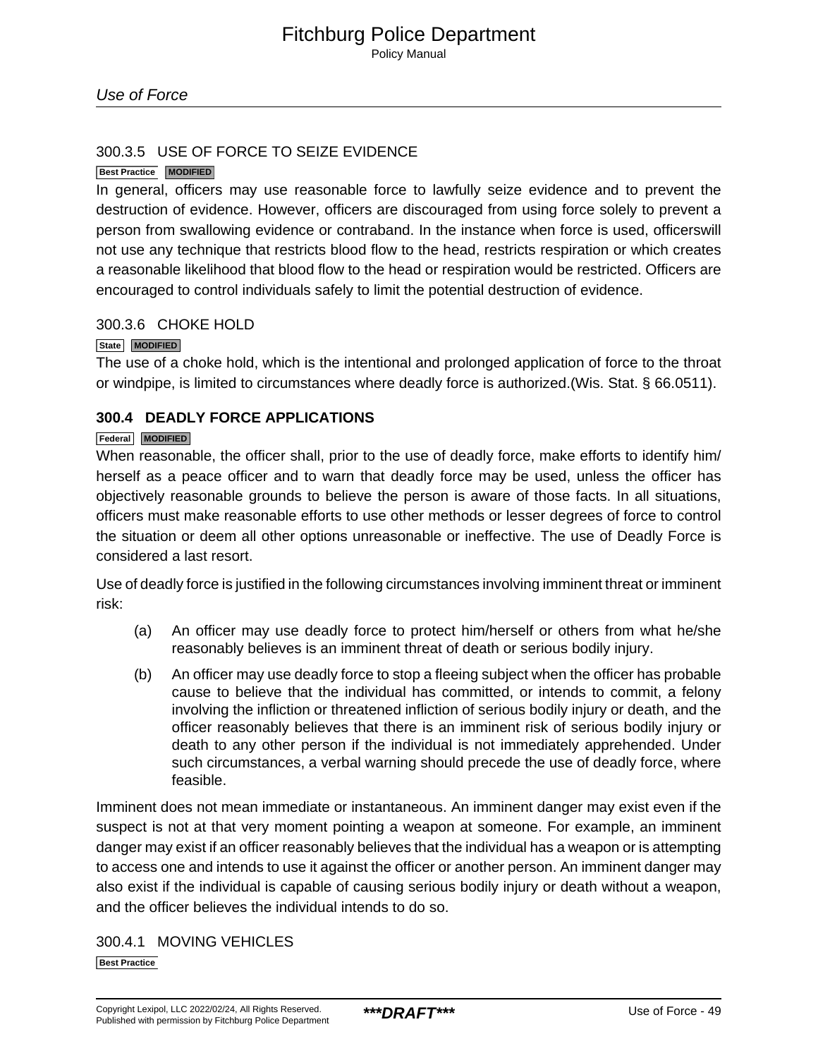### 300.3.5 USE OF FORCE TO SEIZE EVIDENCE

Best Practice MODIFIED

In general, officers may use reasonable force to lawfully seize evidence and to prevent the destruction of evidence. However, officers are discouraged from using force solely to prevent a person from swallowing evidence or contraband. In the instance when force is used, officerswill not use any technique that restricts blood flow to the head, restricts respiration or which creates a reasonable likelihood that blood flow to the head or respiration would be restricted. Officers are encouraged to control individuals safely to limit the potential destruction of evidence.

### 300.3.6 CHOKE HOLD

State MODIFIED

The use of a choke hold, which is the intentional and prolonged application of force to the throat or windpipe, is limited to circumstances where deadly force is authorized.(Wis. Stat. § 66.0511).

## 300.4 DEADLY FORCE APPLICATIONS

Federal MODIFIED

When reasonable, the officer shall, prior to the use of deadly force, make efforts to identify him/herself as a peace officer and to warn that deadly force may be used, unless the officer has objectively reasonable grounds to believe the person is aware of those facts. In all situations, officers must make reasonable efforts to use other methods or lesser degrees of force to control the situation or deem all other options unreasonable or ineffective. The use of Deadly Force is considered a last resort.

Use of deadly force is justified in the following circumstances involving imminent threat or imminent risk:

(a) An officer may use deadly force to protect him/herself or others from what he/she reasonably believes is an imminent threat of death or serious bodily injury.

(b) An officer may use deadly force to stop a fleeing subject when the officer has probable cause to believe that the individual has committed, or intends to commit, a felony involving the infliction or threatened infliction of serious bodily injury or death, and the officer reasonably believes that there is an imminent risk of serious bodily injury or death to any other person if the individual is not immediately apprehended. Under such circumstances, a verbal warning should precede the use of deadly force, where feasible.

Imminent does not mean immediate or instantaneous. An imminent danger may exist even if the suspect is not at that very moment pointing a weapon at someone. For example, an imminent danger may exist if an officer reasonably believes that the individual has a weapon or is attempting to access one and intends to use it against the officer or another person. An imminent danger may also exist if the individual is capable of causing serious bodily injury or death without a weapon, and the officer believes the individual intends to do so.

### 300.4.1 MOVING VEHICLES

Best Practice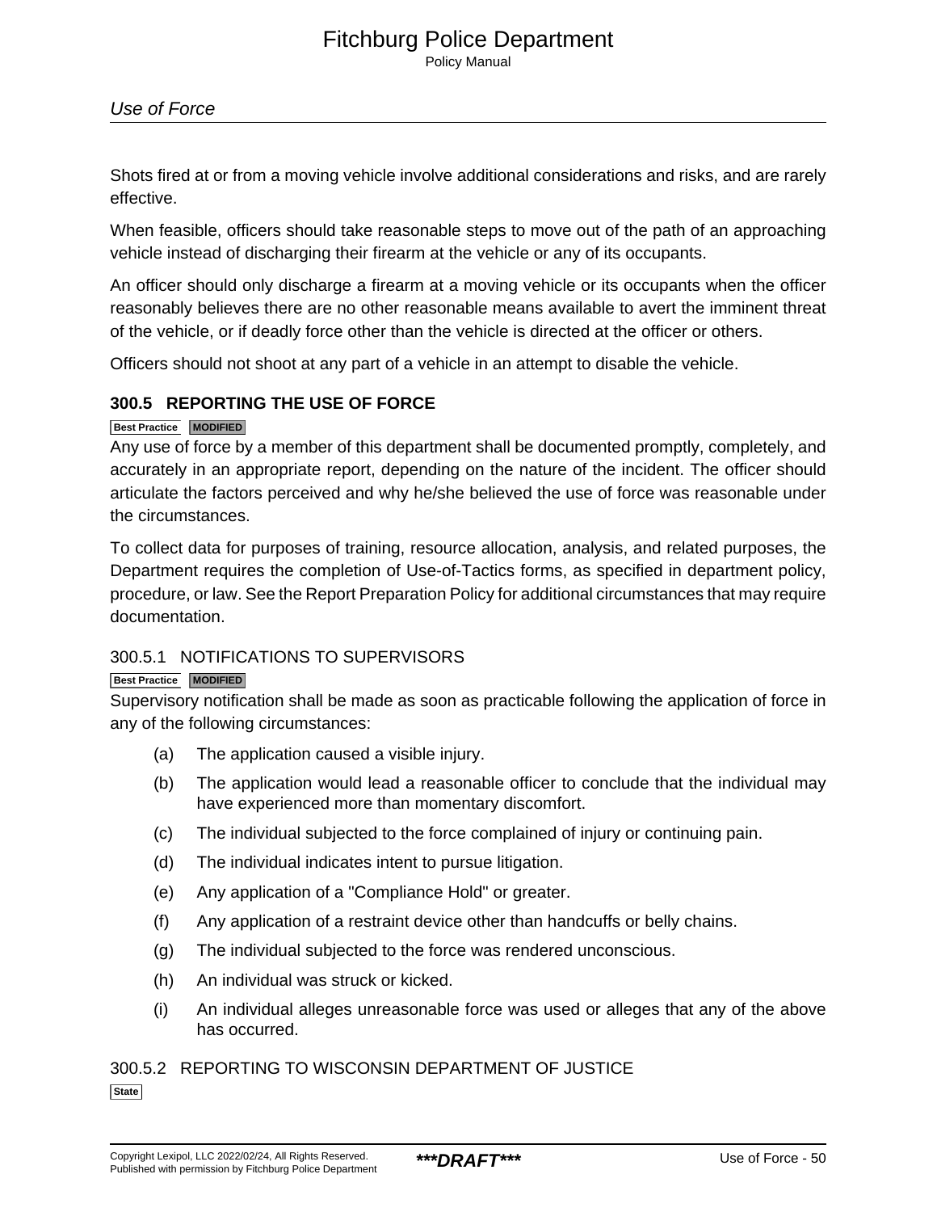Shots fired at or from a moving vehicle involve additional considerations and risks, and are rarely effective.

When feasible, officers should take reasonable steps to move out of the path of an approaching vehicle instead of discharging their firearm at the vehicle or any of its occupants.

An officer should only discharge a firearm at a moving vehicle or its occupants when the officer reasonably believes there are no other reasonable means available to avert the imminent threat of the vehicle, or if deadly force other than the vehicle is directed at the officer or others.

Officers should not shoot at any part of a vehicle in an attempt to disable the vehicle.

### 300.5 REPORTING THE USE OF FORCE

Best Practice | MODIFIED

Any use of force by a member of this department shall be documented promptly, completely, and accurately in an appropriate report, depending on the nature of the incident. The officer should articulate the factors perceived and why he/she believed the use of force was reasonable under the circumstances.

To collect data for purposes of training, resource allocation, analysis, and related purposes, the Department requires the completion of Use-of-Tactics forms, as specified in department policy, procedure, or law. See the Report Preparation Policy for additional circumstances that may require documentation.

#### 300.5.1 NOTIFICATIONS TO SUPERVISORS

Best Practice | MODIFIED

Supervisory notification shall be made as soon as practicable following the application of force in any of the following circumstances:

(a) The application caused a visible injury.

(b) The application would lead a reasonable officer to conclude that the individual may have experienced more than momentary discomfort.

(c) The individual subjected to the force complained of injury or continuing pain.

(d) The individual indicates intent to pursue litigation.

(e) Any application of a "Compliance Hold" or greater.

(f) Any application of a restraint device other than handcuffs or belly chains.

(g) The individual subjected to the force was rendered unconscious.

(h) An individual was struck or kicked.

(i) An individual alleges unreasonable force was used or alleges that any of the above has occurred.

#### 300.5.2 REPORTING TO WISCONSIN DEPARTMENT OF JUSTICE

State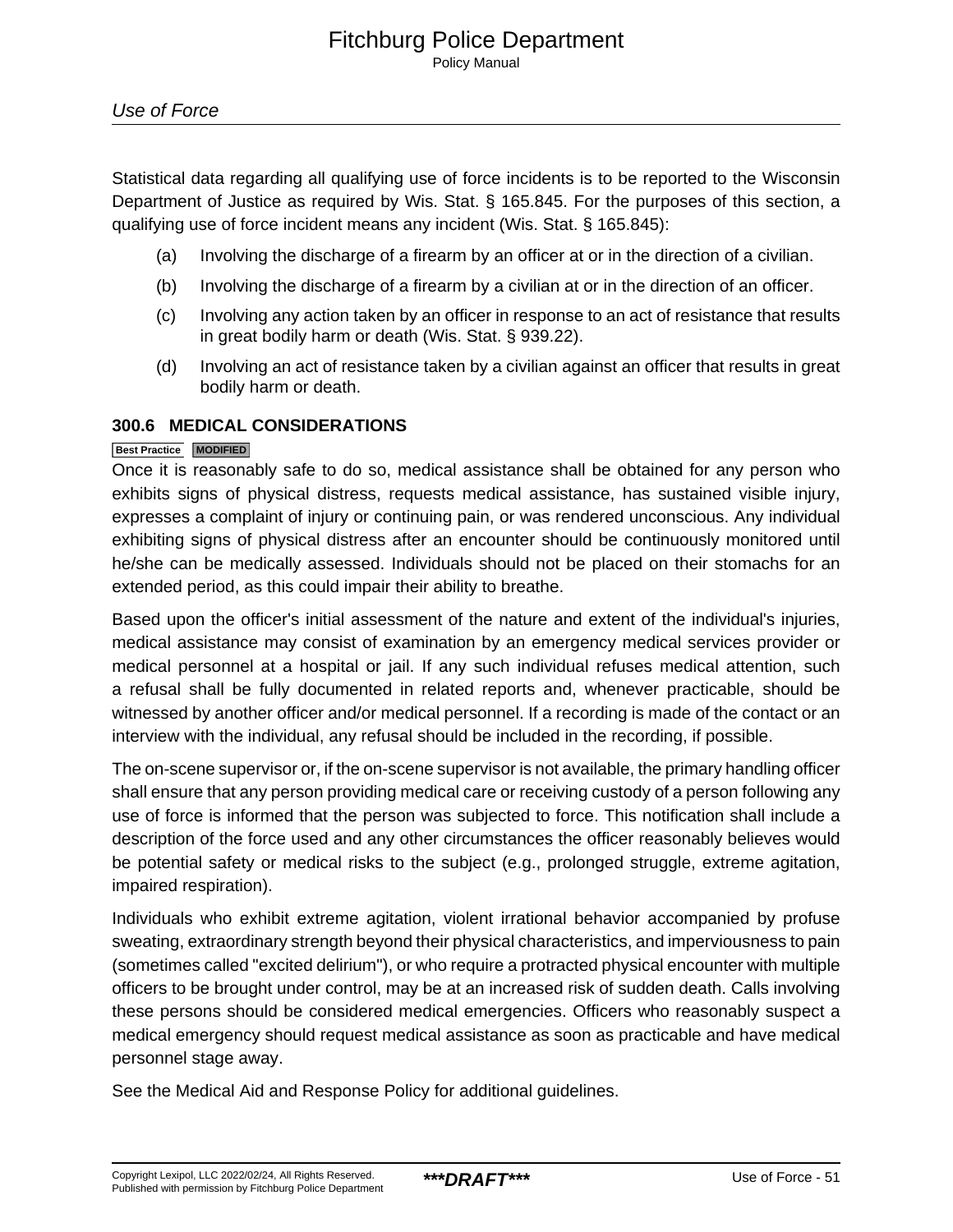Statistical data regarding all qualifying use of force incidents is to be reported to the Wisconsin Department of Justice as required by Wis. Stat. § 165.845. For the purposes of this section, a qualifying use of force incident means any incident (Wis. Stat. § 165.845):

(a) Involving the discharge of a firearm by an officer at or in the direction of a civilian.

(b) Involving the discharge of a firearm by a civilian at or in the direction of an officer.

(c) Involving any action taken by an officer in response to an act of resistance that results in great bodily harm or death (Wis. Stat. § 939.22).

(d) Involving an act of resistance taken by a civilian against an officer that results in great bodily harm or death.

### 300.6 MEDICAL CONSIDERATIONS

Best Practice MODIFIED

Once it is reasonably safe to do so, medical assistance shall be obtained for any person who exhibits signs of physical distress, requests medical assistance, has sustained visible injury, expresses a complaint of injury or continuing pain, or was rendered unconscious. Any individual exhibiting signs of physical distress after an encounter should be continuously monitored until he/she can be medically assessed. Individuals should not be placed on their stomachs for an extended period, as this could impair their ability to breathe.

Based upon the officer's initial assessment of the nature and extent of the individual's injuries, medical assistance may consist of examination by an emergency medical services provider or medical personnel at a hospital or jail. If any such individual refuses medical attention, such a refusal shall be fully documented in related reports and, whenever practicable, should be witnessed by another officer and/or medical personnel. If a recording is made of the contact or an interview with the individual, any refusal should be included in the recording, if possible.

The on-scene supervisor or, if the on-scene supervisor is not available, the primary handling officer shall ensure that any person providing medical care or receiving custody of a person following any use of force is informed that the person was subjected to force. This notification shall include a description of the force used and any other circumstances the officer reasonably believes would be potential safety or medical risks to the subject (e.g., prolonged struggle, extreme agitation, impaired respiration).

Individuals who exhibit extreme agitation, violent irrational behavior accompanied by profuse sweating, extraordinary strength beyond their physical characteristics, and imperviousness to pain (sometimes called "excited delirium"), or who require a protracted physical encounter with multiple officers to be brought under control, may be at an increased risk of sudden death. Calls involving these persons should be considered medical emergencies. Officers who reasonably suspect a medical emergency should request medical assistance as soon as practicable and have medical personnel stage away.

See the Medical Aid and Response Policy for additional guidelines.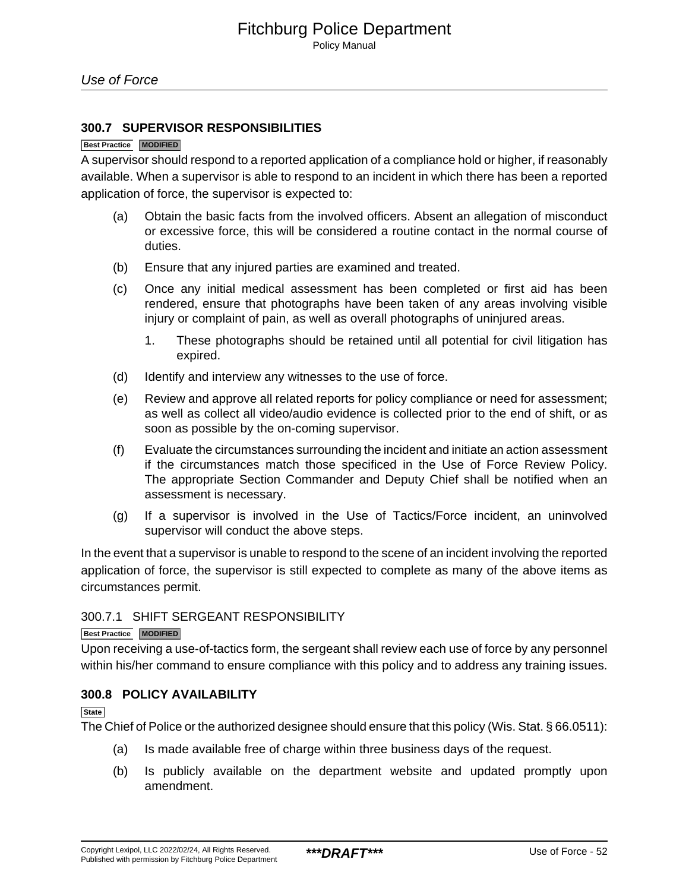## 300.7 SUPERVISOR RESPONSIBILITIES

Best Practice MODIFIED

A supervisor should respond to a reported application of a compliance hold or higher, if reasonably available. When a supervisor is able to respond to an incident in which there has been a reported application of force, the supervisor is expected to:

(a) Obtain the basic facts from the involved officers. Absent an allegation of misconduct or excessive force, this will be considered a routine contact in the normal course of duties.

(b) Ensure that any injured parties are examined and treated.

(c) Once any initial medical assessment has been completed or first aid has been rendered, ensure that photographs have been taken of any areas involving visible injury or complaint of pain, as well as overall photographs of uninjured areas.

1. These photographs should be retained until all potential for civil litigation has expired.

(d) Identify and interview any witnesses to the use of force.

(e) Review and approve all related reports for policy compliance or need for assessment; as well as collect all video/audio evidence is collected prior to the end of shift, or as soon as possible by the on-coming supervisor.

(f) Evaluate the circumstances surrounding the incident and initiate an action assessment if the circumstances match those specificed in the Use of Force Review Policy. The appropriate Section Commander and Deputy Chief shall be notified when an assessment is necessary.

(g) If a supervisor is involved in the Use of Tactics/Force incident, an uninvolved supervisor will conduct the above steps.

In the event that a supervisor is unable to respond to the scene of an incident involving the reported application of force, the supervisor is still expected to complete as many of the above items as circumstances permit.

### 300.7.1 SHIFT SERGEANT RESPONSIBILITY

Best Practice MODIFIED

Upon receiving a use-of-tactics form, the sergeant shall review each use of force by any personnel within his/her command to ensure compliance with this policy and to address any training issues.

## 300.8 POLICY AVAILABILITY

State

The Chief of Police or the authorized designee should ensure that this policy (Wis. Stat. § 66.0511):

(a) Is made available free of charge within three business days of the request.

(b) Is publicly available on the department website and updated promptly upon amendment.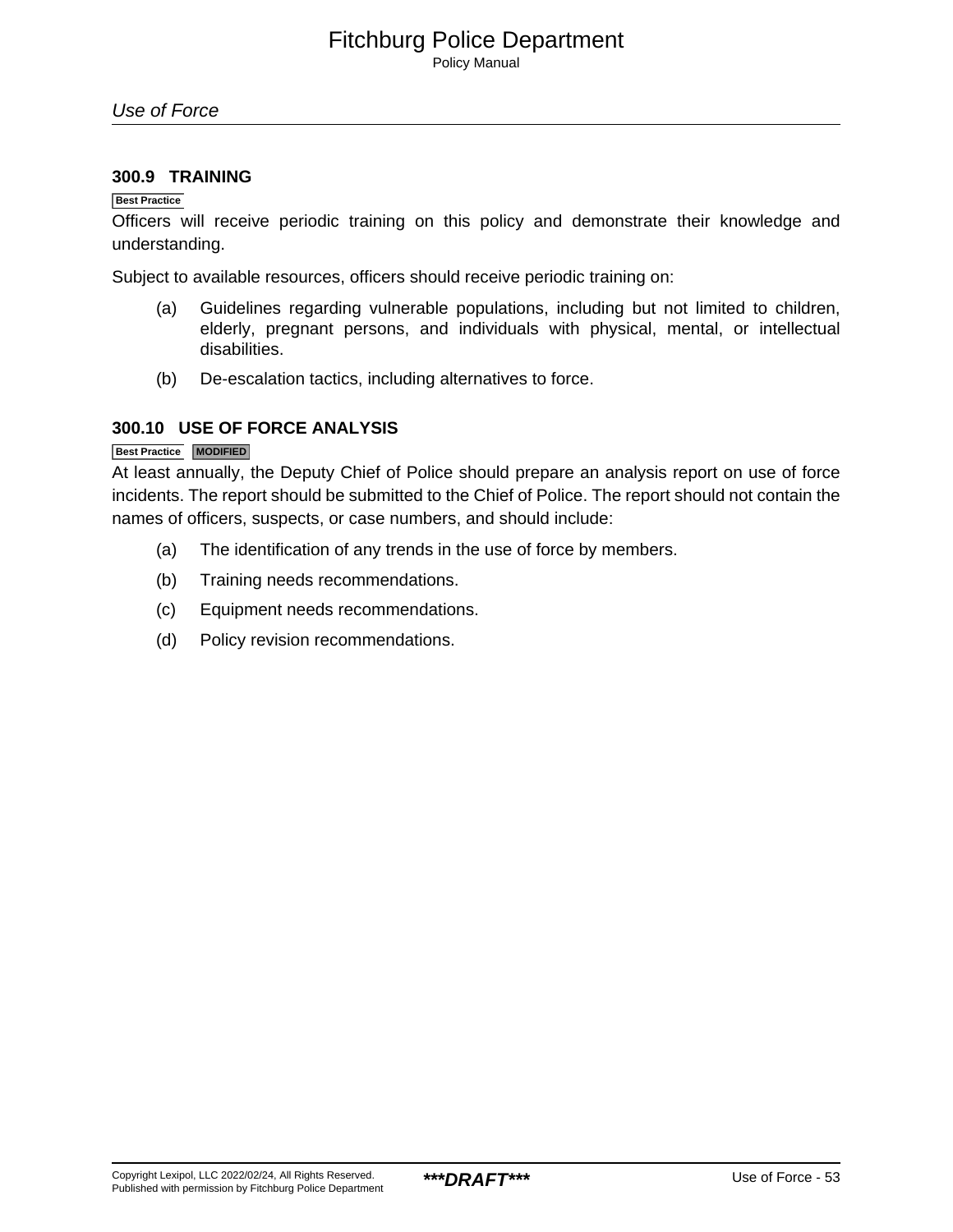## 300.9 TRAINING

Best Practice

Officers will receive periodic training on this policy and demonstrate their knowledge and understanding.

Subject to available resources, officers should receive periodic training on:

(a) Guidelines regarding vulnerable populations, including but not limited to children, elderly, pregnant persons, and individuals with physical, mental, or intellectual disabilities.

(b) De-escalation tactics, including alternatives to force.

## 300.10 USE OF FORCE ANALYSIS

Best Practice MODIFIED

At least annually, the Deputy Chief of Police should prepare an analysis report on use of force incidents. The report should be submitted to the Chief of Police. The report should not contain the names of officers, suspects, or case numbers, and should include:

(a) The identification of any trends in the use of force by members.

(b) Training needs recommendations.

(c) Equipment needs recommendations.

(d) Policy revision recommendations.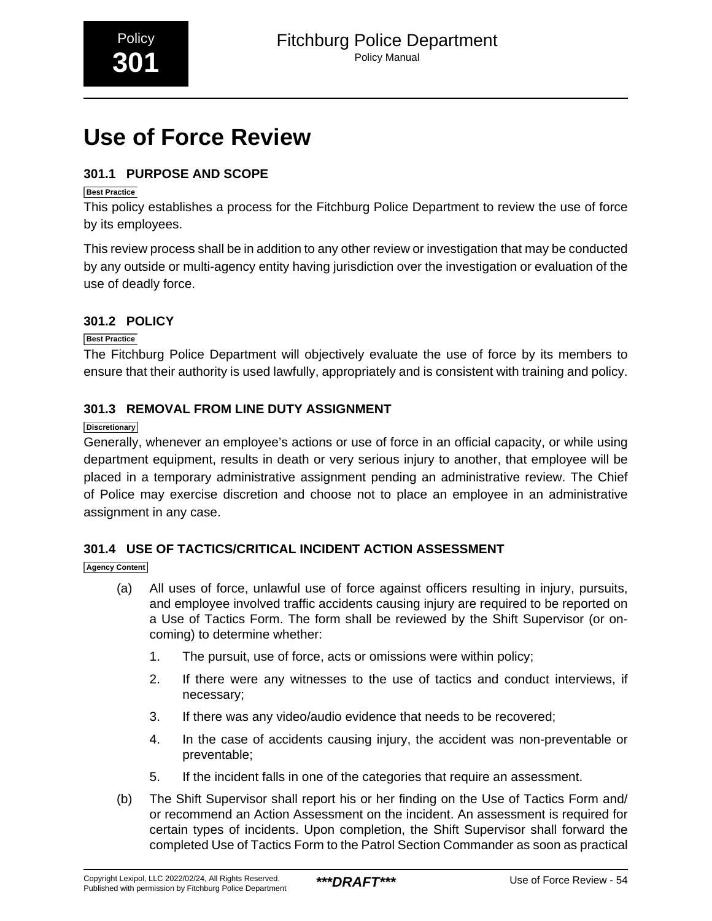Policy **301**

# Use of Force Review

## 301.1 PURPOSE AND SCOPE

Best Practice

This policy establishes a process for the Fitchburg Police Department to review the use of force by its employees.

This review process shall be in addition to any other review or investigation that may be conducted by any outside or multi-agency entity having jurisdiction over the investigation or evaluation of the use of deadly force.

## 301.2 POLICY

Best Practice

The Fitchburg Police Department will objectively evaluate the use of force by its members to ensure that their authority is used lawfully, appropriately and is consistent with training and policy.

## 301.3 REMOVAL FROM LINE DUTY ASSIGNMENT

Discretionary

Generally, whenever an employee's actions or use of force in an official capacity, or while using department equipment, results in death or very serious injury to another, that employee will be placed in a temporary administrative assignment pending an administrative review. The Chief of Police may exercise discretion and choose not to place an employee in an administrative assignment in any case.

## 301.4 USE OF TACTICS/CRITICAL INCIDENT ACTION ASSESSMENT

Agency Content

(a) All uses of force, unlawful use of force against officers resulting in injury, pursuits, and employee involved traffic accidents causing injury are required to be reported on a Use of Tactics Form. The form shall be reviewed by the Shift Supervisor (or on-coming) to determine whether:

1. The pursuit, use of force, acts or omissions were within policy;
2. If there were any witnesses to the use of tactics and conduct interviews, if necessary;
3. If there was any video/audio evidence that needs to be recovered;
4. In the case of accidents causing injury, the accident was non-preventable or preventable;
5. If the incident falls in one of the categories that require an assessment.

(b) The Shift Supervisor shall report his or her finding on the Use of Tactics Form and/or recommend an Action Assessment on the incident. An assessment is required for certain types of incidents. Upon completion, the Shift Supervisor shall forward the completed Use of Tactics Form to the Patrol Section Commander as soon as practical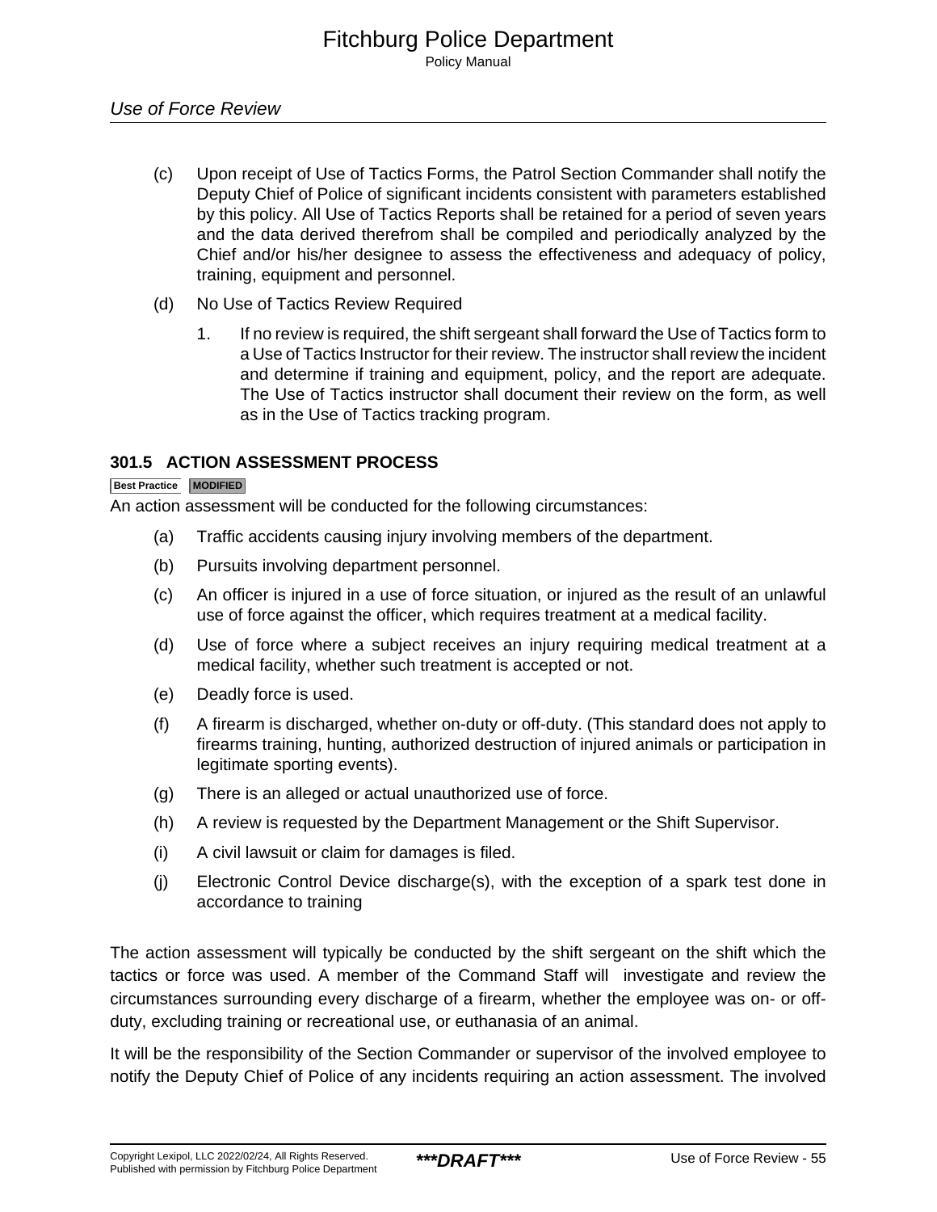(c) Upon receipt of Use of Tactics Forms, the Patrol Section Commander shall notify the Deputy Chief of Police of significant incidents consistent with parameters established by this policy. All Use of Tactics Reports shall be retained for a period of seven years and the data derived therefrom shall be compiled and periodically analyzed by the Chief and/or his/her designee to assess the effectiveness and adequacy of policy, training, equipment and personnel.

(d) No Use of Tactics Review Required

1. If no review is required, the shift sergeant shall forward the Use of Tactics form to a Use of Tactics Instructor for their review. The instructor shall review the incident and determine if training and equipment, policy, and the report are adequate. The Use of Tactics instructor shall document their review on the form, as well as in the Use of Tactics tracking program.

### 301.5 ACTION ASSESSMENT PROCESS

Best Practice MODIFIED

An action assessment will be conducted for the following circumstances:

(a) Traffic accidents causing injury involving members of the department.

(b) Pursuits involving department personnel.

(c) An officer is injured in a use of force situation, or injured as the result of an unlawful use of force against the officer, which requires treatment at a medical facility.

(d) Use of force where a subject receives an injury requiring medical treatment at a medical facility, whether such treatment is accepted or not.

(e) Deadly force is used.

(f) A firearm is discharged, whether on-duty or off-duty. (This standard does not apply to firearms training, hunting, authorized destruction of injured animals or participation in legitimate sporting events).

(g) There is an alleged or actual unauthorized use of force.

(h) A review is requested by the Department Management or the Shift Supervisor.

(i) A civil lawsuit or claim for damages is filed.

(j) Electronic Control Device discharge(s), with the exception of a spark test done in accordance to training

The action assessment will typically be conducted by the shift sergeant on the shift which the tactics or force was used. A member of the Command Staff will investigate and review the circumstances surrounding every discharge of a firearm, whether the employee was on- or off-duty, excluding training or recreational use, or euthanasia of an animal.

It will be the responsibility of the Section Commander or supervisor of the involved employee to notify the Deputy Chief of Police of any incidents requiring an action assessment. The involved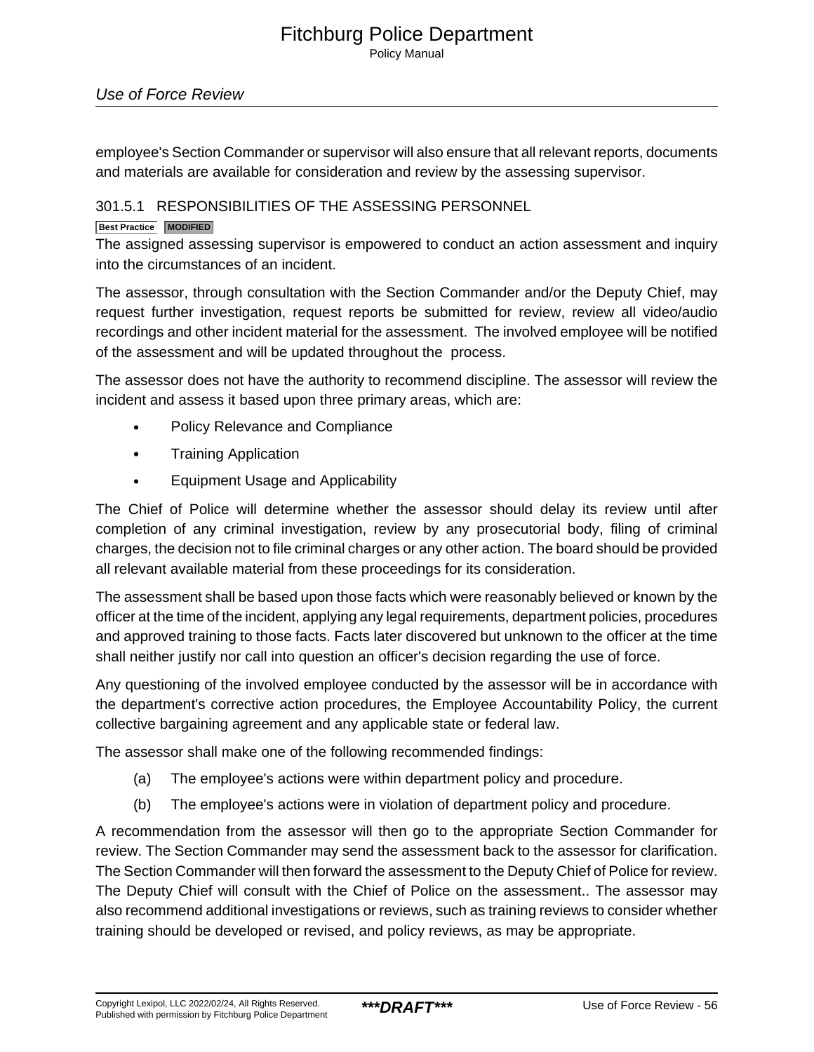employee's Section Commander or supervisor will also ensure that all relevant reports, documents and materials are available for consideration and review by the assessing supervisor.

### 301.5.1 RESPONSIBILITIES OF THE ASSESSING PERSONNEL

Best Practice MODIFIED

The assigned assessing supervisor is empowered to conduct an action assessment and inquiry into the circumstances of an incident.

The assessor, through consultation with the Section Commander and/or the Deputy Chief, may request further investigation, request reports be submitted for review, review all video/audio recordings and other incident material for the assessment. The involved employee will be notified of the assessment and will be updated throughout the process.

The assessor does not have the authority to recommend discipline. The assessor will review the incident and assess it based upon three primary areas, which are:

- Policy Relevance and Compliance
- Training Application
- Equipment Usage and Applicability

The Chief of Police will determine whether the assessor should delay its review until after completion of any criminal investigation, review by any prosecutorial body, filing of criminal charges, the decision not to file criminal charges or any other action. The board should be provided all relevant available material from these proceedings for its consideration.

The assessment shall be based upon those facts which were reasonably believed or known by the officer at the time of the incident, applying any legal requirements, department policies, procedures and approved training to those facts. Facts later discovered but unknown to the officer at the time shall neither justify nor call into question an officer's decision regarding the use of force.

Any questioning of the involved employee conducted by the assessor will be in accordance with the department's corrective action procedures, the Employee Accountability Policy, the current collective bargaining agreement and any applicable state or federal law.

The assessor shall make one of the following recommended findings:

(a) The employee's actions were within department policy and procedure.

(b) The employee's actions were in violation of department policy and procedure.

A recommendation from the assessor will then go to the appropriate Section Commander for review. The Section Commander may send the assessment back to the assessor for clarification. The Section Commander will then forward the assessment to the Deputy Chief of Police for review. The Deputy Chief will consult with the Chief of Police on the assessment.. The assessor may also recommend additional investigations or reviews, such as training reviews to consider whether training should be developed or revised, and policy reviews, as may be appropriate.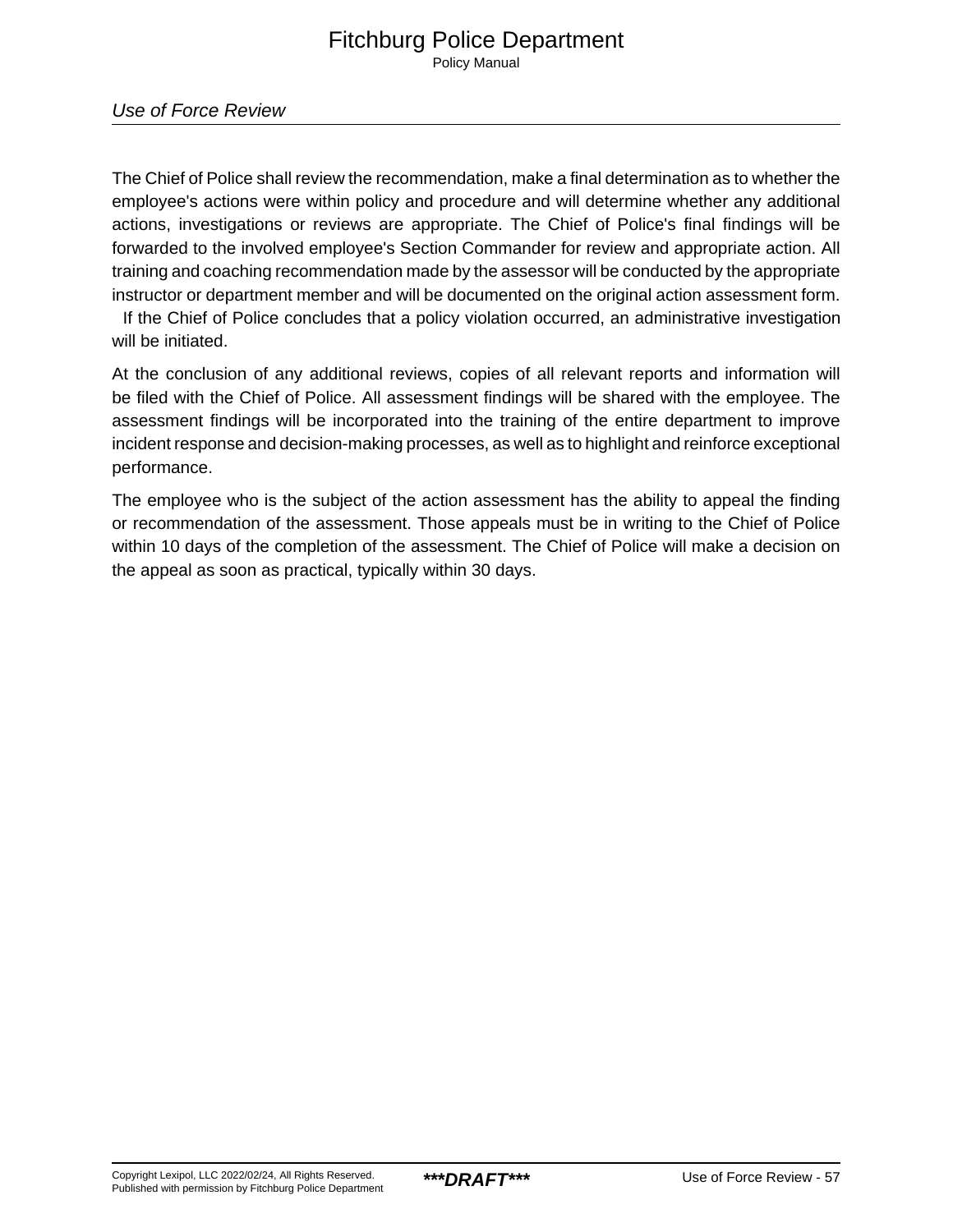The Chief of Police shall review the recommendation, make a final determination as to whether the employee's actions were within policy and procedure and will determine whether any additional actions, investigations or reviews are appropriate. The Chief of Police's final findings will be forwarded to the involved employee's Section Commander for review and appropriate action. All training and coaching recommendation made by the assessor will be conducted by the appropriate instructor or department member and will be documented on the original action assessment form. If the Chief of Police concludes that a policy violation occurred, an administrative investigation will be initiated.

At the conclusion of any additional reviews, copies of all relevant reports and information will be filed with the Chief of Police. All assessment findings will be shared with the employee. The assessment findings will be incorporated into the training of the entire department to improve incident response and decision-making processes, as well as to highlight and reinforce exceptional performance.

The employee who is the subject of the action assessment has the ability to appeal the finding or recommendation of the assessment. Those appeals must be in writing to the Chief of Police within 10 days of the completion of the assessment. The Chief of Police will make a decision on the appeal as soon as practical, typically within 30 days.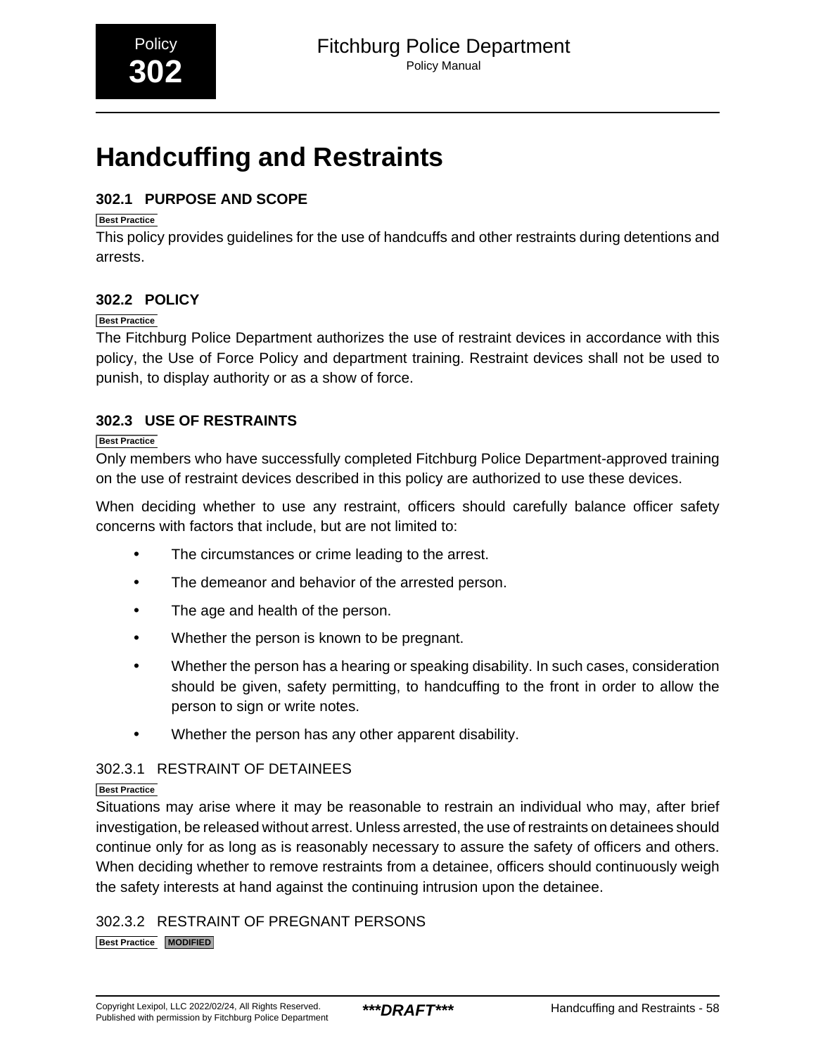# Handcuffing and Restraints

## 302.1 PURPOSE AND SCOPE

Best Practice

This policy provides guidelines for the use of handcuffs and other restraints during detentions and arrests.

## 302.2 POLICY

Best Practice

The Fitchburg Police Department authorizes the use of restraint devices in accordance with this policy, the Use of Force Policy and department training. Restraint devices shall not be used to punish, to display authority or as a show of force.

## 302.3 USE OF RESTRAINTS

Best Practice

Only members who have successfully completed Fitchburg Police Department-approved training on the use of restraint devices described in this policy are authorized to use these devices.

When deciding whether to use any restraint, officers should carefully balance officer safety concerns with factors that include, but are not limited to:

- The circumstances or crime leading to the arrest.
- The demeanor and behavior of the arrested person.
- The age and health of the person.
- Whether the person is known to be pregnant.
- Whether the person has a hearing or speaking disability. In such cases, consideration should be given, safety permitting, to handcuffing to the front in order to allow the person to sign or write notes.
- Whether the person has any other apparent disability.

### 302.3.1 RESTRAINT OF DETAINEES

Best Practice

Situations may arise where it may be reasonable to restrain an individual who may, after brief investigation, be released without arrest. Unless arrested, the use of restraints on detainees should continue only for as long as is reasonably necessary to assure the safety of officers and others. When deciding whether to remove restraints from a detainee, officers should continuously weigh the safety interests at hand against the continuing intrusion upon the detainee.

### 302.3.2 RESTRAINT OF PREGNANT PERSONS

Best Practice MODIFIED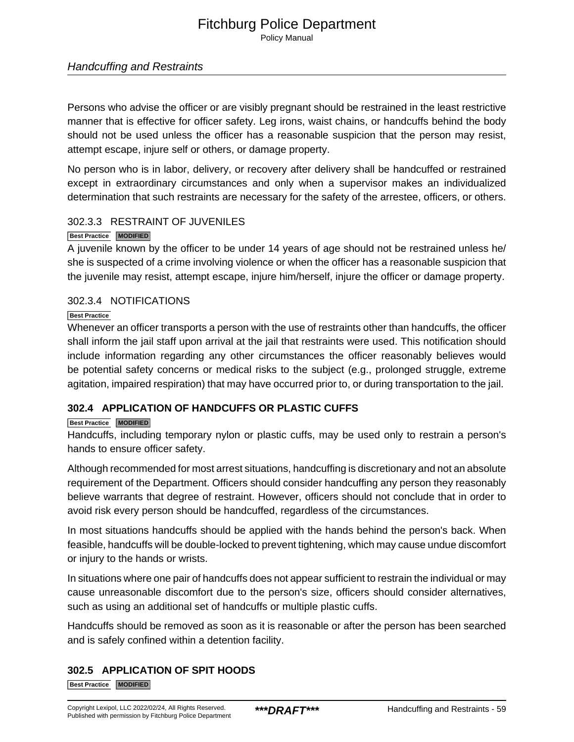Persons who advise the officer or are visibly pregnant should be restrained in the least restrictive manner that is effective for officer safety. Leg irons, waist chains, or handcuffs behind the body should not be used unless the officer has a reasonable suspicion that the person may resist, attempt escape, injure self or others, or damage property.

No person who is in labor, delivery, or recovery after delivery shall be handcuffed or restrained except in extraordinary circumstances and only when a supervisor makes an individualized determination that such restraints are necessary for the safety of the arrestee, officers, or others.

### 302.3.3 RESTRAINT OF JUVENILES

Best Practice MODIFIED

A juvenile known by the officer to be under 14 years of age should not be restrained unless he/she is suspected of a crime involving violence or when the officer has a reasonable suspicion that the juvenile may resist, attempt escape, injure him/herself, injure the officer or damage property.

### 302.3.4 NOTIFICATIONS

Best Practice

Whenever an officer transports a person with the use of restraints other than handcuffs, the officer shall inform the jail staff upon arrival at the jail that restraints were used. This notification should include information regarding any other circumstances the officer reasonably believes would be potential safety concerns or medical risks to the subject (e.g., prolonged struggle, extreme agitation, impaired respiration) that may have occurred prior to, or during transportation to the jail.

## 302.4 APPLICATION OF HANDCUFFS OR PLASTIC CUFFS

Best Practice MODIFIED

Handcuffs, including temporary nylon or plastic cuffs, may be used only to restrain a person's hands to ensure officer safety.

Although recommended for most arrest situations, handcuffing is discretionary and not an absolute requirement of the Department. Officers should consider handcuffing any person they reasonably believe warrants that degree of restraint. However, officers should not conclude that in order to avoid risk every person should be handcuffed, regardless of the circumstances.

In most situations handcuffs should be applied with the hands behind the person's back. When feasible, handcuffs will be double-locked to prevent tightening, which may cause undue discomfort or injury to the hands or wrists.

In situations where one pair of handcuffs does not appear sufficient to restrain the individual or may cause unreasonable discomfort due to the person's size, officers should consider alternatives, such as using an additional set of handcuffs or multiple plastic cuffs.

Handcuffs should be removed as soon as it is reasonable or after the person has been searched and is safely confined within a detention facility.

## 302.5 APPLICATION OF SPIT HOODS

Best Practice MODIFIED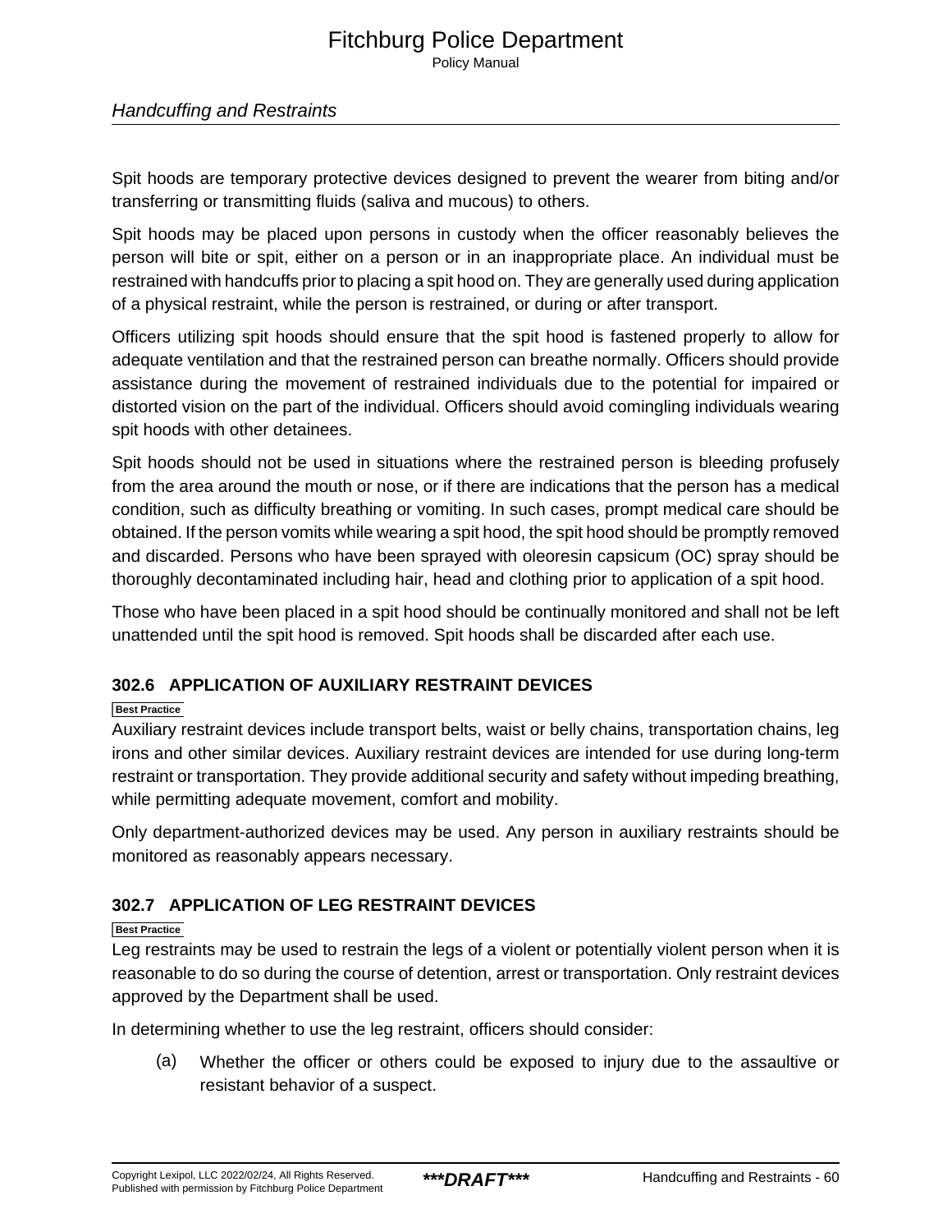Spit hoods are temporary protective devices designed to prevent the wearer from biting and/or transferring or transmitting fluids (saliva and mucous) to others.

Spit hoods may be placed upon persons in custody when the officer reasonably believes the person will bite or spit, either on a person or in an inappropriate place. An individual must be restrained with handcuffs prior to placing a spit hood on. They are generally used during application of a physical restraint, while the person is restrained, or during or after transport.

Officers utilizing spit hoods should ensure that the spit hood is fastened properly to allow for adequate ventilation and that the restrained person can breathe normally. Officers should provide assistance during the movement of restrained individuals due to the potential for impaired or distorted vision on the part of the individual. Officers should avoid comingling individuals wearing spit hoods with other detainees.

Spit hoods should not be used in situations where the restrained person is bleeding profusely from the area around the mouth or nose, or if there are indications that the person has a medical condition, such as difficulty breathing or vomiting. In such cases, prompt medical care should be obtained. If the person vomits while wearing a spit hood, the spit hood should be promptly removed and discarded. Persons who have been sprayed with oleoresin capsicum (OC) spray should be thoroughly decontaminated including hair, head and clothing prior to application of a spit hood.

Those who have been placed in a spit hood should be continually monitored and shall not be left unattended until the spit hood is removed. Spit hoods shall be discarded after each use.

### 302.6 APPLICATION OF AUXILIARY RESTRAINT DEVICES

**Best Practice**

Auxiliary restraint devices include transport belts, waist or belly chains, transportation chains, leg irons and other similar devices. Auxiliary restraint devices are intended for use during long-term restraint or transportation. They provide additional security and safety without impeding breathing, while permitting adequate movement, comfort and mobility.

Only department-authorized devices may be used. Any person in auxiliary restraints should be monitored as reasonably appears necessary.

### 302.7 APPLICATION OF LEG RESTRAINT DEVICES

**Best Practice**

Leg restraints may be used to restrain the legs of a violent or potentially violent person when it is reasonable to do so during the course of detention, arrest or transportation. Only restraint devices approved by the Department shall be used.

In determining whether to use the leg restraint, officers should consider:

(a) Whether the officer or others could be exposed to injury due to the assaultive or resistant behavior of a suspect.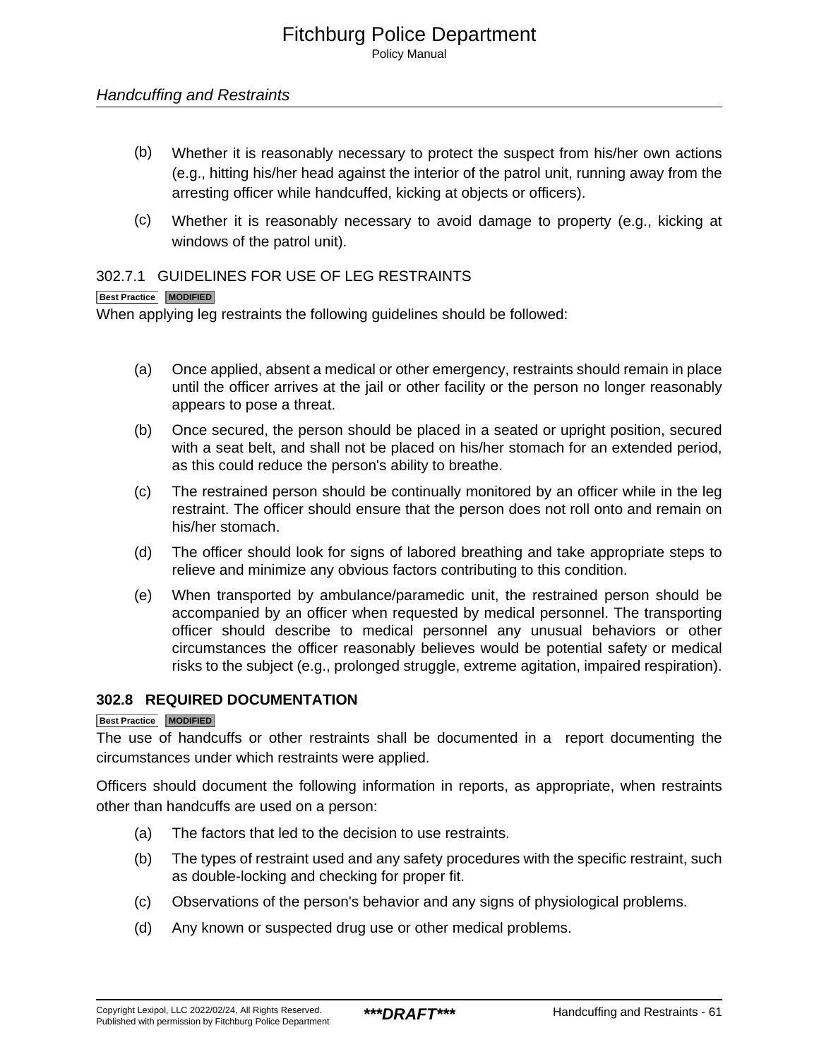(b) Whether it is reasonably necessary to protect the suspect from his/her own actions (e.g., hitting his/her head against the interior of the patrol unit, running away from the arresting officer while handcuffed, kicking at objects or officers).

(c) Whether it is reasonably necessary to avoid damage to property (e.g., kicking at windows of the patrol unit).

### 302.7.1 GUIDELINES FOR USE OF LEG RESTRAINTS

Best Practice MODIFIED

When applying leg restraints the following guidelines should be followed:

(a) Once applied, absent a medical or other emergency, restraints should remain in place until the officer arrives at the jail or other facility or the person no longer reasonably appears to pose a threat.

(b) Once secured, the person should be placed in a seated or upright position, secured with a seat belt, and shall not be placed on his/her stomach for an extended period, as this could reduce the person's ability to breathe.

(c) The restrained person should be continually monitored by an officer while in the leg restraint. The officer should ensure that the person does not roll onto and remain on his/her stomach.

(d) The officer should look for signs of labored breathing and take appropriate steps to relieve and minimize any obvious factors contributing to this condition.

(e) When transported by ambulance/paramedic unit, the restrained person should be accompanied by an officer when requested by medical personnel. The transporting officer should describe to medical personnel any unusual behaviors or other circumstances the officer reasonably believes would be potential safety or medical risks to the subject (e.g., prolonged struggle, extreme agitation, impaired respiration).

## 302.8 REQUIRED DOCUMENTATION

Best Practice MODIFIED

The use of handcuffs or other restraints shall be documented in a report documenting the circumstances under which restraints were applied.

Officers should document the following information in reports, as appropriate, when restraints other than handcuffs are used on a person:

(a) The factors that led to the decision to use restraints.

(b) The types of restraint used and any safety procedures with the specific restraint, such as double-locking and checking for proper fit.

(c) Observations of the person's behavior and any signs of physiological problems.

(d) Any known or suspected drug use or other medical problems.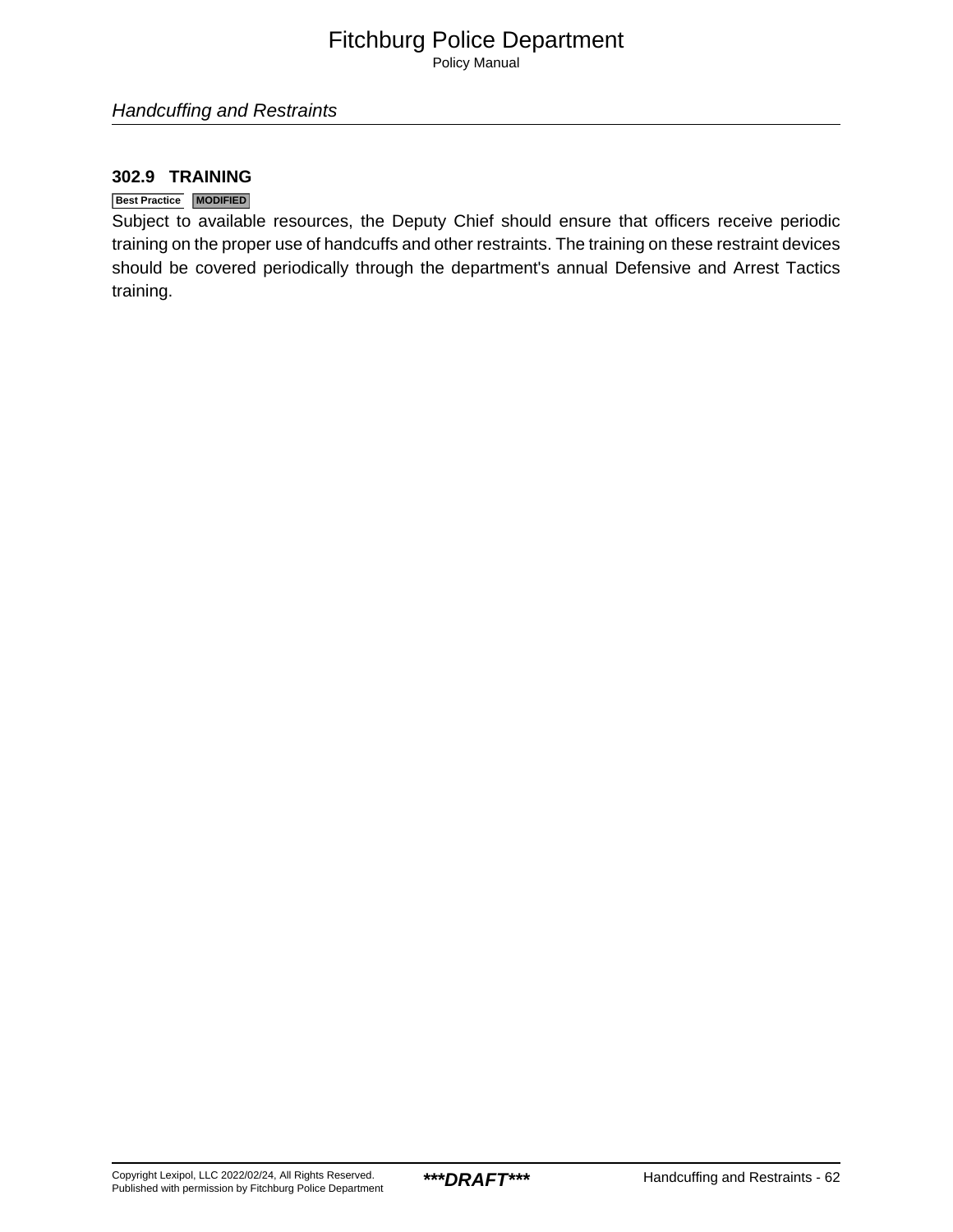### 302.9 TRAINING

Best Practice MODIFIED

Subject to available resources, the Deputy Chief should ensure that officers receive periodic training on the proper use of handcuffs and other restraints. The training on these restraint devices should be covered periodically through the department's annual Defensive and Arrest Tactics training.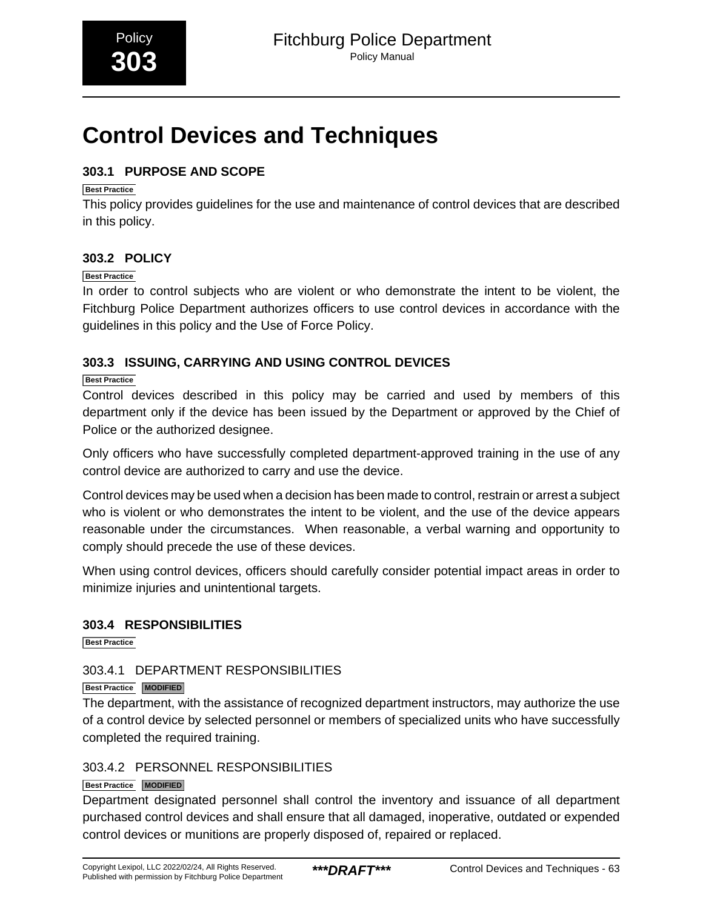# Control Devices and Techniques

## 303.1 PURPOSE AND SCOPE

Best Practice

This policy provides guidelines for the use and maintenance of control devices that are described in this policy.

## 303.2 POLICY

Best Practice

In order to control subjects who are violent or who demonstrate the intent to be violent, the Fitchburg Police Department authorizes officers to use control devices in accordance with the guidelines in this policy and the Use of Force Policy.

## 303.3 ISSUING, CARRYING AND USING CONTROL DEVICES

Best Practice

Control devices described in this policy may be carried and used by members of this department only if the device has been issued by the Department or approved by the Chief of Police or the authorized designee.

Only officers who have successfully completed department-approved training in the use of any control device are authorized to carry and use the device.

Control devices may be used when a decision has been made to control, restrain or arrest a subject who is violent or who demonstrates the intent to be violent, and the use of the device appears reasonable under the circumstances. When reasonable, a verbal warning and opportunity to comply should precede the use of these devices.

When using control devices, officers should carefully consider potential impact areas in order to minimize injuries and unintentional targets.

## 303.4 RESPONSIBILITIES

Best Practice

### 303.4.1 DEPARTMENT RESPONSIBILITIES

Best Practice MODIFIED

The department, with the assistance of recognized department instructors, may authorize the use of a control device by selected personnel or members of specialized units who have successfully completed the required training.

### 303.4.2 PERSONNEL RESPONSIBILITIES

Best Practice MODIFIED

Department designated personnel shall control the inventory and issuance of all department purchased control devices and shall ensure that all damaged, inoperative, outdated or expended control devices or munitions are properly disposed of, repaired or replaced.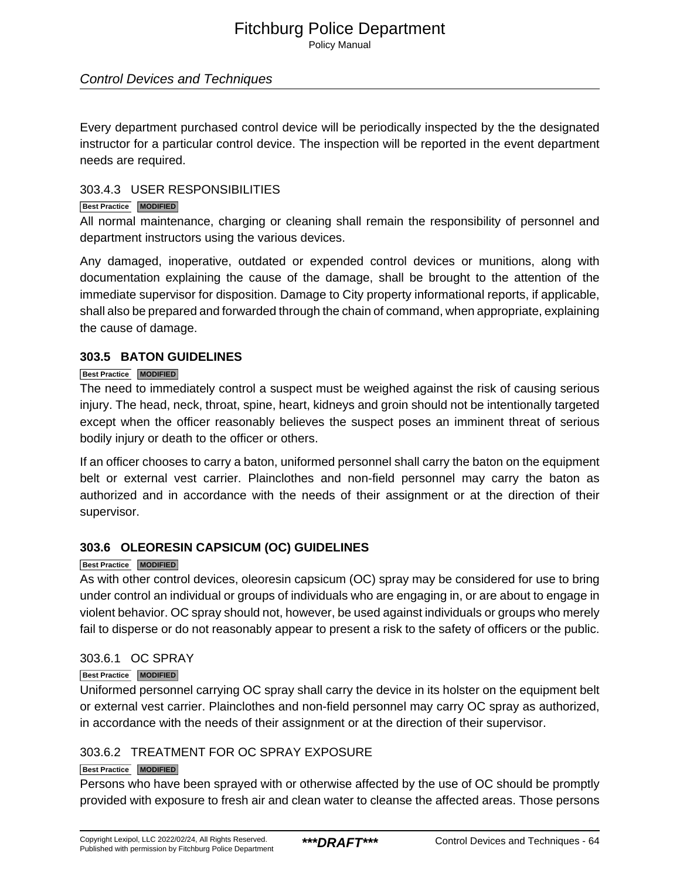Every department purchased control device will be periodically inspected by the the designated instructor for a particular control device. The inspection will be reported in the event department needs are required.

### 303.4.3 USER RESPONSIBILITIES

Best Practice MODIFIED

All normal maintenance, charging or cleaning shall remain the responsibility of personnel and department instructors using the various devices.

Any damaged, inoperative, outdated or expended control devices or munitions, along with documentation explaining the cause of the damage, shall be brought to the attention of the immediate supervisor for disposition. Damage to City property informational reports, if applicable, shall also be prepared and forwarded through the chain of command, when appropriate, explaining the cause of damage.

## 303.5 BATON GUIDELINES

Best Practice MODIFIED

The need to immediately control a suspect must be weighed against the risk of causing serious injury. The head, neck, throat, spine, heart, kidneys and groin should not be intentionally targeted except when the officer reasonably believes the suspect poses an imminent threat of serious bodily injury or death to the officer or others.

If an officer chooses to carry a baton, uniformed personnel shall carry the baton on the equipment belt or external vest carrier. Plainclothes and non-field personnel may carry the baton as authorized and in accordance with the needs of their assignment or at the direction of their supervisor.

## 303.6 OLEORESIN CAPSICUM (OC) GUIDELINES

Best Practice MODIFIED

As with other control devices, oleoresin capsicum (OC) spray may be considered for use to bring under control an individual or groups of individuals who are engaging in, or are about to engage in violent behavior. OC spray should not, however, be used against individuals or groups who merely fail to disperse or do not reasonably appear to present a risk to the safety of officers or the public.

### 303.6.1 OC SPRAY

Best Practice MODIFIED

Uniformed personnel carrying OC spray shall carry the device in its holster on the equipment belt or external vest carrier. Plainclothes and non-field personnel may carry OC spray as authorized, in accordance with the needs of their assignment or at the direction of their supervisor.

### 303.6.2 TREATMENT FOR OC SPRAY EXPOSURE

Best Practice MODIFIED

Persons who have been sprayed with or otherwise affected by the use of OC should be promptly provided with exposure to fresh air and clean water to cleanse the affected areas. Those persons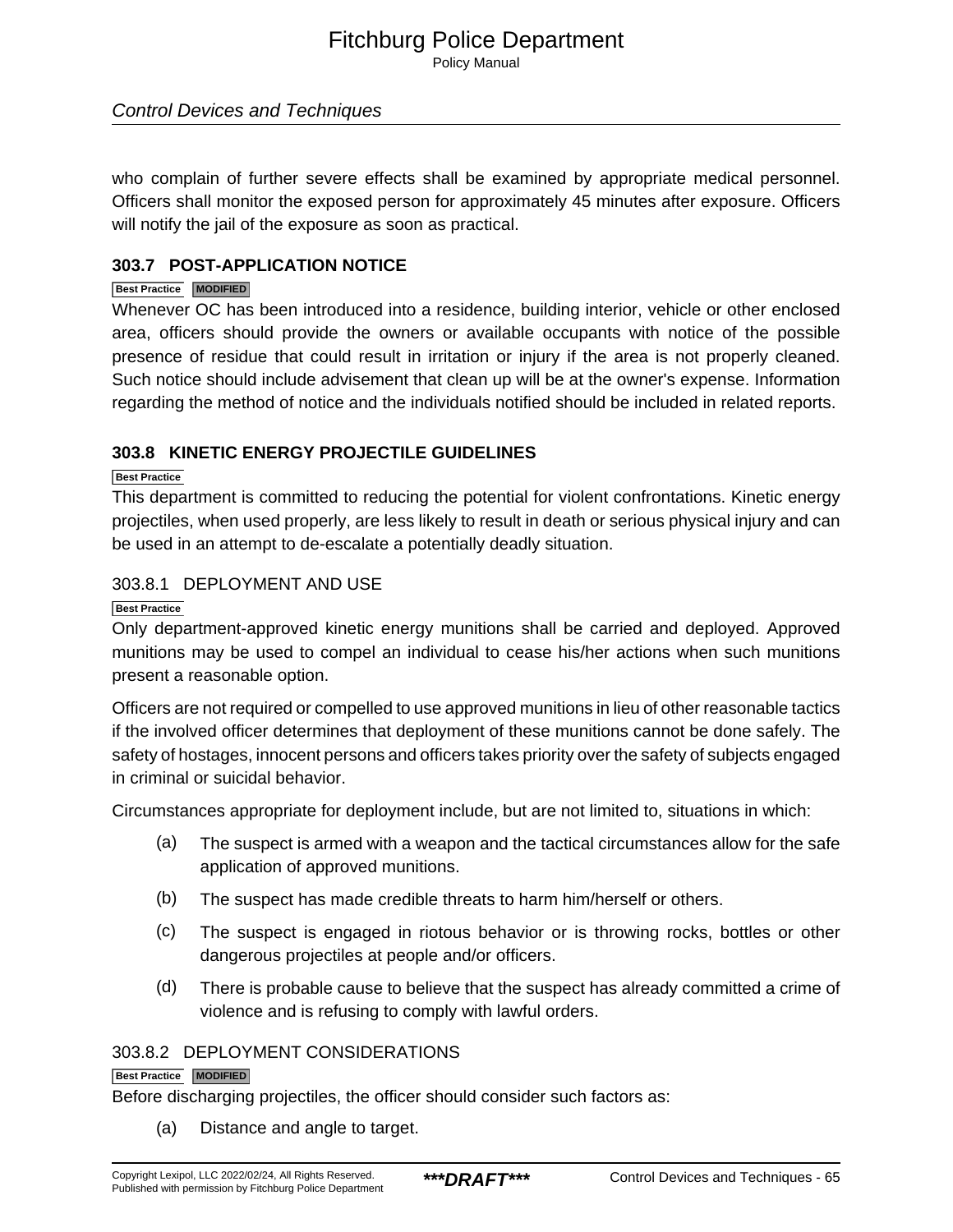who complain of further severe effects shall be examined by appropriate medical personnel. Officers shall monitor the exposed person for approximately 45 minutes after exposure. Officers will notify the jail of the exposure as soon as practical.

## 303.7 POST-APPLICATION NOTICE

Best Practice MODIFIED

Whenever OC has been introduced into a residence, building interior, vehicle or other enclosed area, officers should provide the owners or available occupants with notice of the possible presence of residue that could result in irritation or injury if the area is not properly cleaned. Such notice should include advisement that clean up will be at the owner's expense. Information regarding the method of notice and the individuals notified should be included in related reports.

## 303.8 KINETIC ENERGY PROJECTILE GUIDELINES

Best Practice

This department is committed to reducing the potential for violent confrontations. Kinetic energy projectiles, when used properly, are less likely to result in death or serious physical injury and can be used in an attempt to de-escalate a potentially deadly situation.

### 303.8.1 DEPLOYMENT AND USE

Best Practice

Only department-approved kinetic energy munitions shall be carried and deployed. Approved munitions may be used to compel an individual to cease his/her actions when such munitions present a reasonable option.

Officers are not required or compelled to use approved munitions in lieu of other reasonable tactics if the involved officer determines that deployment of these munitions cannot be done safely. The safety of hostages, innocent persons and officers takes priority over the safety of subjects engaged in criminal or suicidal behavior.

Circumstances appropriate for deployment include, but are not limited to, situations in which:

(a) The suspect is armed with a weapon and the tactical circumstances allow for the safe application of approved munitions.

(b) The suspect has made credible threats to harm him/herself or others.

(c) The suspect is engaged in riotous behavior or is throwing rocks, bottles or other dangerous projectiles at people and/or officers.

(d) There is probable cause to believe that the suspect has already committed a crime of violence and is refusing to comply with lawful orders.

### 303.8.2 DEPLOYMENT CONSIDERATIONS

Best Practice MODIFIED

Before discharging projectiles, the officer should consider such factors as:

(a) Distance and angle to target.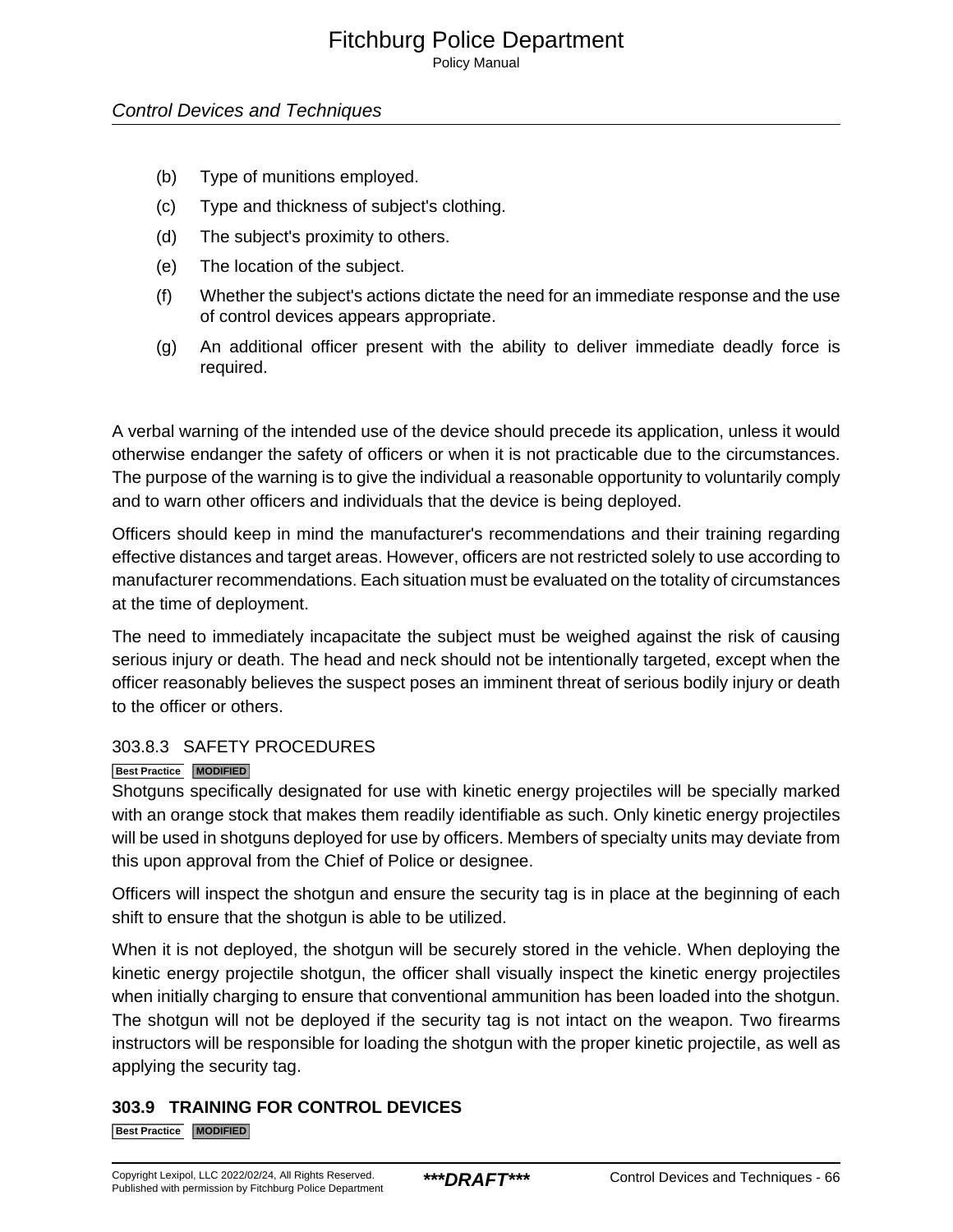(b) Type of munitions employed.

(c) Type and thickness of subject's clothing.

(d) The subject's proximity to others.

(e) The location of the subject.

(f) Whether the subject's actions dictate the need for an immediate response and the use of control devices appears appropriate.

(g) An additional officer present with the ability to deliver immediate deadly force is required.

A verbal warning of the intended use of the device should precede its application, unless it would otherwise endanger the safety of officers or when it is not practicable due to the circumstances. The purpose of the warning is to give the individual a reasonable opportunity to voluntarily comply and to warn other officers and individuals that the device is being deployed.

Officers should keep in mind the manufacturer's recommendations and their training regarding effective distances and target areas. However, officers are not restricted solely to use according to manufacturer recommendations. Each situation must be evaluated on the totality of circumstances at the time of deployment.

The need to immediately incapacitate the subject must be weighed against the risk of causing serious injury or death. The head and neck should not be intentionally targeted, except when the officer reasonably believes the suspect poses an imminent threat of serious bodily injury or death to the officer or others.

### 303.8.3 SAFETY PROCEDURES

Best Practice MODIFIED

Shotguns specifically designated for use with kinetic energy projectiles will be specially marked with an orange stock that makes them readily identifiable as such. Only kinetic energy projectiles will be used in shotguns deployed for use by officers. Members of specialty units may deviate from this upon approval from the Chief of Police or designee.

Officers will inspect the shotgun and ensure the security tag is in place at the beginning of each shift to ensure that the shotgun is able to be utilized.

When it is not deployed, the shotgun will be securely stored in the vehicle. When deploying the kinetic energy projectile shotgun, the officer shall visually inspect the kinetic energy projectiles when initially charging to ensure that conventional ammunition has been loaded into the shotgun. The shotgun will not be deployed if the security tag is not intact on the weapon. Two firearms instructors will be responsible for loading the shotgun with the proper kinetic projectile, as well as applying the security tag.

## 303.9 TRAINING FOR CONTROL DEVICES

Best Practice MODIFIED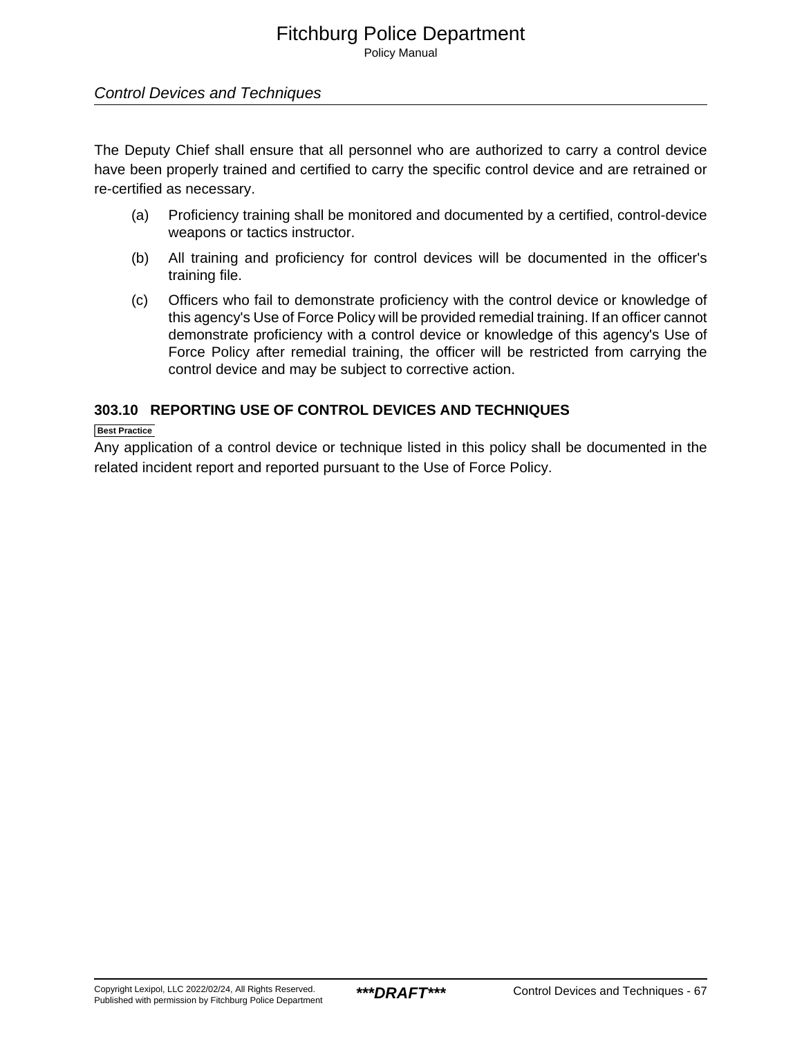The Deputy Chief shall ensure that all personnel who are authorized to carry a control device have been properly trained and certified to carry the specific control device and are retrained or re-certified as necessary.

(a) Proficiency training shall be monitored and documented by a certified, control-device weapons or tactics instructor.

(b) All training and proficiency for control devices will be documented in the officer's training file.

(c) Officers who fail to demonstrate proficiency with the control device or knowledge of this agency's Use of Force Policy will be provided remedial training. If an officer cannot demonstrate proficiency with a control device or knowledge of this agency's Use of Force Policy after remedial training, the officer will be restricted from carrying the control device and may be subject to corrective action.

### 303.10 REPORTING USE OF CONTROL DEVICES AND TECHNIQUES

**Best Practice**

Any application of a control device or technique listed in this policy shall be documented in the related incident report and reported pursuant to the Use of Force Policy.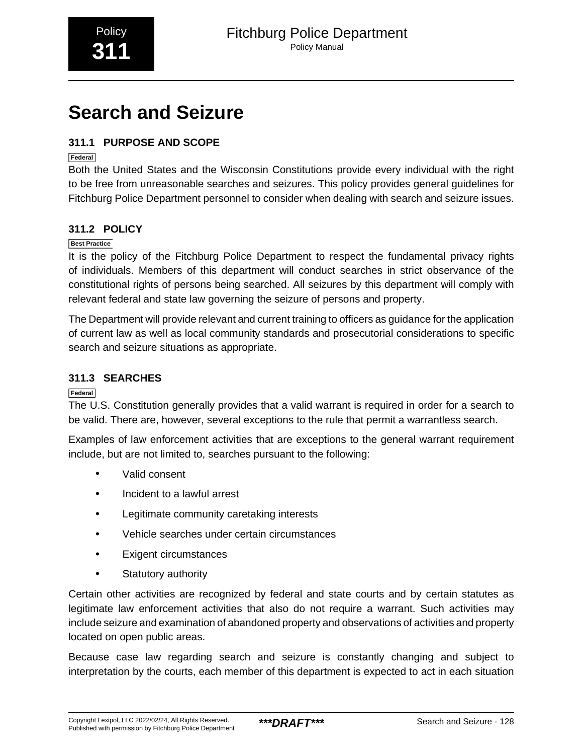# Search and Seizure

## 311.1 PURPOSE AND SCOPE

Federal

Both the United States and the Wisconsin Constitutions provide every individual with the right to be free from unreasonable searches and seizures. This policy provides general guidelines for Fitchburg Police Department personnel to consider when dealing with search and seizure issues.

## 311.2 POLICY

Best Practice

It is the policy of the Fitchburg Police Department to respect the fundamental privacy rights of individuals. Members of this department will conduct searches in strict observance of the constitutional rights of persons being searched. All seizures by this department will comply with relevant federal and state law governing the seizure of persons and property.

The Department will provide relevant and current training to officers as guidance for the application of current law as well as local community standards and prosecutorial considerations to specific search and seizure situations as appropriate.

## 311.3 SEARCHES

Federal

The U.S. Constitution generally provides that a valid warrant is required in order for a search to be valid. There are, however, several exceptions to the rule that permit a warrantless search.

Examples of law enforcement activities that are exceptions to the general warrant requirement include, but are not limited to, searches pursuant to the following:

- Valid consent
- Incident to a lawful arrest
- Legitimate community caretaking interests
- Vehicle searches under certain circumstances
- Exigent circumstances
- Statutory authority

Certain other activities are recognized by federal and state courts and by certain statutes as legitimate law enforcement activities that also do not require a warrant. Such activities may include seizure and examination of abandoned property and observations of activities and property located on open public areas.

Because case law regarding search and seizure is constantly changing and subject to interpretation by the courts, each member of this department is expected to act in each situation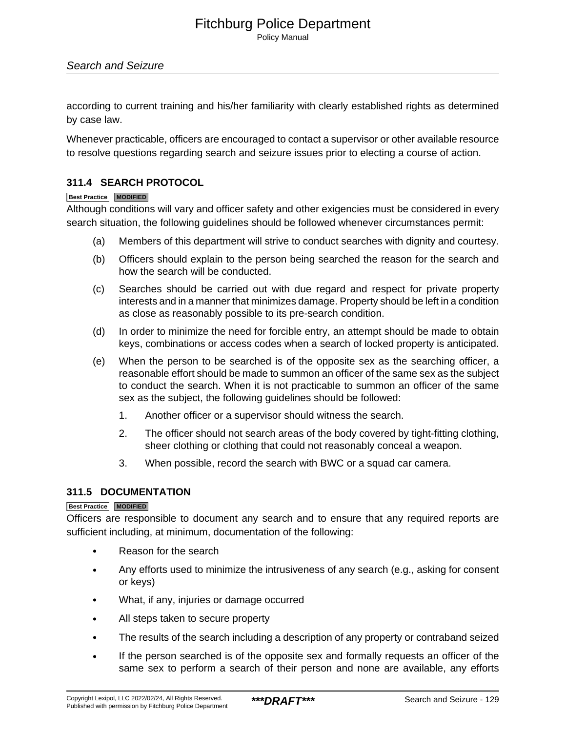according to current training and his/her familiarity with clearly established rights as determined by case law.

Whenever practicable, officers are encouraged to contact a supervisor or other available resource to resolve questions regarding search and seizure issues prior to electing a course of action.

### 311.4 SEARCH PROTOCOL

**Best Practice** **MODIFIED**

Although conditions will vary and officer safety and other exigencies must be considered in every search situation, the following guidelines should be followed whenever circumstances permit:

(a) Members of this department will strive to conduct searches with dignity and courtesy.

(b) Officers should explain to the person being searched the reason for the search and how the search will be conducted.

(c) Searches should be carried out with due regard and respect for private property interests and in a manner that minimizes damage. Property should be left in a condition as close as reasonably possible to its pre-search condition.

(d) In order to minimize the need for forcible entry, an attempt should be made to obtain keys, combinations or access codes when a search of locked property is anticipated.

(e) When the person to be searched is of the opposite sex as the searching officer, a reasonable effort should be made to summon an officer of the same sex as the subject to conduct the search. When it is not practicable to summon an officer of the same sex as the subject, the following guidelines should be followed:

1. Another officer or a supervisor should witness the search.
2. The officer should not search areas of the body covered by tight-fitting clothing, sheer clothing or clothing that could not reasonably conceal a weapon.
3. When possible, record the search with BWC or a squad car camera.

### 311.5 DOCUMENTATION

**Best Practice** **MODIFIED**

Officers are responsible to document any search and to ensure that any required reports are sufficient including, at minimum, documentation of the following:

- Reason for the search
- Any efforts used to minimize the intrusiveness of any search (e.g., asking for consent or keys)
- What, if any, injuries or damage occurred
- All steps taken to secure property
- The results of the search including a description of any property or contraband seized
- If the person searched is of the opposite sex and formally requests an officer of the same sex to perform a search of their person and none are available, any efforts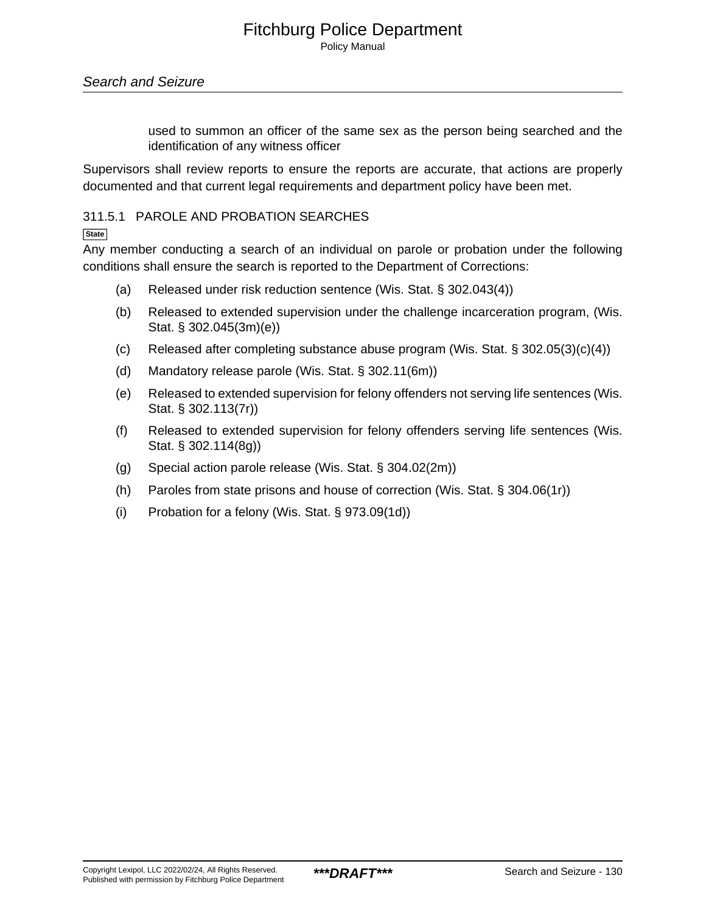used to summon an officer of the same sex as the person being searched and the identification of any witness officer

Supervisors shall review reports to ensure the reports are accurate, that actions are properly documented and that current legal requirements and department policy have been met.

### 311.5.1 PAROLE AND PROBATION SEARCHES

State

Any member conducting a search of an individual on parole or probation under the following conditions shall ensure the search is reported to the Department of Corrections:

(a) Released under risk reduction sentence (Wis. Stat. § 302.043(4))

(b) Released to extended supervision under the challenge incarceration program, (Wis. Stat. § 302.045(3m)(e))

(c) Released after completing substance abuse program (Wis. Stat. § 302.05(3)(c)(4))

(d) Mandatory release parole (Wis. Stat. § 302.11(6m))

(e) Released to extended supervision for felony offenders not serving life sentences (Wis. Stat. § 302.113(7r))

(f) Released to extended supervision for felony offenders serving life sentences (Wis. Stat. § 302.114(8g))

(g) Special action parole release (Wis. Stat. § 304.02(2m))

(h) Paroles from state prisons and house of correction (Wis. Stat. § 304.06(1r))

(i) Probation for a felony (Wis. Stat. § 973.09(1d))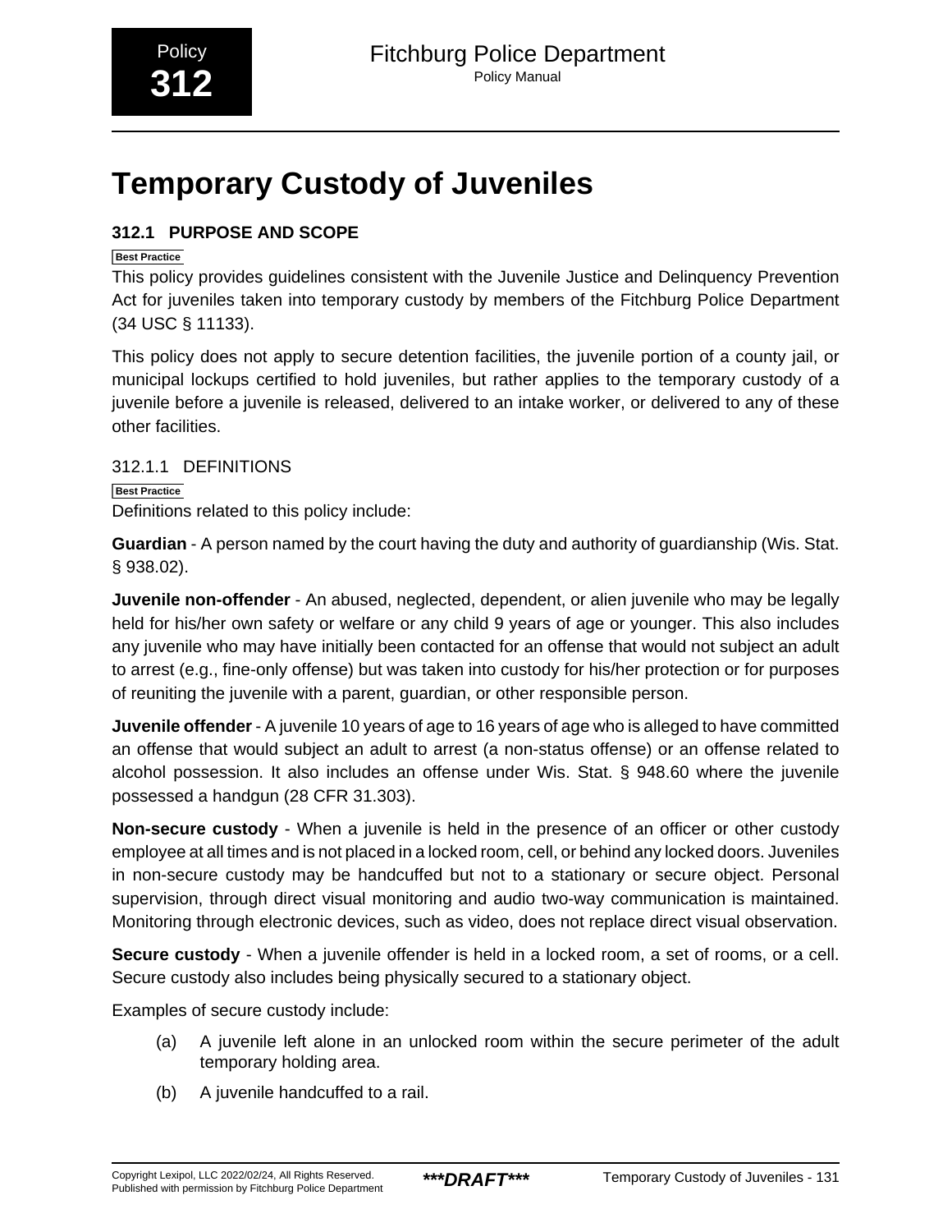# Temporary Custody of Juveniles

## 312.1 PURPOSE AND SCOPE

Best Practice

This policy provides guidelines consistent with the Juvenile Justice and Delinquency Prevention Act for juveniles taken into temporary custody by members of the Fitchburg Police Department (34 USC § 11133).

This policy does not apply to secure detention facilities, the juvenile portion of a county jail, or municipal lockups certified to hold juveniles, but rather applies to the temporary custody of a juvenile before a juvenile is released, delivered to an intake worker, or delivered to any of these other facilities.

### 312.1.1 DEFINITIONS

Best Practice

Definitions related to this policy include:

**Guardian** - A person named by the court having the duty and authority of guardianship (Wis. Stat. § 938.02).

**Juvenile non-offender** - An abused, neglected, dependent, or alien juvenile who may be legally held for his/her own safety or welfare or any child 9 years of age or younger. This also includes any juvenile who may have initially been contacted for an offense that would not subject an adult to arrest (e.g., fine-only offense) but was taken into custody for his/her protection or for purposes of reuniting the juvenile with a parent, guardian, or other responsible person.

**Juvenile offender** - A juvenile 10 years of age to 16 years of age who is alleged to have committed an offense that would subject an adult to arrest (a non-status offense) or an offense related to alcohol possession. It also includes an offense under Wis. Stat. § 948.60 where the juvenile possessed a handgun (28 CFR 31.303).

**Non-secure custody** - When a juvenile is held in the presence of an officer or other custody employee at all times and is not placed in a locked room, cell, or behind any locked doors. Juveniles in non-secure custody may be handcuffed but not to a stationary or secure object. Personal supervision, through direct visual monitoring and audio two-way communication is maintained. Monitoring through electronic devices, such as video, does not replace direct visual observation.

**Secure custody** - When a juvenile offender is held in a locked room, a set of rooms, or a cell. Secure custody also includes being physically secured to a stationary object.

Examples of secure custody include:

(a) A juvenile left alone in an unlocked room within the secure perimeter of the adult temporary holding area.

(b) A juvenile handcuffed to a rail.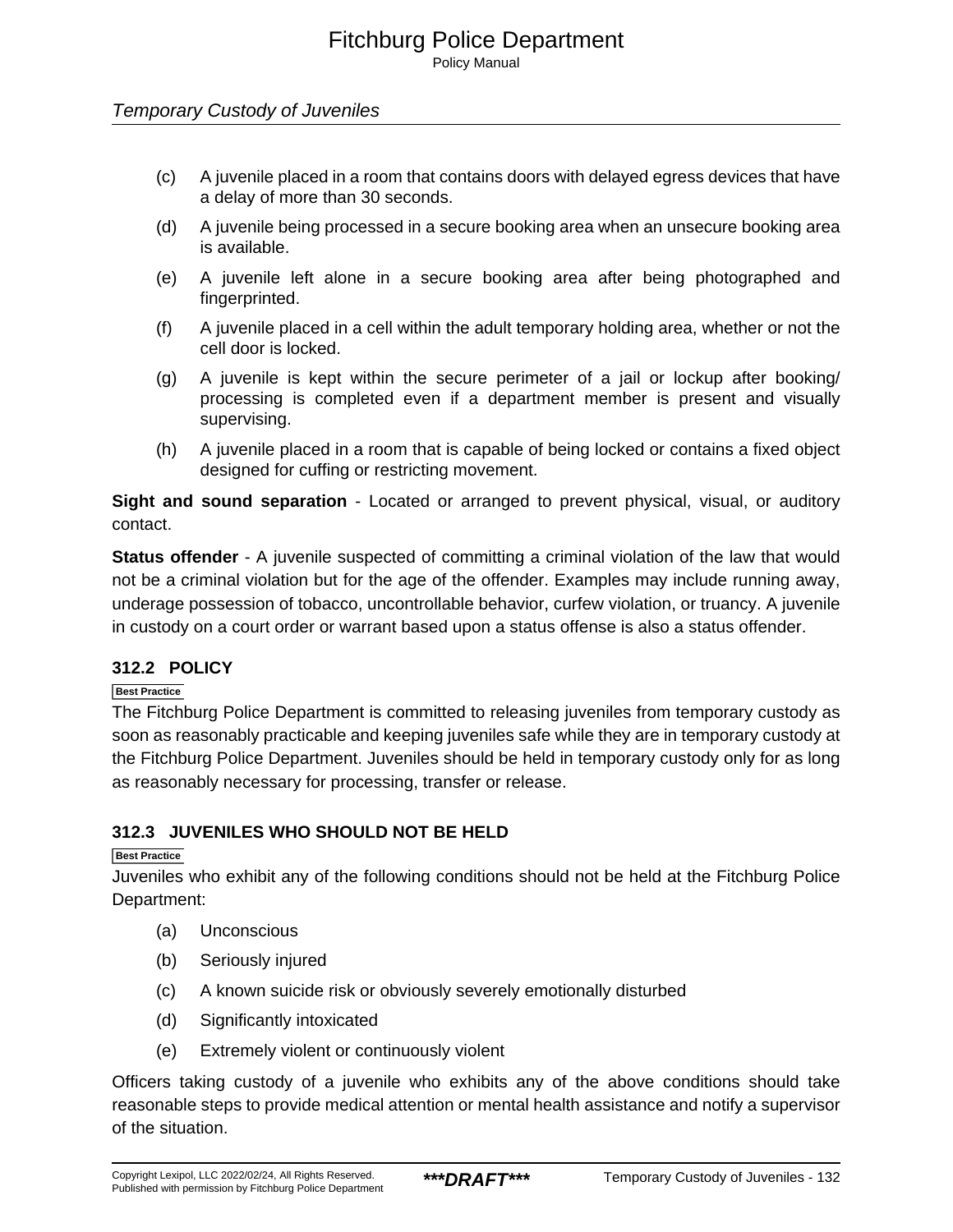(c) A juvenile placed in a room that contains doors with delayed egress devices that have a delay of more than 30 seconds.

(d) A juvenile being processed in a secure booking area when an unsecure booking area is available.

(e) A juvenile left alone in a secure booking area after being photographed and fingerprinted.

(f) A juvenile placed in a cell within the adult temporary holding area, whether or not the cell door is locked.

(g) A juvenile is kept within the secure perimeter of a jail or lockup after booking/processing is completed even if a department member is present and visually supervising.

(h) A juvenile placed in a room that is capable of being locked or contains a fixed object designed for cuffing or restricting movement.

**Sight and sound separation** - Located or arranged to prevent physical, visual, or auditory contact.

**Status offender** - A juvenile suspected of committing a criminal violation of the law that would not be a criminal violation but for the age of the offender. Examples may include running away, underage possession of tobacco, uncontrollable behavior, curfew violation, or truancy. A juvenile in custody on a court order or warrant based upon a status offense is also a status offender.

### 312.2 POLICY

Best Practice

The Fitchburg Police Department is committed to releasing juveniles from temporary custody as soon as reasonably practicable and keeping juveniles safe while they are in temporary custody at the Fitchburg Police Department. Juveniles should be held in temporary custody only for as long as reasonably necessary for processing, transfer or release.

### 312.3 JUVENILES WHO SHOULD NOT BE HELD

Best Practice

Juveniles who exhibit any of the following conditions should not be held at the Fitchburg Police Department:

(a) Unconscious

(b) Seriously injured

(c) A known suicide risk or obviously severely emotionally disturbed

(d) Significantly intoxicated

(e) Extremely violent or continuously violent

Officers taking custody of a juvenile who exhibits any of the above conditions should take reasonable steps to provide medical attention or mental health assistance and notify a supervisor of the situation.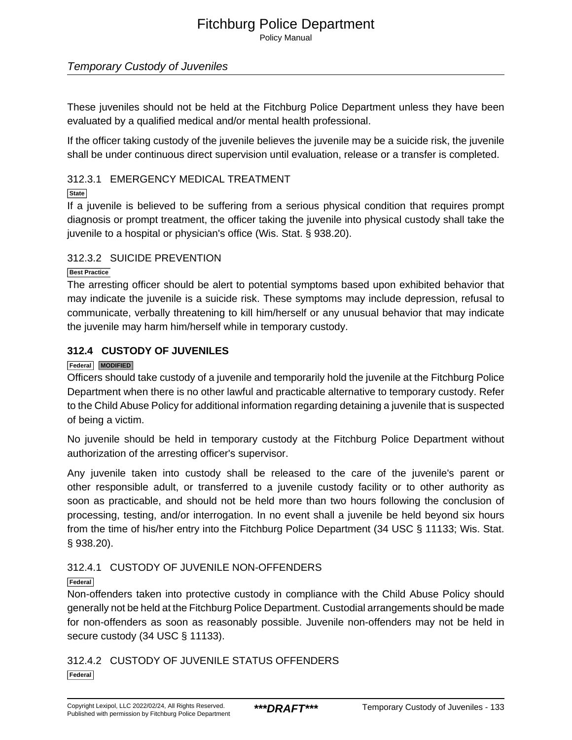These juveniles should not be held at the Fitchburg Police Department unless they have been evaluated by a qualified medical and/or mental health professional.

If the officer taking custody of the juvenile believes the juvenile may be a suicide risk, the juvenile shall be under continuous direct supervision until evaluation, release or a transfer is completed.

### 312.3.1 EMERGENCY MEDICAL TREATMENT

State

If a juvenile is believed to be suffering from a serious physical condition that requires prompt diagnosis or prompt treatment, the officer taking the juvenile into physical custody shall take the juvenile to a hospital or physician's office (Wis. Stat. § 938.20).

### 312.3.2 SUICIDE PREVENTION

Best Practice

The arresting officer should be alert to potential symptoms based upon exhibited behavior that may indicate the juvenile is a suicide risk. These symptoms may include depression, refusal to communicate, verbally threatening to kill him/herself or any unusual behavior that may indicate the juvenile may harm him/herself while in temporary custody.

## 312.4 CUSTODY OF JUVENILES

Federal MODIFIED

Officers should take custody of a juvenile and temporarily hold the juvenile at the Fitchburg Police Department when there is no other lawful and practicable alternative to temporary custody. Refer to the Child Abuse Policy for additional information regarding detaining a juvenile that is suspected of being a victim.

No juvenile should be held in temporary custody at the Fitchburg Police Department without authorization of the arresting officer's supervisor.

Any juvenile taken into custody shall be released to the care of the juvenile's parent or other responsible adult, or transferred to a juvenile custody facility or to other authority as soon as practicable, and should not be held more than two hours following the conclusion of processing, testing, and/or interrogation. In no event shall a juvenile be held beyond six hours from the time of his/her entry into the Fitchburg Police Department (34 USC § 11133; Wis. Stat. § 938.20).

### 312.4.1 CUSTODY OF JUVENILE NON-OFFENDERS

Federal

Non-offenders taken into protective custody in compliance with the Child Abuse Policy should generally not be held at the Fitchburg Police Department. Custodial arrangements should be made for non-offenders as soon as reasonably possible. Juvenile non-offenders may not be held in secure custody (34 USC § 11133).

### 312.4.2 CUSTODY OF JUVENILE STATUS OFFENDERS

Federal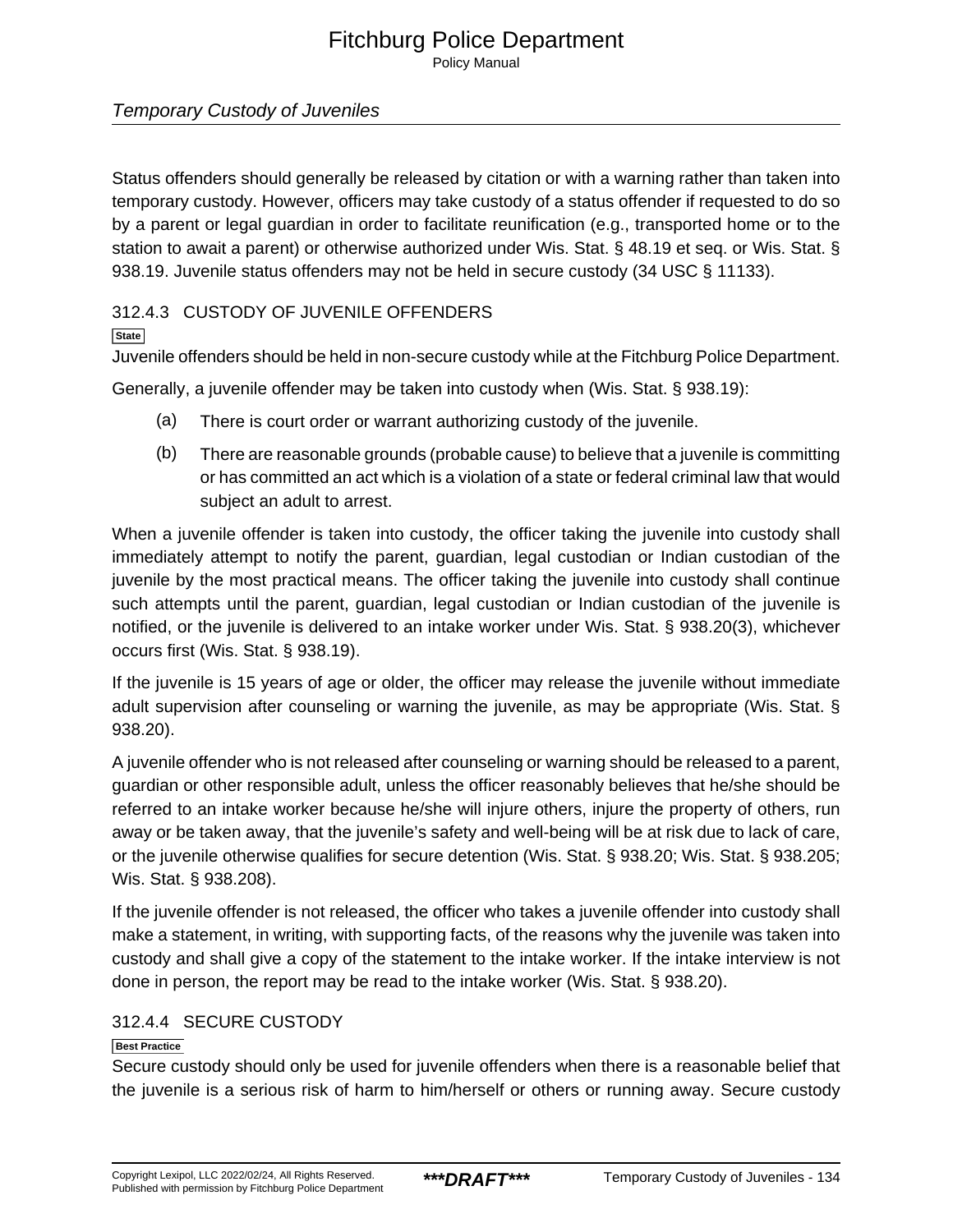Status offenders should generally be released by citation or with a warning rather than taken into temporary custody. However, officers may take custody of a status offender if requested to do so by a parent or legal guardian in order to facilitate reunification (e.g., transported home or to the station to await a parent) or otherwise authorized under Wis. Stat. § 48.19 et seq. or Wis. Stat. § 938.19. Juvenile status offenders may not be held in secure custody (34 USC § 11133).

### 312.4.3 CUSTODY OF JUVENILE OFFENDERS

State

Juvenile offenders should be held in non-secure custody while at the Fitchburg Police Department.

Generally, a juvenile offender may be taken into custody when (Wis. Stat. § 938.19):

(a) There is court order or warrant authorizing custody of the juvenile.

(b) There are reasonable grounds (probable cause) to believe that a juvenile is committing or has committed an act which is a violation of a state or federal criminal law that would subject an adult to arrest.

When a juvenile offender is taken into custody, the officer taking the juvenile into custody shall immediately attempt to notify the parent, guardian, legal custodian or Indian custodian of the juvenile by the most practical means. The officer taking the juvenile into custody shall continue such attempts until the parent, guardian, legal custodian or Indian custodian of the juvenile is notified, or the juvenile is delivered to an intake worker under Wis. Stat. § 938.20(3), whichever occurs first (Wis. Stat. § 938.19).

If the juvenile is 15 years of age or older, the officer may release the juvenile without immediate adult supervision after counseling or warning the juvenile, as may be appropriate (Wis. Stat. § 938.20).

A juvenile offender who is not released after counseling or warning should be released to a parent, guardian or other responsible adult, unless the officer reasonably believes that he/she should be referred to an intake worker because he/she will injure others, injure the property of others, run away or be taken away, that the juvenile's safety and well-being will be at risk due to lack of care, or the juvenile otherwise qualifies for secure detention (Wis. Stat. § 938.20; Wis. Stat. § 938.205; Wis. Stat. § 938.208).

If the juvenile offender is not released, the officer who takes a juvenile offender into custody shall make a statement, in writing, with supporting facts, of the reasons why the juvenile was taken into custody and shall give a copy of the statement to the intake worker. If the intake interview is not done in person, the report may be read to the intake worker (Wis. Stat. § 938.20).

### 312.4.4 SECURE CUSTODY

Best Practice

Secure custody should only be used for juvenile offenders when there is a reasonable belief that the juvenile is a serious risk of harm to him/herself or others or running away. Secure custody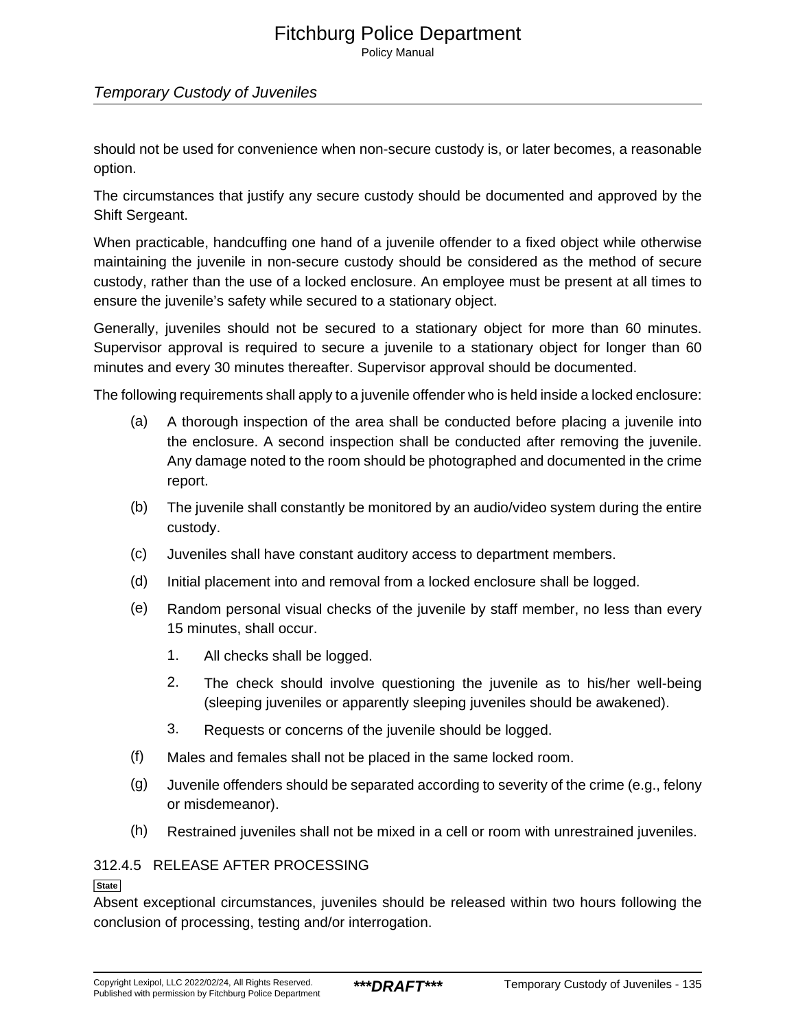should not be used for convenience when non-secure custody is, or later becomes, a reasonable option.

The circumstances that justify any secure custody should be documented and approved by the Shift Sergeant.

When practicable, handcuffing one hand of a juvenile offender to a fixed object while otherwise maintaining the juvenile in non-secure custody should be considered as the method of secure custody, rather than the use of a locked enclosure. An employee must be present at all times to ensure the juvenile's safety while secured to a stationary object.

Generally, juveniles should not be secured to a stationary object for more than 60 minutes. Supervisor approval is required to secure a juvenile to a stationary object for longer than 60 minutes and every 30 minutes thereafter. Supervisor approval should be documented.

The following requirements shall apply to a juvenile offender who is held inside a locked enclosure:

(a) A thorough inspection of the area shall be conducted before placing a juvenile into the enclosure. A second inspection shall be conducted after removing the juvenile. Any damage noted to the room should be photographed and documented in the crime report.

(b) The juvenile shall constantly be monitored by an audio/video system during the entire custody.

(c) Juveniles shall have constant auditory access to department members.

(d) Initial placement into and removal from a locked enclosure shall be logged.

(e) Random personal visual checks of the juvenile by staff member, no less than every 15 minutes, shall occur.

    1. All checks shall be logged.

    2. The check should involve questioning the juvenile as to his/her well-being (sleeping juveniles or apparently sleeping juveniles should be awakened).

    3. Requests or concerns of the juvenile should be logged.

(f) Males and females shall not be placed in the same locked room.

(g) Juvenile offenders should be separated according to severity of the crime (e.g., felony or misdemeanor).

(h) Restrained juveniles shall not be mixed in a cell or room with unrestrained juveniles.

### 312.4.5 RELEASE AFTER PROCESSING

State

Absent exceptional circumstances, juveniles should be released within two hours following the conclusion of processing, testing and/or interrogation.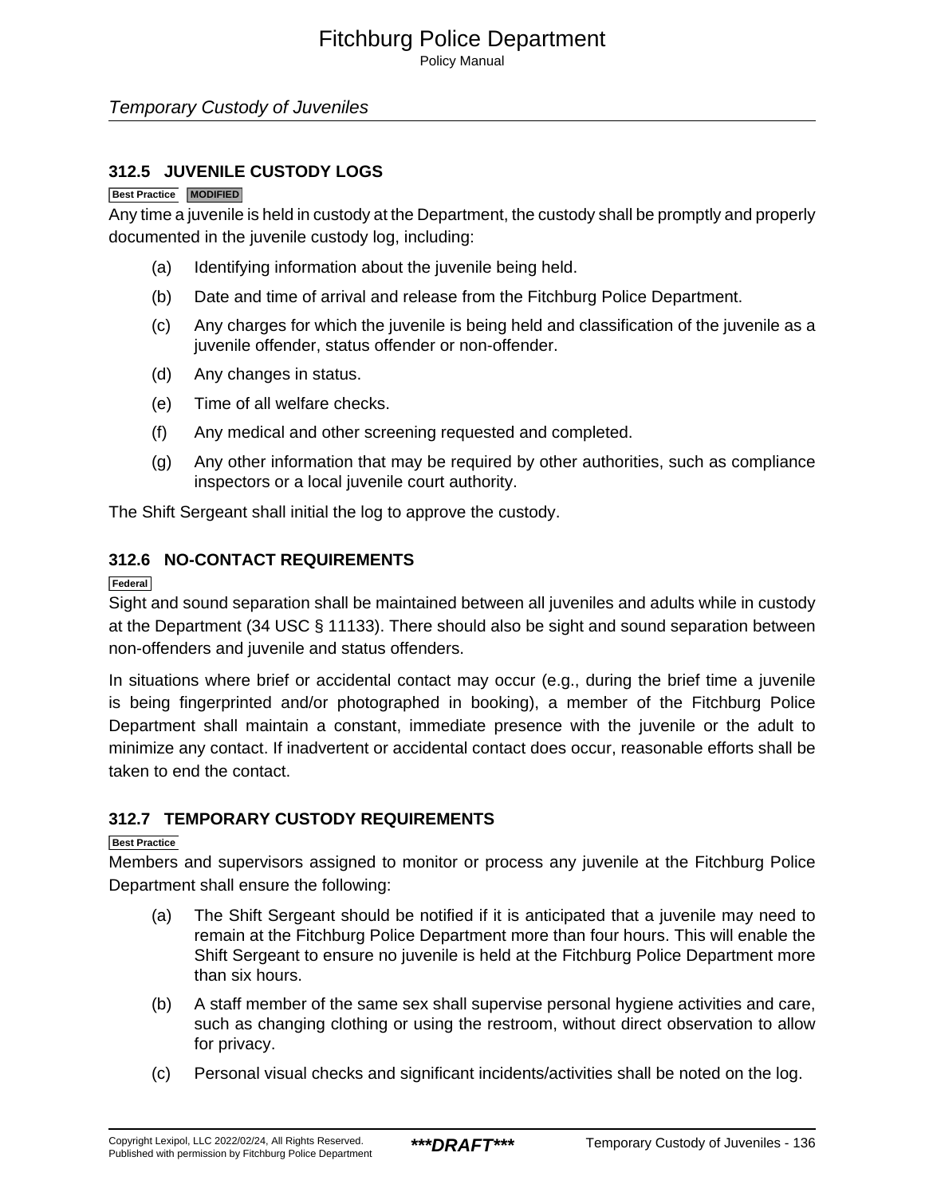## 312.5 JUVENILE CUSTODY LOGS

Best Practice MODIFIED

Any time a juvenile is held in custody at the Department, the custody shall be promptly and properly documented in the juvenile custody log, including:

(a) Identifying information about the juvenile being held.

(b) Date and time of arrival and release from the Fitchburg Police Department.

(c) Any charges for which the juvenile is being held and classification of the juvenile as a juvenile offender, status offender or non-offender.

(d) Any changes in status.

(e) Time of all welfare checks.

(f) Any medical and other screening requested and completed.

(g) Any other information that may be required by other authorities, such as compliance inspectors or a local juvenile court authority.

The Shift Sergeant shall initial the log to approve the custody.

## 312.6 NO-CONTACT REQUIREMENTS

Federal

Sight and sound separation shall be maintained between all juveniles and adults while in custody at the Department (34 USC § 11133). There should also be sight and sound separation between non-offenders and juvenile and status offenders.

In situations where brief or accidental contact may occur (e.g., during the brief time a juvenile is being fingerprinted and/or photographed in booking), a member of the Fitchburg Police Department shall maintain a constant, immediate presence with the juvenile or the adult to minimize any contact. If inadvertent or accidental contact does occur, reasonable efforts shall be taken to end the contact.

## 312.7 TEMPORARY CUSTODY REQUIREMENTS

Best Practice

Members and supervisors assigned to monitor or process any juvenile at the Fitchburg Police Department shall ensure the following:

(a) The Shift Sergeant should be notified if it is anticipated that a juvenile may need to remain at the Fitchburg Police Department more than four hours. This will enable the Shift Sergeant to ensure no juvenile is held at the Fitchburg Police Department more than six hours.

(b) A staff member of the same sex shall supervise personal hygiene activities and care, such as changing clothing or using the restroom, without direct observation to allow for privacy.

(c) Personal visual checks and significant incidents/activities shall be noted on the log.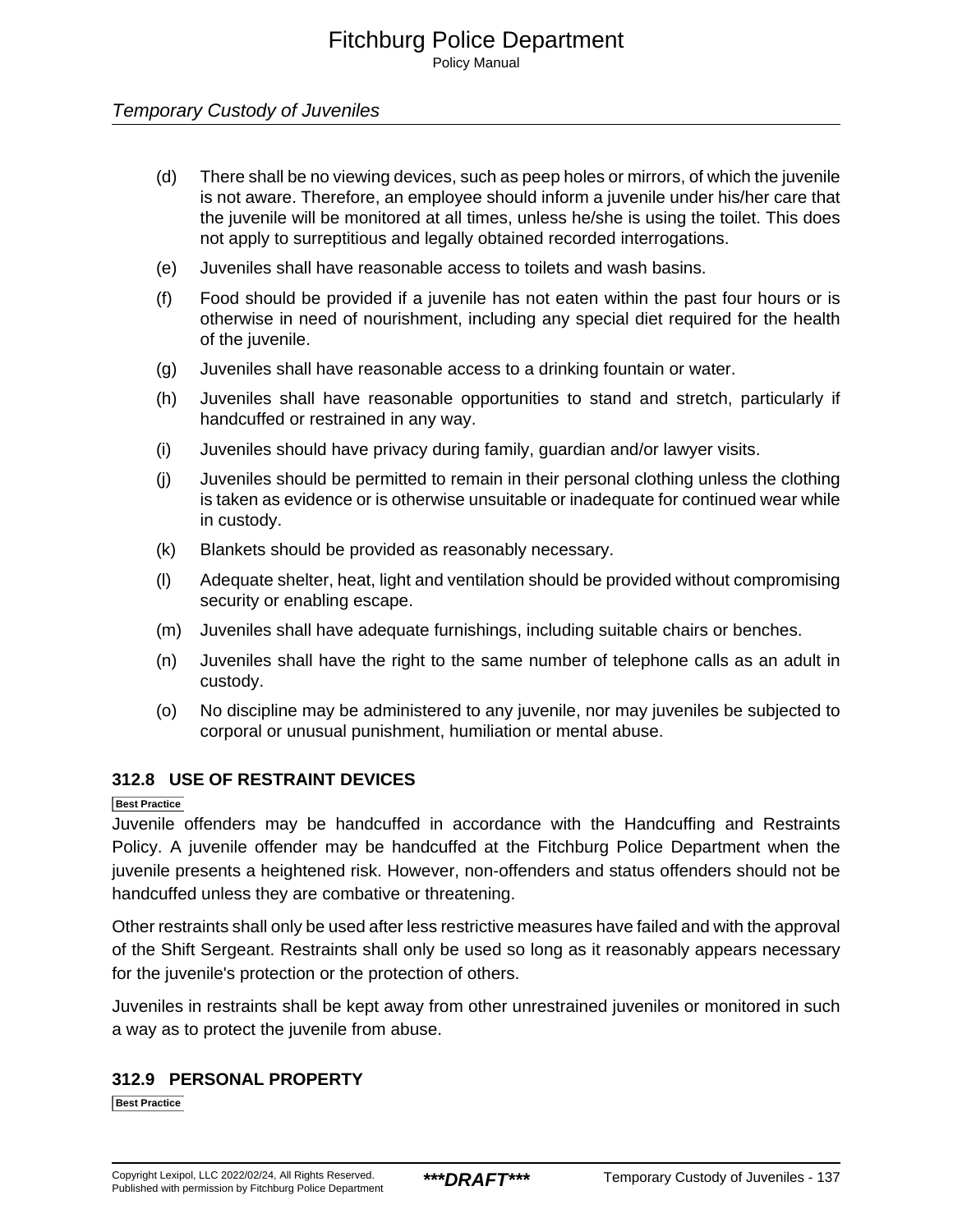(d) There shall be no viewing devices, such as peep holes or mirrors, of which the juvenile is not aware. Therefore, an employee should inform a juvenile under his/her care that the juvenile will be monitored at all times, unless he/she is using the toilet. This does not apply to surreptitious and legally obtained recorded interrogations.

(e) Juveniles shall have reasonable access to toilets and wash basins.

(f) Food should be provided if a juvenile has not eaten within the past four hours or is otherwise in need of nourishment, including any special diet required for the health of the juvenile.

(g) Juveniles shall have reasonable access to a drinking fountain or water.

(h) Juveniles shall have reasonable opportunities to stand and stretch, particularly if handcuffed or restrained in any way.

(i) Juveniles should have privacy during family, guardian and/or lawyer visits.

(j) Juveniles should be permitted to remain in their personal clothing unless the clothing is taken as evidence or is otherwise unsuitable or inadequate for continued wear while in custody.

(k) Blankets should be provided as reasonably necessary.

(l) Adequate shelter, heat, light and ventilation should be provided without compromising security or enabling escape.

(m) Juveniles shall have adequate furnishings, including suitable chairs or benches.

(n) Juveniles shall have the right to the same number of telephone calls as an adult in custody.

(o) No discipline may be administered to any juvenile, nor may juveniles be subjected to corporal or unusual punishment, humiliation or mental abuse.

### 312.8 USE OF RESTRAINT DEVICES

Best Practice

Juvenile offenders may be handcuffed in accordance with the Handcuffing and Restraints Policy. A juvenile offender may be handcuffed at the Fitchburg Police Department when the juvenile presents a heightened risk. However, non-offenders and status offenders should not be handcuffed unless they are combative or threatening.

Other restraints shall only be used after less restrictive measures have failed and with the approval of the Shift Sergeant. Restraints shall only be used so long as it reasonably appears necessary for the juvenile's protection or the protection of others.

Juveniles in restraints shall be kept away from other unrestrained juveniles or monitored in such a way as to protect the juvenile from abuse.

### 312.9 PERSONAL PROPERTY

Best Practice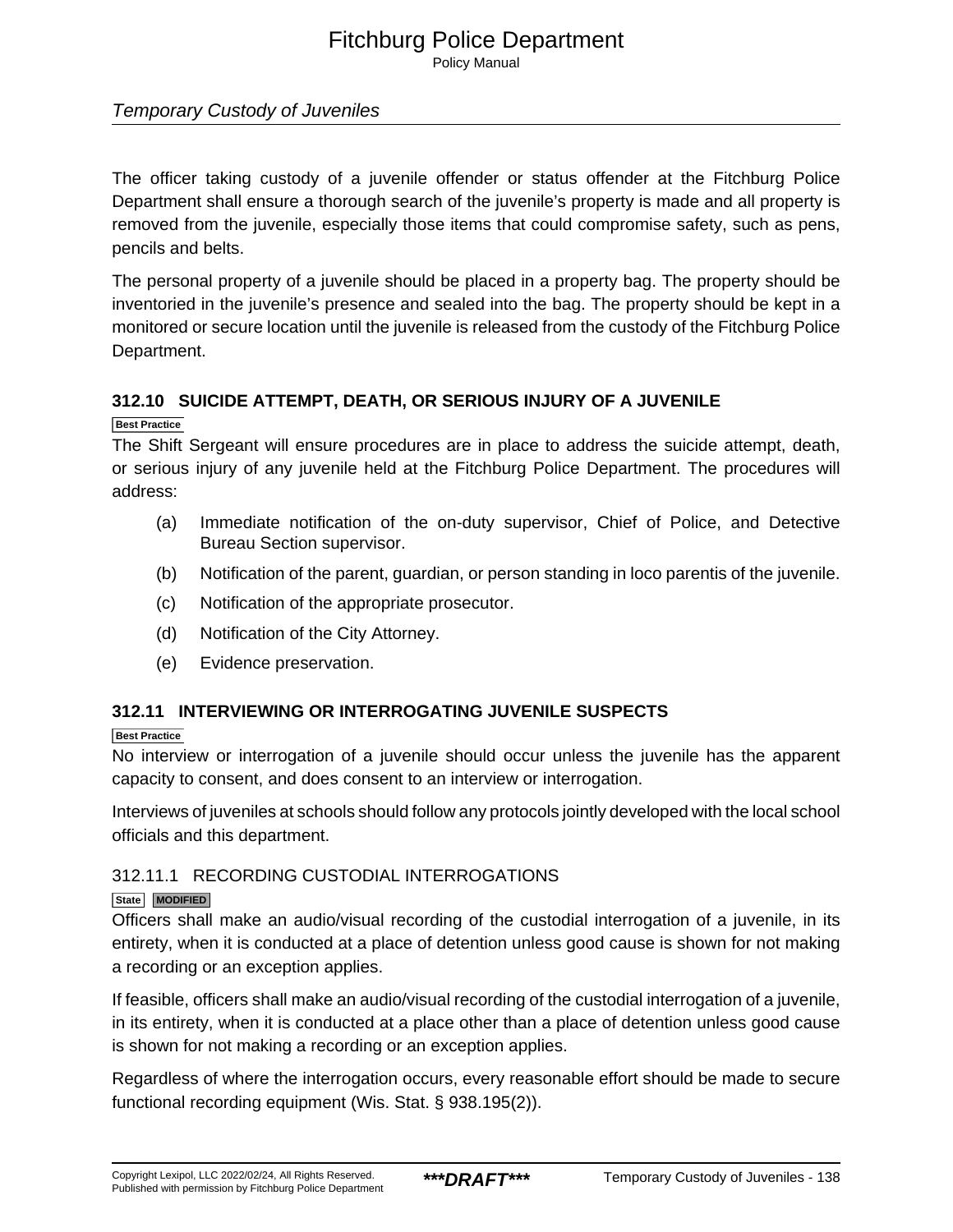The officer taking custody of a juvenile offender or status offender at the Fitchburg Police Department shall ensure a thorough search of the juvenile's property is made and all property is removed from the juvenile, especially those items that could compromise safety, such as pens, pencils and belts.

The personal property of a juvenile should be placed in a property bag. The property should be inventoried in the juvenile's presence and sealed into the bag. The property should be kept in a monitored or secure location until the juvenile is released from the custody of the Fitchburg Police Department.

## 312.10 SUICIDE ATTEMPT, DEATH, OR SERIOUS INJURY OF A JUVENILE

Best Practice

The Shift Sergeant will ensure procedures are in place to address the suicide attempt, death, or serious injury of any juvenile held at the Fitchburg Police Department. The procedures will address:

(a) Immediate notification of the on-duty supervisor, Chief of Police, and Detective Bureau Section supervisor.

(b) Notification of the parent, guardian, or person standing in loco parentis of the juvenile.

(c) Notification of the appropriate prosecutor.

(d) Notification of the City Attorney.

(e) Evidence preservation.

## 312.11 INTERVIEWING OR INTERROGATING JUVENILE SUSPECTS

Best Practice

No interview or interrogation of a juvenile should occur unless the juvenile has the apparent capacity to consent, and does consent to an interview or interrogation.

Interviews of juveniles at schools should follow any protocols jointly developed with the local school officials and this department.

### 312.11.1 RECORDING CUSTODIAL INTERROGATIONS

State MODIFIED

Officers shall make an audio/visual recording of the custodial interrogation of a juvenile, in its entirety, when it is conducted at a place of detention unless good cause is shown for not making a recording or an exception applies.

If feasible, officers shall make an audio/visual recording of the custodial interrogation of a juvenile, in its entirety, when it is conducted at a place other than a place of detention unless good cause is shown for not making a recording or an exception applies.

Regardless of where the interrogation occurs, every reasonable effort should be made to secure functional recording equipment (Wis. Stat. § 938.195(2)).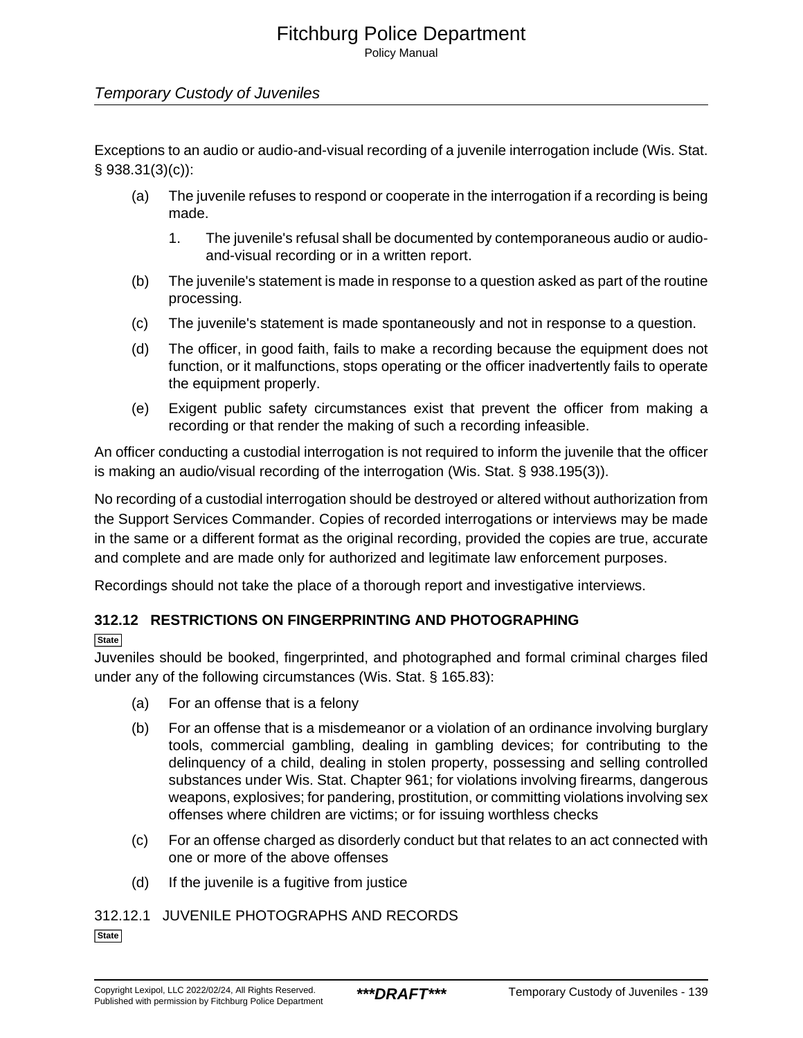Exceptions to an audio or audio-and-visual recording of a juvenile interrogation include (Wis. Stat. § 938.31(3)(c)):

(a) The juvenile refuses to respond or cooperate in the interrogation if a recording is being made.

1. The juvenile's refusal shall be documented by contemporaneous audio or audio-and-visual recording or in a written report.

(b) The juvenile's statement is made in response to a question asked as part of the routine processing.

(c) The juvenile's statement is made spontaneously and not in response to a question.

(d) The officer, in good faith, fails to make a recording because the equipment does not function, or it malfunctions, stops operating or the officer inadvertently fails to operate the equipment properly.

(e) Exigent public safety circumstances exist that prevent the officer from making a recording or that render the making of such a recording infeasible.

An officer conducting a custodial interrogation is not required to inform the juvenile that the officer is making an audio/visual recording of the interrogation (Wis. Stat. § 938.195(3)).

No recording of a custodial interrogation should be destroyed or altered without authorization from the Support Services Commander. Copies of recorded interrogations or interviews may be made in the same or a different format as the original recording, provided the copies are true, accurate and complete and are made only for authorized and legitimate law enforcement purposes.

Recordings should not take the place of a thorough report and investigative interviews.

### 312.12 RESTRICTIONS ON FINGERPRINTING AND PHOTOGRAPHING

State

Juveniles should be booked, fingerprinted, and photographed and formal criminal charges filed under any of the following circumstances (Wis. Stat. § 165.83):

(a) For an offense that is a felony

(b) For an offense that is a misdemeanor or a violation of an ordinance involving burglary tools, commercial gambling, dealing in gambling devices; for contributing to the delinquency of a child, dealing in stolen property, possessing and selling controlled substances under Wis. Stat. Chapter 961; for violations involving firearms, dangerous weapons, explosives; for pandering, prostitution, or committing violations involving sex offenses where children are victims; or for issuing worthless checks

(c) For an offense charged as disorderly conduct but that relates to an act connected with one or more of the above offenses

(d) If the juvenile is a fugitive from justice

#### 312.12.1 JUVENILE PHOTOGRAPHS AND RECORDS

State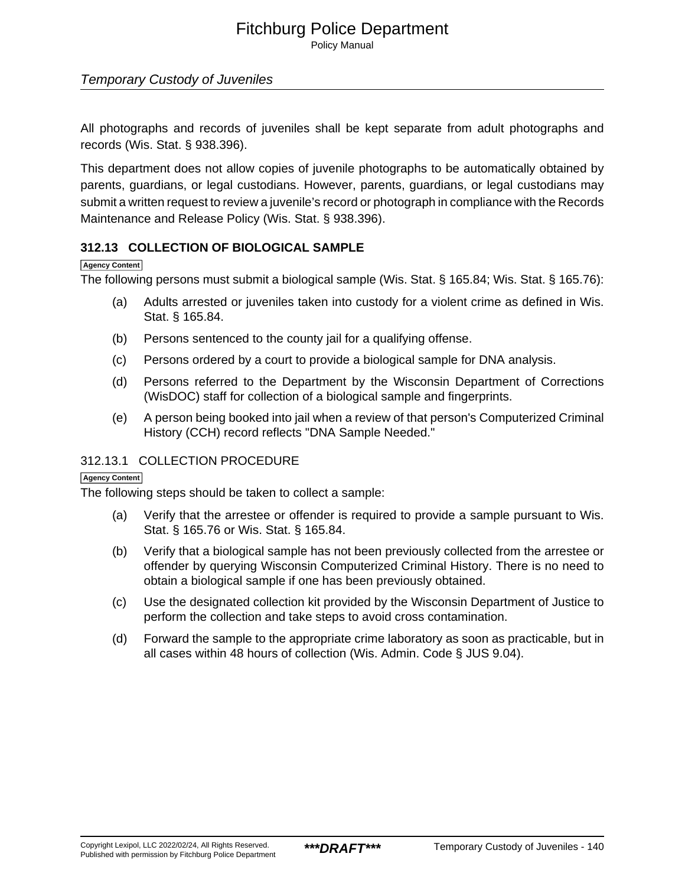All photographs and records of juveniles shall be kept separate from adult photographs and records (Wis. Stat. § 938.396).

This department does not allow copies of juvenile photographs to be automatically obtained by parents, guardians, or legal custodians. However, parents, guardians, or legal custodians may submit a written request to review a juvenile's record or photograph in compliance with the Records Maintenance and Release Policy (Wis. Stat. § 938.396).

### 312.13 COLLECTION OF BIOLOGICAL SAMPLE

Agency Content

The following persons must submit a biological sample (Wis. Stat. § 165.84; Wis. Stat. § 165.76):

(a) Adults arrested or juveniles taken into custody for a violent crime as defined in Wis. Stat. § 165.84.

(b) Persons sentenced to the county jail for a qualifying offense.

(c) Persons ordered by a court to provide a biological sample for DNA analysis.

(d) Persons referred to the Department by the Wisconsin Department of Corrections (WisDOC) staff for collection of a biological sample and fingerprints.

(e) A person being booked into jail when a review of that person's Computerized Criminal History (CCH) record reflects "DNA Sample Needed."

#### 312.13.1 COLLECTION PROCEDURE

Agency Content

The following steps should be taken to collect a sample:

(a) Verify that the arrestee or offender is required to provide a sample pursuant to Wis. Stat. § 165.76 or Wis. Stat. § 165.84.

(b) Verify that a biological sample has not been previously collected from the arrestee or offender by querying Wisconsin Computerized Criminal History. There is no need to obtain a biological sample if one has been previously obtained.

(c) Use the designated collection kit provided by the Wisconsin Department of Justice to perform the collection and take steps to avoid cross contamination.

(d) Forward the sample to the appropriate crime laboratory as soon as practicable, but in all cases within 48 hours of collection (Wis. Admin. Code § JUS 9.04).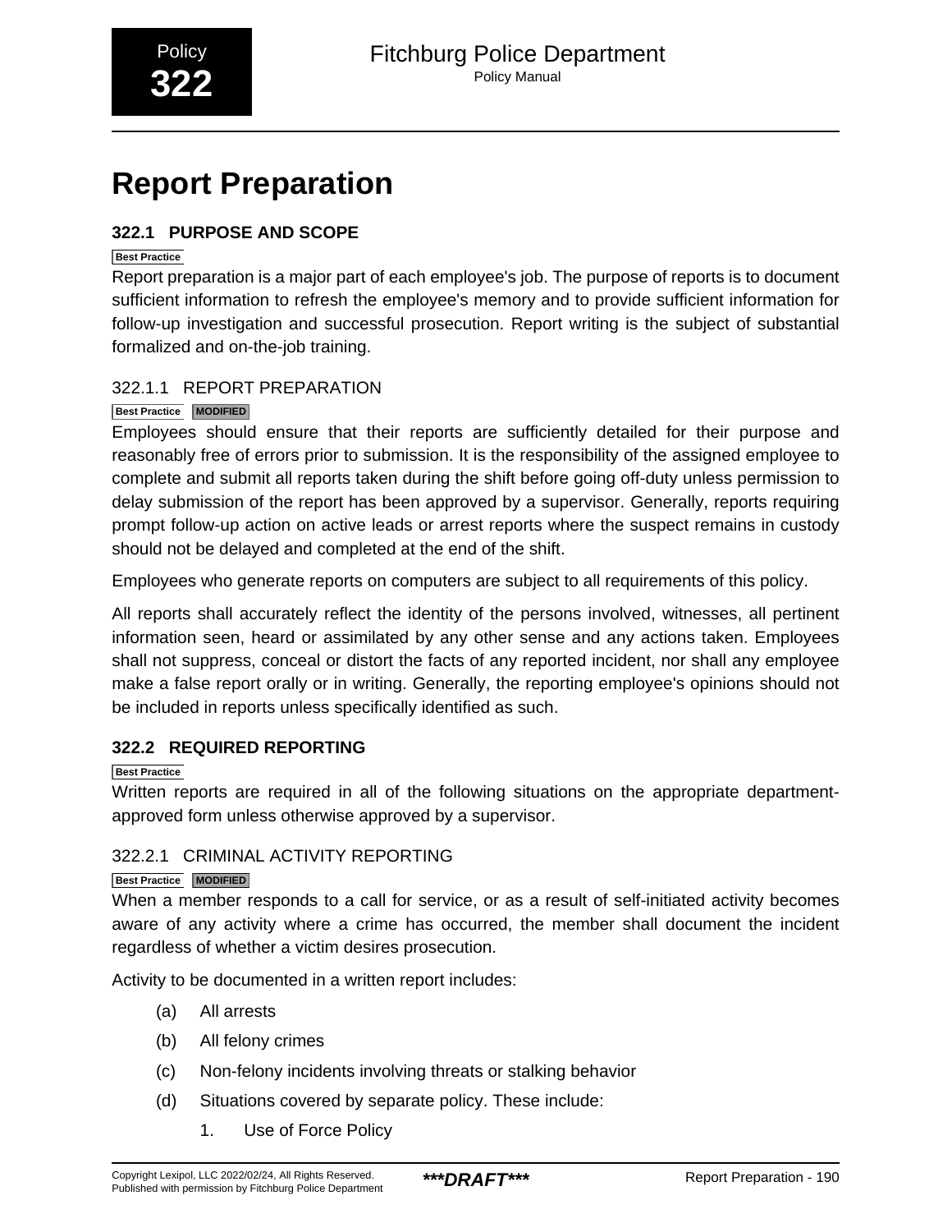# Report Preparation

## 322.1 PURPOSE AND SCOPE

Best Practice

Report preparation is a major part of each employee's job. The purpose of reports is to document sufficient information to refresh the employee's memory and to provide sufficient information for follow-up investigation and successful prosecution. Report writing is the subject of substantial formalized and on-the-job training.

### 322.1.1 REPORT PREPARATION

Best Practice MODIFIED

Employees should ensure that their reports are sufficiently detailed for their purpose and reasonably free of errors prior to submission. It is the responsibility of the assigned employee to complete and submit all reports taken during the shift before going off-duty unless permission to delay submission of the report has been approved by a supervisor. Generally, reports requiring prompt follow-up action on active leads or arrest reports where the suspect remains in custody should not be delayed and completed at the end of the shift.

Employees who generate reports on computers are subject to all requirements of this policy.

All reports shall accurately reflect the identity of the persons involved, witnesses, all pertinent information seen, heard or assimilated by any other sense and any actions taken. Employees shall not suppress, conceal or distort the facts of any reported incident, nor shall any employee make a false report orally or in writing. Generally, the reporting employee's opinions should not be included in reports unless specifically identified as such.

## 322.2 REQUIRED REPORTING

Best Practice

Written reports are required in all of the following situations on the appropriate department-approved form unless otherwise approved by a supervisor.

### 322.2.1 CRIMINAL ACTIVITY REPORTING

Best Practice MODIFIED

When a member responds to a call for service, or as a result of self-initiated activity becomes aware of any activity where a crime has occurred, the member shall document the incident regardless of whether a victim desires prosecution.

Activity to be documented in a written report includes:

(a) All arrests

(b) All felony crimes

(c) Non-felony incidents involving threats or stalking behavior

(d) Situations covered by separate policy. These include:

1. Use of Force Policy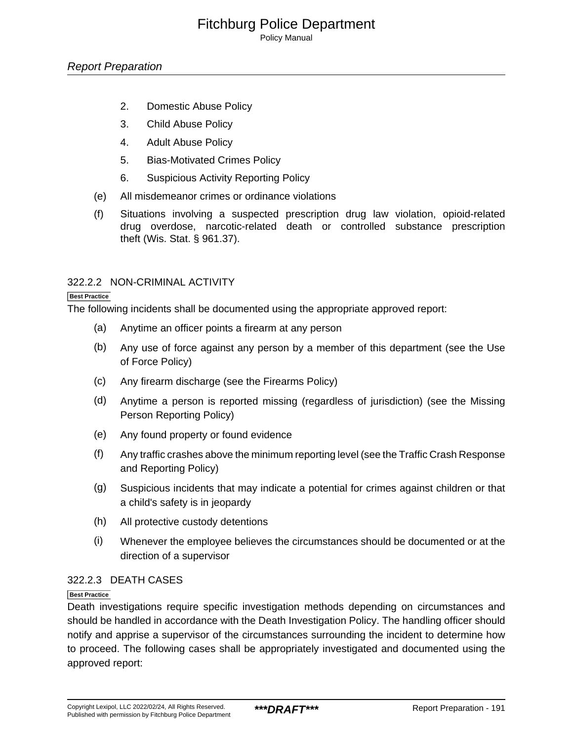2. Domestic Abuse Policy
3. Child Abuse Policy
4. Adult Abuse Policy
5. Bias-Motivated Crimes Policy
6. Suspicious Activity Reporting Policy

(e) All misdemeanor crimes or ordinance violations

(f) Situations involving a suspected prescription drug law violation, opioid-related drug overdose, narcotic-related death or controlled substance prescription theft (Wis. Stat. § 961.37).

### 322.2.2 NON-CRIMINAL ACTIVITY

Best Practice

The following incidents shall be documented using the appropriate approved report:

(a) Anytime an officer points a firearm at any person

(b) Any use of force against any person by a member of this department (see the Use of Force Policy)

(c) Any firearm discharge (see the Firearms Policy)

(d) Anytime a person is reported missing (regardless of jurisdiction) (see the Missing Person Reporting Policy)

(e) Any found property or found evidence

(f) Any traffic crashes above the minimum reporting level (see the Traffic Crash Response and Reporting Policy)

(g) Suspicious incidents that may indicate a potential for crimes against children or that a child's safety is in jeopardy

(h) All protective custody detentions

(i) Whenever the employee believes the circumstances should be documented or at the direction of a supervisor

### 322.2.3 DEATH CASES

Best Practice

Death investigations require specific investigation methods depending on circumstances and should be handled in accordance with the Death Investigation Policy. The handling officer should notify and apprise a supervisor of the circumstances surrounding the incident to determine how to proceed. The following cases shall be appropriately investigated and documented using the approved report: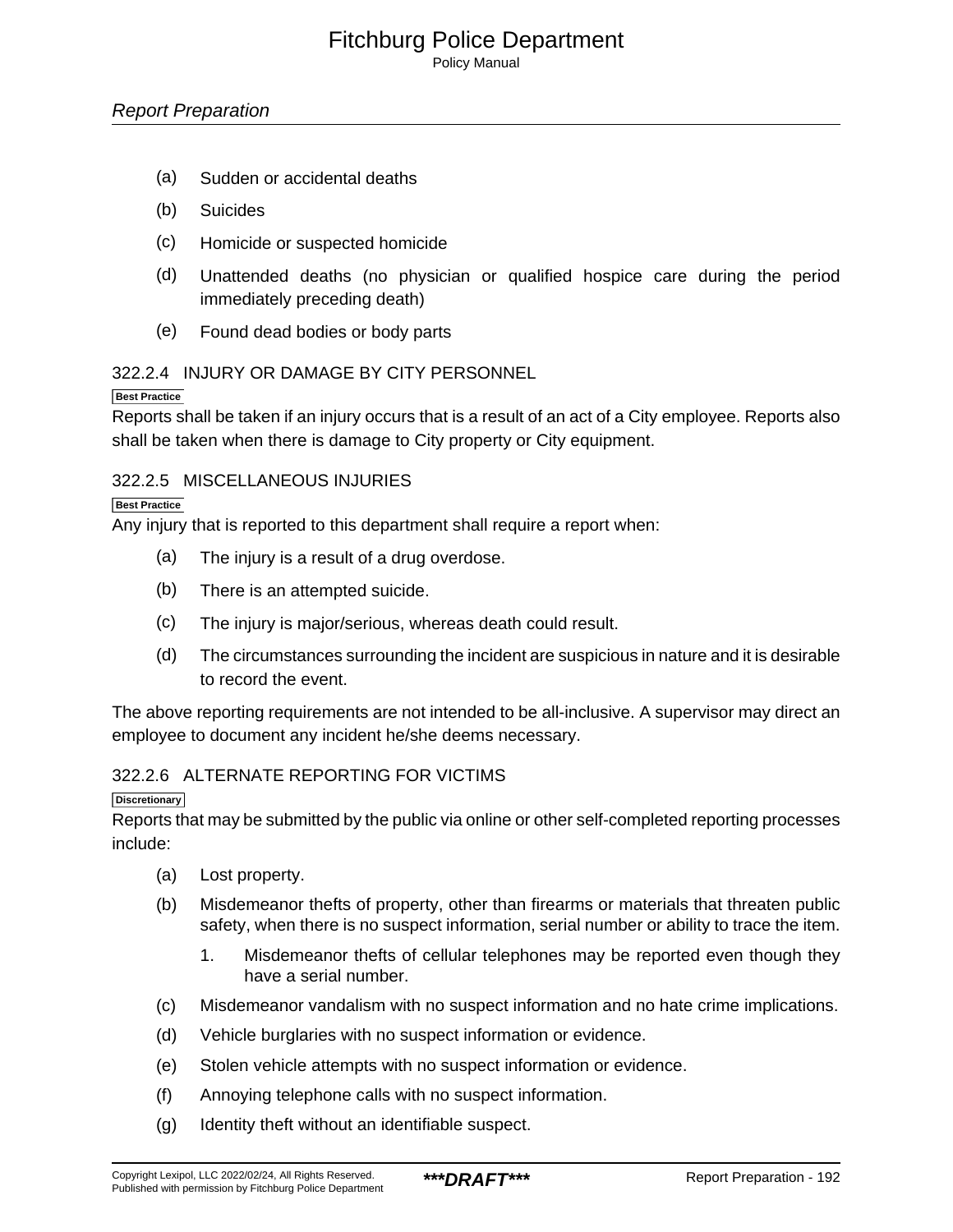(a) Sudden or accidental deaths

(b) Suicides

(c) Homicide or suspected homicide

(d) Unattended deaths (no physician or qualified hospice care during the period immediately preceding death)

(e) Found dead bodies or body parts

### 322.2.4 INJURY OR DAMAGE BY CITY PERSONNEL

**Best Practice**

Reports shall be taken if an injury occurs that is a result of an act of a City employee. Reports also shall be taken when there is damage to City property or City equipment.

### 322.2.5 MISCELLANEOUS INJURIES

**Best Practice**

Any injury that is reported to this department shall require a report when:

(a) The injury is a result of a drug overdose.

(b) There is an attempted suicide.

(c) The injury is major/serious, whereas death could result.

(d) The circumstances surrounding the incident are suspicious in nature and it is desirable to record the event.

The above reporting requirements are not intended to be all-inclusive. A supervisor may direct an employee to document any incident he/she deems necessary.

### 322.2.6 ALTERNATE REPORTING FOR VICTIMS

**Discretionary**

Reports that may be submitted by the public via online or other self-completed reporting processes include:

(a) Lost property.

(b) Misdemeanor thefts of property, other than firearms or materials that threaten public safety, when there is no suspect information, serial number or ability to trace the item.

   1. Misdemeanor thefts of cellular telephones may be reported even though they have a serial number.

(c) Misdemeanor vandalism with no suspect information and no hate crime implications.

(d) Vehicle burglaries with no suspect information or evidence.

(e) Stolen vehicle attempts with no suspect information or evidence.

(f) Annoying telephone calls with no suspect information.

(g) Identity theft without an identifiable suspect.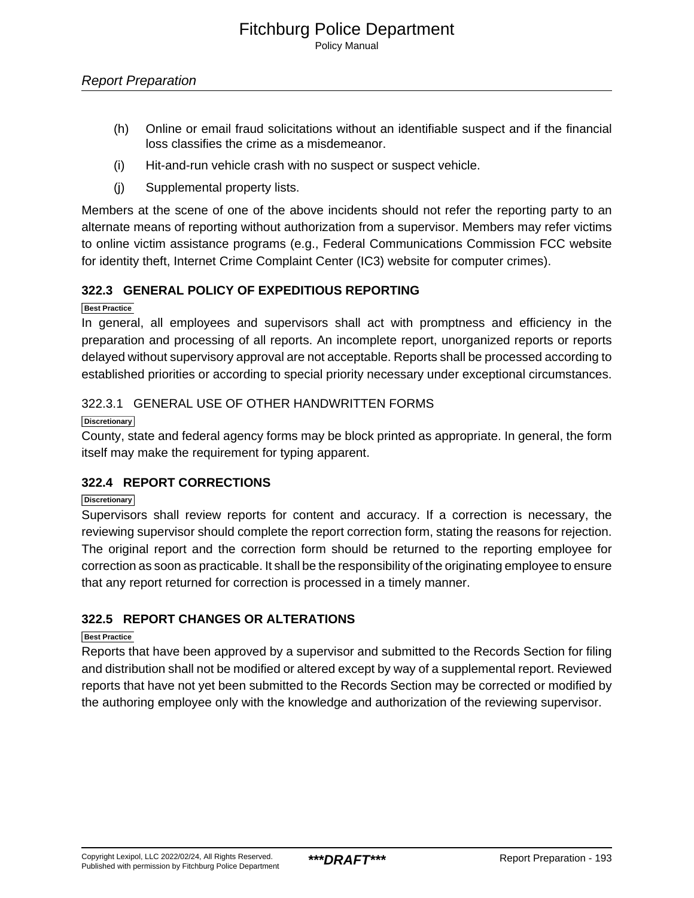(h) Online or email fraud solicitations without an identifiable suspect and if the financial loss classifies the crime as a misdemeanor.

(i) Hit-and-run vehicle crash with no suspect or suspect vehicle.

(j) Supplemental property lists.

Members at the scene of one of the above incidents should not refer the reporting party to an alternate means of reporting without authorization from a supervisor. Members may refer victims to online victim assistance programs (e.g., Federal Communications Commission FCC website for identity theft, Internet Crime Complaint Center (IC3) website for computer crimes).

## 322.3 GENERAL POLICY OF EXPEDITIOUS REPORTING

Best Practice

In general, all employees and supervisors shall act with promptness and efficiency in the preparation and processing of all reports. An incomplete report, unorganized reports or reports delayed without supervisory approval are not acceptable. Reports shall be processed according to established priorities or according to special priority necessary under exceptional circumstances.

### 322.3.1 GENERAL USE OF OTHER HANDWRITTEN FORMS

Discretionary

County, state and federal agency forms may be block printed as appropriate. In general, the form itself may make the requirement for typing apparent.

## 322.4 REPORT CORRECTIONS

Discretionary

Supervisors shall review reports for content and accuracy. If a correction is necessary, the reviewing supervisor should complete the report correction form, stating the reasons for rejection. The original report and the correction form should be returned to the reporting employee for correction as soon as practicable. It shall be the responsibility of the originating employee to ensure that any report returned for correction is processed in a timely manner.

## 322.5 REPORT CHANGES OR ALTERATIONS

Best Practice

Reports that have been approved by a supervisor and submitted to the Records Section for filing and distribution shall not be modified or altered except by way of a supplemental report. Reviewed reports that have not yet been submitted to the Records Section may be corrected or modified by the authoring employee only with the knowledge and authorization of the reviewing supervisor.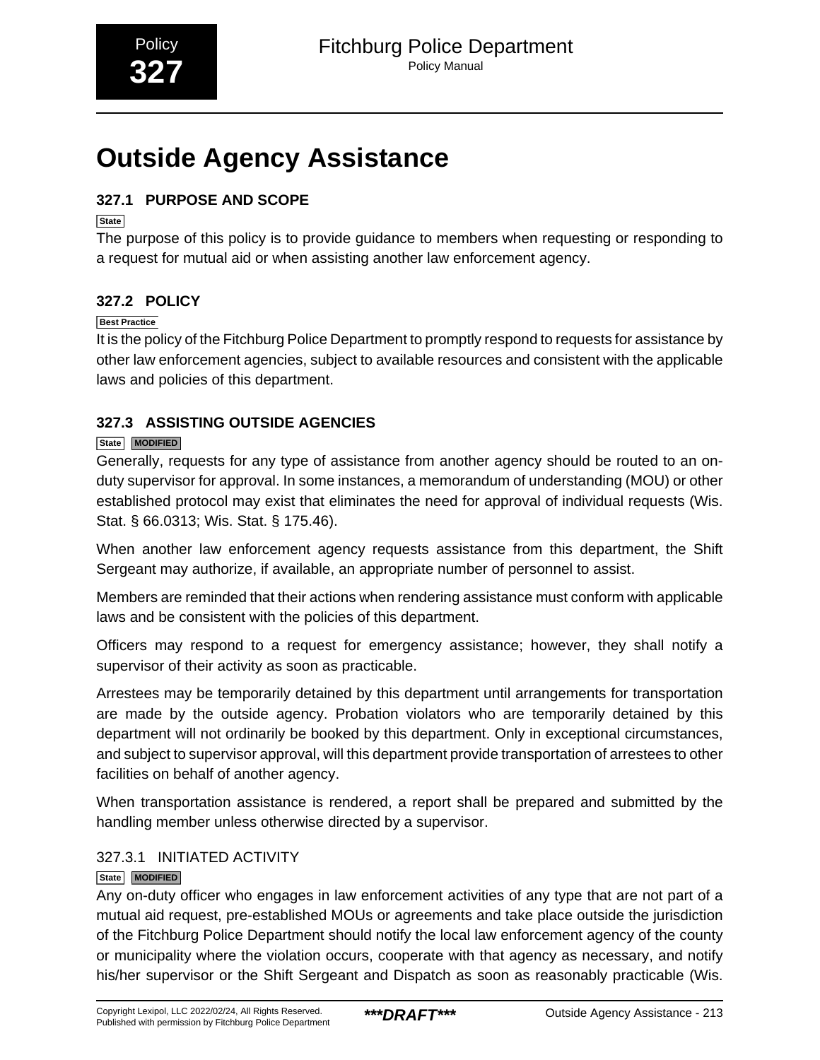# Outside Agency Assistance

## 327.1 PURPOSE AND SCOPE

State

The purpose of this policy is to provide guidance to members when requesting or responding to a request for mutual aid or when assisting another law enforcement agency.

## 327.2 POLICY

Best Practice

It is the policy of the Fitchburg Police Department to promptly respond to requests for assistance by other law enforcement agencies, subject to available resources and consistent with the applicable laws and policies of this department.

## 327.3 ASSISTING OUTSIDE AGENCIES

State MODIFIED

Generally, requests for any type of assistance from another agency should be routed to an on-duty supervisor for approval. In some instances, a memorandum of understanding (MOU) or other established protocol may exist that eliminates the need for approval of individual requests (Wis. Stat. § 66.0313; Wis. Stat. § 175.46).

When another law enforcement agency requests assistance from this department, the Shift Sergeant may authorize, if available, an appropriate number of personnel to assist.

Members are reminded that their actions when rendering assistance must conform with applicable laws and be consistent with the policies of this department.

Officers may respond to a request for emergency assistance; however, they shall notify a supervisor of their activity as soon as practicable.

Arrestees may be temporarily detained by this department until arrangements for transportation are made by the outside agency. Probation violators who are temporarily detained by this department will not ordinarily be booked by this department. Only in exceptional circumstances, and subject to supervisor approval, will this department provide transportation of arrestees to other facilities on behalf of another agency.

When transportation assistance is rendered, a report shall be prepared and submitted by the handling member unless otherwise directed by a supervisor.

### 327.3.1 INITIATED ACTIVITY

State MODIFIED

Any on-duty officer who engages in law enforcement activities of any type that are not part of a mutual aid request, pre-established MOUs or agreements and take place outside the jurisdiction of the Fitchburg Police Department should notify the local law enforcement agency of the county or municipality where the violation occurs, cooperate with that agency as necessary, and notify his/her supervisor or the Shift Sergeant and Dispatch as soon as reasonably practicable (Wis.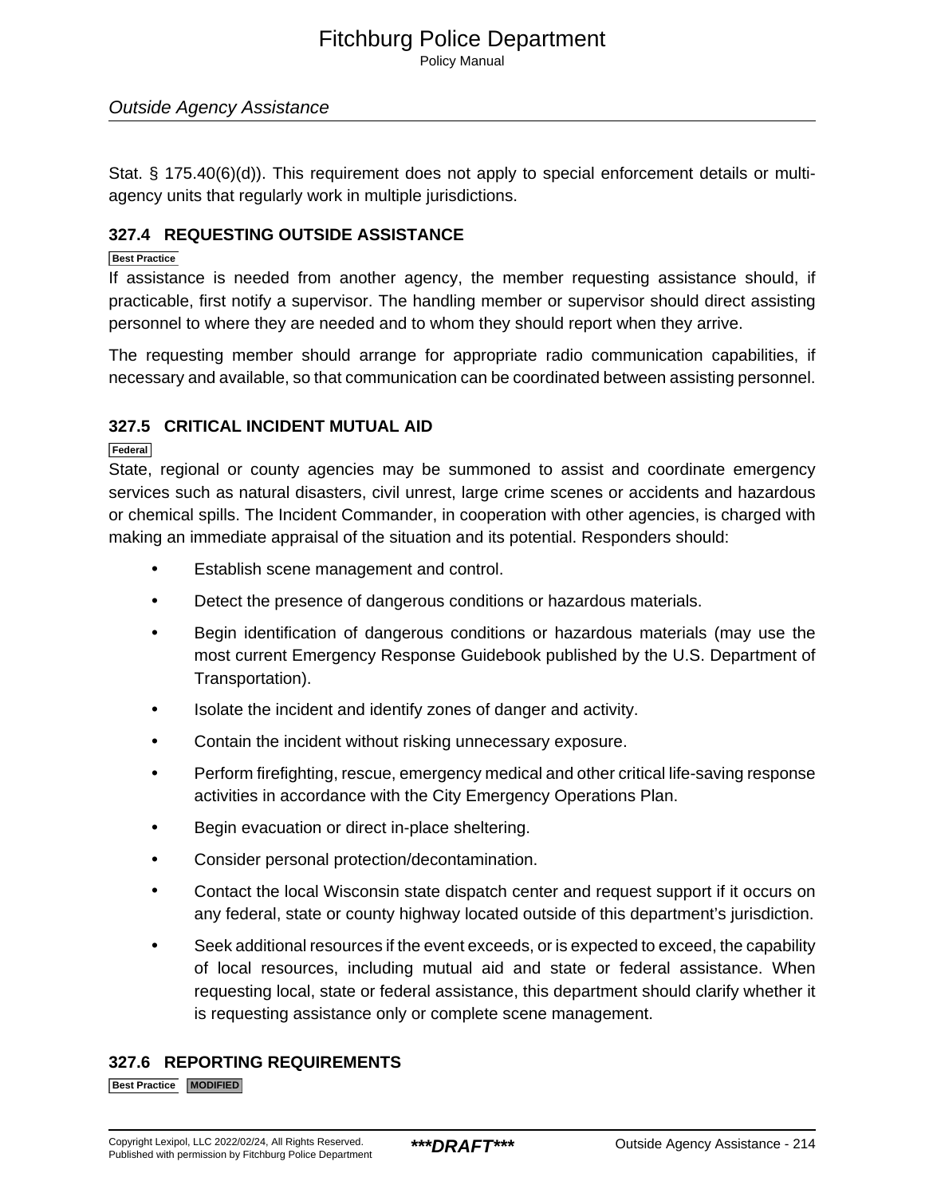Stat. § 175.40(6)(d)). This requirement does not apply to special enforcement details or multi-agency units that regularly work in multiple jurisdictions.

### 327.4 REQUESTING OUTSIDE ASSISTANCE

Best Practice

If assistance is needed from another agency, the member requesting assistance should, if practicable, first notify a supervisor. The handling member or supervisor should direct assisting personnel to where they are needed and to whom they should report when they arrive.

The requesting member should arrange for appropriate radio communication capabilities, if necessary and available, so that communication can be coordinated between assisting personnel.

### 327.5 CRITICAL INCIDENT MUTUAL AID

Federal

State, regional or county agencies may be summoned to assist and coordinate emergency services such as natural disasters, civil unrest, large crime scenes or accidents and hazardous or chemical spills. The Incident Commander, in cooperation with other agencies, is charged with making an immediate appraisal of the situation and its potential. Responders should:

- Establish scene management and control.
- Detect the presence of dangerous conditions or hazardous materials.
- Begin identification of dangerous conditions or hazardous materials (may use the most current Emergency Response Guidebook published by the U.S. Department of Transportation).
- Isolate the incident and identify zones of danger and activity.
- Contain the incident without risking unnecessary exposure.
- Perform firefighting, rescue, emergency medical and other critical life-saving response activities in accordance with the City Emergency Operations Plan.
- Begin evacuation or direct in-place sheltering.
- Consider personal protection/decontamination.
- Contact the local Wisconsin state dispatch center and request support if it occurs on any federal, state or county highway located outside of this department's jurisdiction.
- Seek additional resources if the event exceeds, or is expected to exceed, the capability of local resources, including mutual aid and state or federal assistance. When requesting local, state or federal assistance, this department should clarify whether it is requesting assistance only or complete scene management.

### 327.6 REPORTING REQUIREMENTS

Best Practice MODIFIED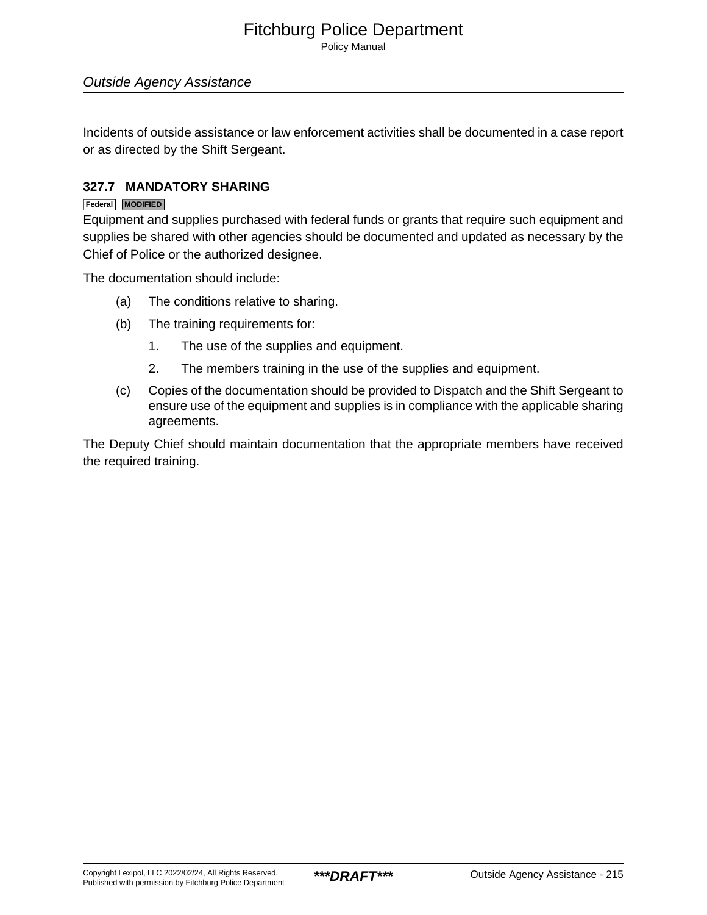Incidents of outside assistance or law enforcement activities shall be documented in a case report or as directed by the Shift Sergeant.

### 327.7 MANDATORY SHARING

Federal MODIFIED

Equipment and supplies purchased with federal funds or grants that require such equipment and supplies be shared with other agencies should be documented and updated as necessary by the Chief of Police or the authorized designee.

The documentation should include:

(a) The conditions relative to sharing.

(b) The training requirements for:

1. The use of the supplies and equipment.

2. The members training in the use of the supplies and equipment.

(c) Copies of the documentation should be provided to Dispatch and the Shift Sergeant to ensure use of the equipment and supplies is in compliance with the applicable sharing agreements.

The Deputy Chief should maintain documentation that the appropriate members have received the required training.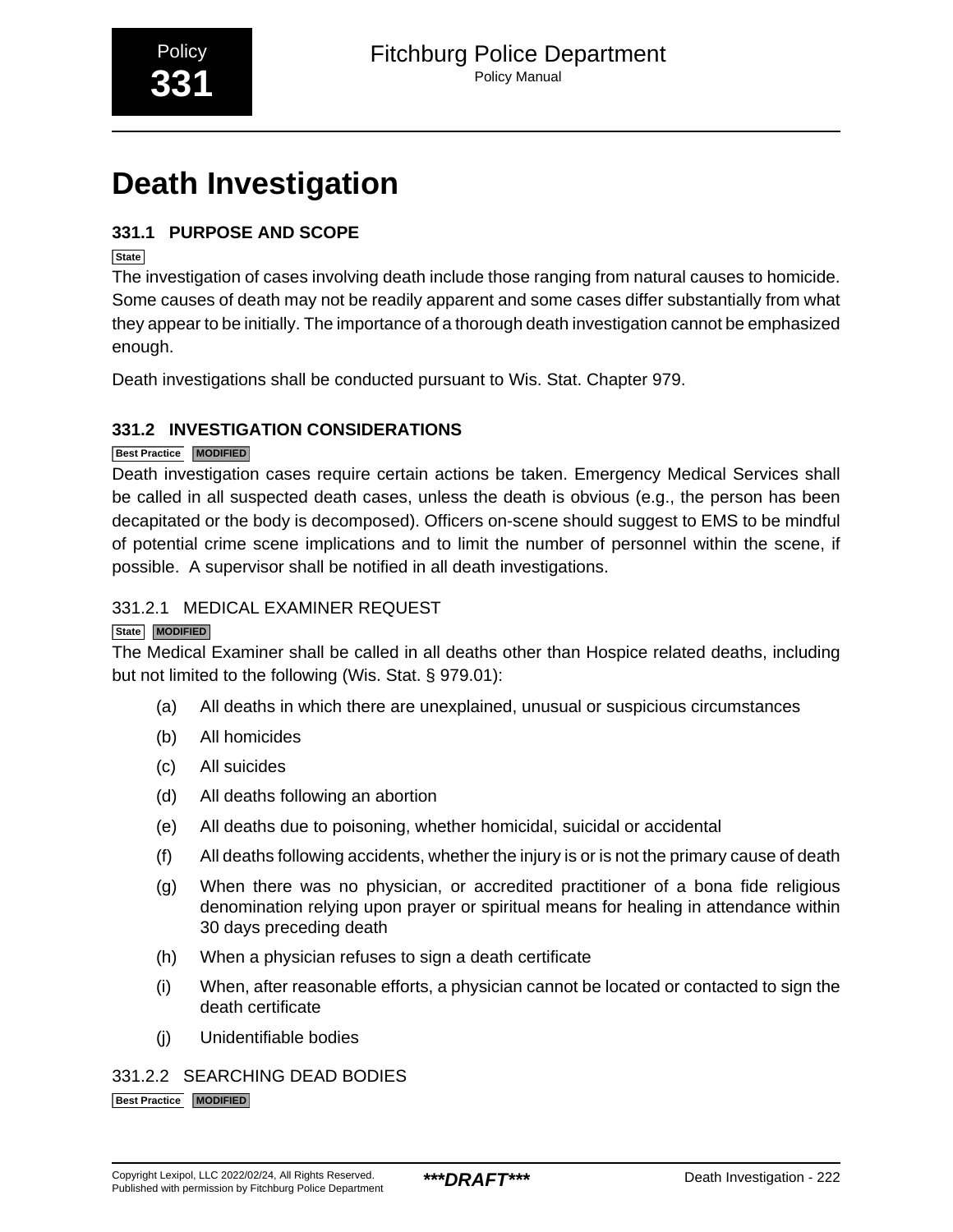Policy **331**

# Death Investigation

## 331.1 PURPOSE AND SCOPE

State

The investigation of cases involving death include those ranging from natural causes to homicide. Some causes of death may not be readily apparent and some cases differ substantially from what they appear to be initially. The importance of a thorough death investigation cannot be emphasized enough.

Death investigations shall be conducted pursuant to Wis. Stat. Chapter 979.

## 331.2 INVESTIGATION CONSIDERATIONS

Best Practice MODIFIED

Death investigation cases require certain actions be taken. Emergency Medical Services shall be called in all suspected death cases, unless the death is obvious (e.g., the person has been decapitated or the body is decomposed). Officers on-scene should suggest to EMS to be mindful of potential crime scene implications and to limit the number of personnel within the scene, if possible. A supervisor shall be notified in all death investigations.

### 331.2.1 MEDICAL EXAMINER REQUEST

State MODIFIED

The Medical Examiner shall be called in all deaths other than Hospice related deaths, including but not limited to the following (Wis. Stat. § 979.01):

(a) All deaths in which there are unexplained, unusual or suspicious circumstances

(b) All homicides

(c) All suicides

(d) All deaths following an abortion

(e) All deaths due to poisoning, whether homicidal, suicidal or accidental

(f) All deaths following accidents, whether the injury is or is not the primary cause of death

(g) When there was no physician, or accredited practitioner of a bona fide religious denomination relying upon prayer or spiritual means for healing in attendance within 30 days preceding death

(h) When a physician refuses to sign a death certificate

(i) When, after reasonable efforts, a physician cannot be located or contacted to sign the death certificate

(j) Unidentifiable bodies

### 331.2.2 SEARCHING DEAD BODIES

Best Practice MODIFIED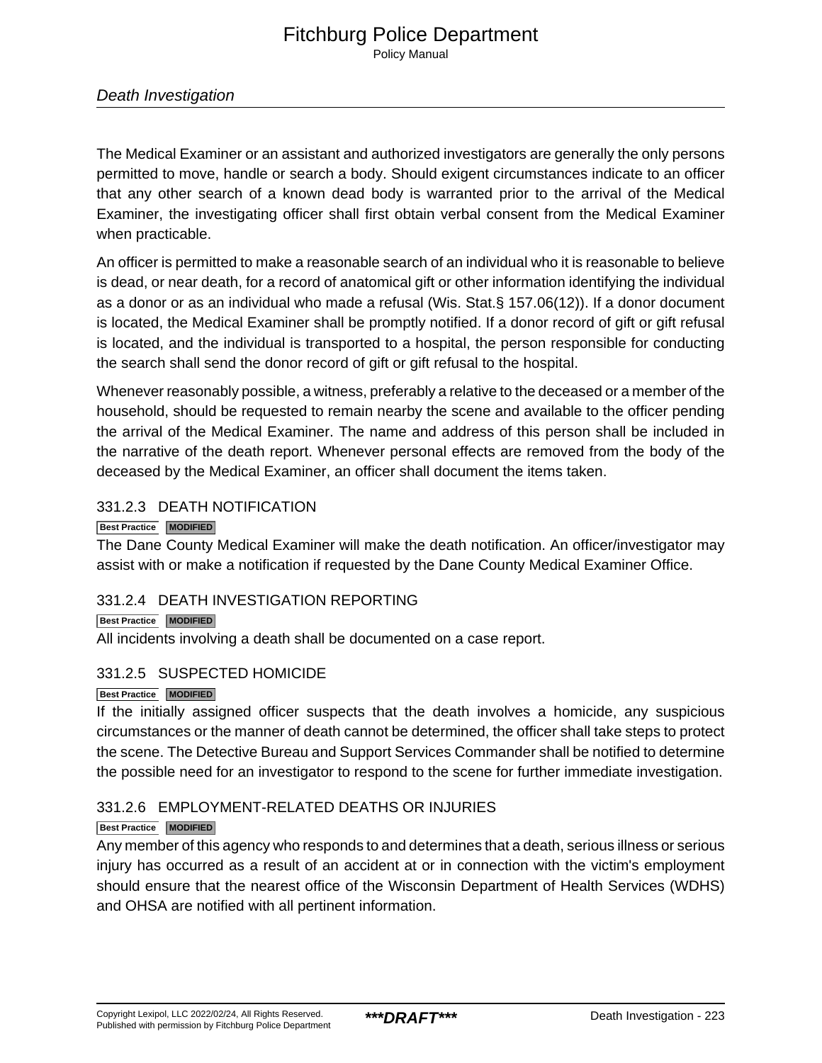The Medical Examiner or an assistant and authorized investigators are generally the only persons permitted to move, handle or search a body. Should exigent circumstances indicate to an officer that any other search of a known dead body is warranted prior to the arrival of the Medical Examiner, the investigating officer shall first obtain verbal consent from the Medical Examiner when practicable.

An officer is permitted to make a reasonable search of an individual who it is reasonable to believe is dead, or near death, for a record of anatomical gift or other information identifying the individual as a donor or as an individual who made a refusal (Wis. Stat.§ 157.06(12)). If a donor document is located, the Medical Examiner shall be promptly notified. If a donor record of gift or gift refusal is located, and the individual is transported to a hospital, the person responsible for conducting the search shall send the donor record of gift or gift refusal to the hospital.

Whenever reasonably possible, a witness, preferably a relative to the deceased or a member of the household, should be requested to remain nearby the scene and available to the officer pending the arrival of the Medical Examiner. The name and address of this person shall be included in the narrative of the death report. Whenever personal effects are removed from the body of the deceased by the Medical Examiner, an officer shall document the items taken.

### 331.2.3 DEATH NOTIFICATION

**Best Practice** **MODIFIED**

The Dane County Medical Examiner will make the death notification. An officer/investigator may assist with or make a notification if requested by the Dane County Medical Examiner Office.

### 331.2.4 DEATH INVESTIGATION REPORTING

**Best Practice** **MODIFIED**

All incidents involving a death shall be documented on a case report.

### 331.2.5 SUSPECTED HOMICIDE

**Best Practice** **MODIFIED**

If the initially assigned officer suspects that the death involves a homicide, any suspicious circumstances or the manner of death cannot be determined, the officer shall take steps to protect the scene. The Detective Bureau and Support Services Commander shall be notified to determine the possible need for an investigator to respond to the scene for further immediate investigation.

### 331.2.6 EMPLOYMENT-RELATED DEATHS OR INJURIES

**Best Practice** **MODIFIED**

Any member of this agency who responds to and determines that a death, serious illness or serious injury has occurred as a result of an accident at or in connection with the victim's employment should ensure that the nearest office of the Wisconsin Department of Health Services (WDHS) and OHSA are notified with all pertinent information.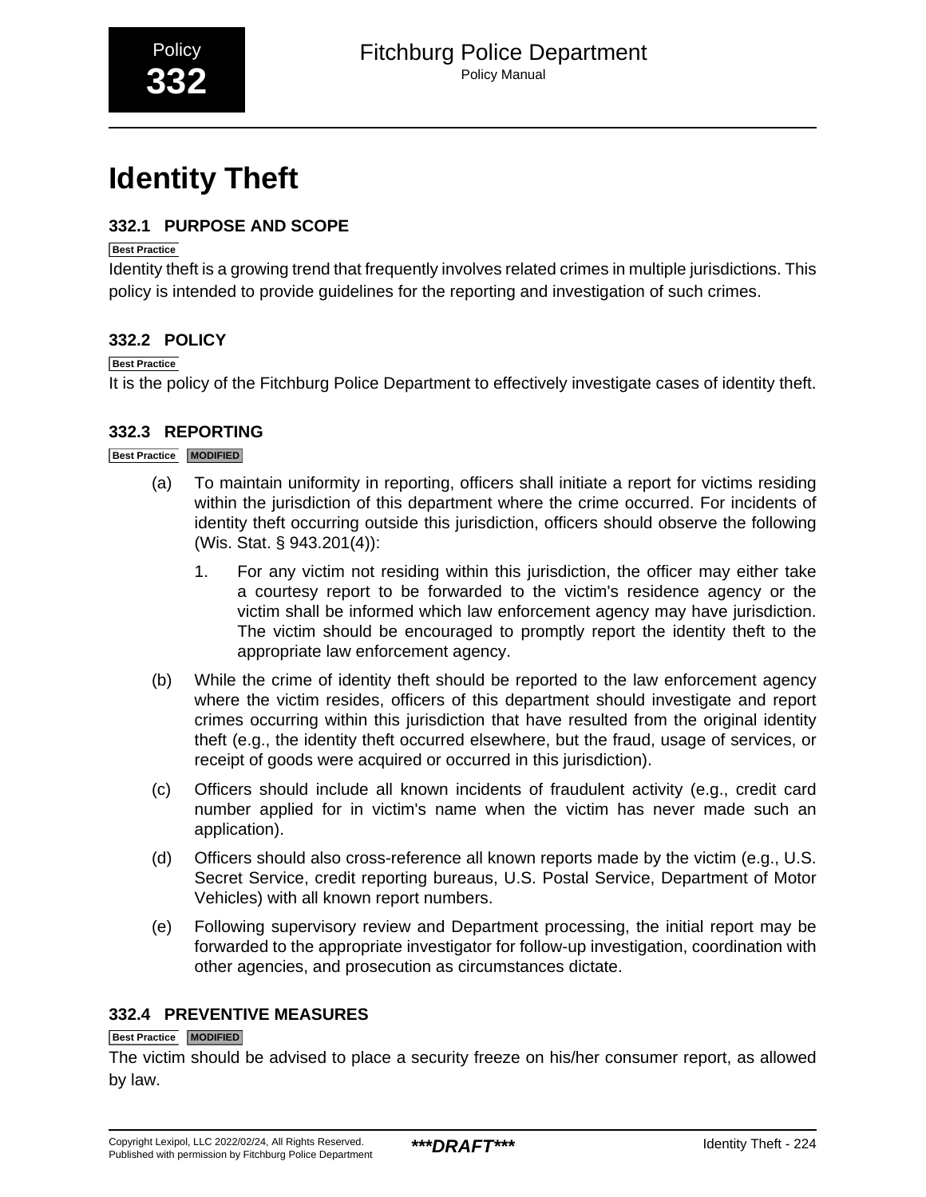Policy **332**

# Identity Theft

## 332.1 PURPOSE AND SCOPE

Best Practice

Identity theft is a growing trend that frequently involves related crimes in multiple jurisdictions. This policy is intended to provide guidelines for the reporting and investigation of such crimes.

## 332.2 POLICY

Best Practice

It is the policy of the Fitchburg Police Department to effectively investigate cases of identity theft.

## 332.3 REPORTING

Best Practice MODIFIED

(a) To maintain uniformity in reporting, officers shall initiate a report for victims residing within the jurisdiction of this department where the crime occurred. For incidents of identity theft occurring outside this jurisdiction, officers should observe the following (Wis. Stat. § 943.201(4)):

1. For any victim not residing within this jurisdiction, the officer may either take a courtesy report to be forwarded to the victim's residence agency or the victim shall be informed which law enforcement agency may have jurisdiction. The victim should be encouraged to promptly report the identity theft to the appropriate law enforcement agency.

(b) While the crime of identity theft should be reported to the law enforcement agency where the victim resides, officers of this department should investigate and report crimes occurring within this jurisdiction that have resulted from the original identity theft (e.g., the identity theft occurred elsewhere, but the fraud, usage of services, or receipt of goods were acquired or occurred in this jurisdiction).

(c) Officers should include all known incidents of fraudulent activity (e.g., credit card number applied for in victim's name when the victim has never made such an application).

(d) Officers should also cross-reference all known reports made by the victim (e.g., U.S. Secret Service, credit reporting bureaus, U.S. Postal Service, Department of Motor Vehicles) with all known report numbers.

(e) Following supervisory review and Department processing, the initial report may be forwarded to the appropriate investigator for follow-up investigation, coordination with other agencies, and prosecution as circumstances dictate.

## 332.4 PREVENTIVE MEASURES

Best Practice MODIFIED

The victim should be advised to place a security freeze on his/her consumer report, as allowed by law.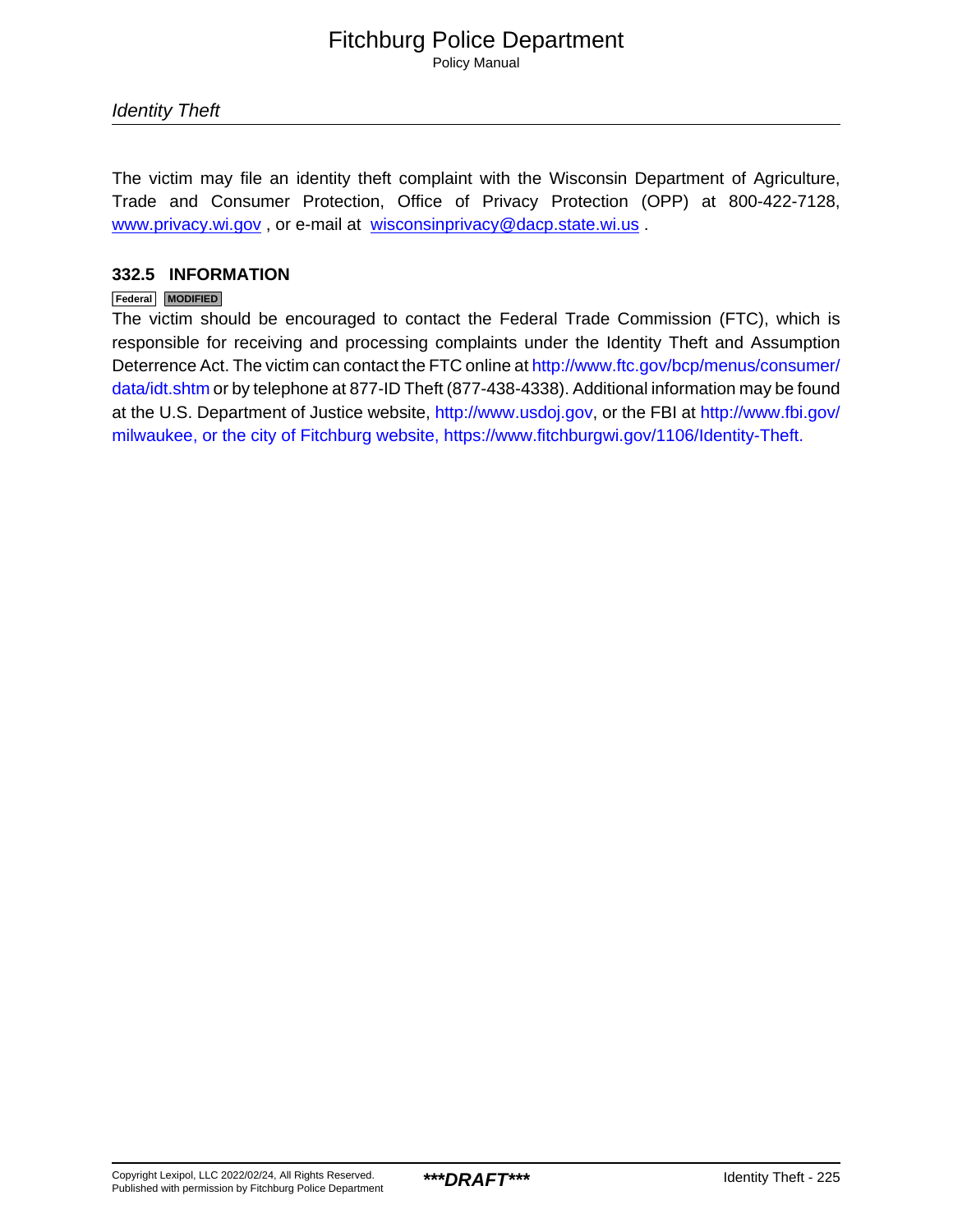The victim may file an identity theft complaint with the Wisconsin Department of Agriculture, Trade and Consumer Protection, Office of Privacy Protection (OPP) at 800-422-7128, www.privacy.wi.gov , or e-mail at wisconsinprivacy@dacp.state.wi.us .

### 332.5 INFORMATION

Federal MODIFIED

The victim should be encouraged to contact the Federal Trade Commission (FTC), which is responsible for receiving and processing complaints under the Identity Theft and Assumption Deterrence Act. The victim can contact the FTC online at http://www.ftc.gov/bcp/menus/consumer/data/idt.shtm or by telephone at 877-ID Theft (877-438-4338). Additional information may be found at the U.S. Department of Justice website, http://www.usdoj.gov, or the FBI at http://www.fbi.gov/milwaukee, or the city of Fitchburg website, https://www.fitchburgwi.gov/1106/Identity-Theft.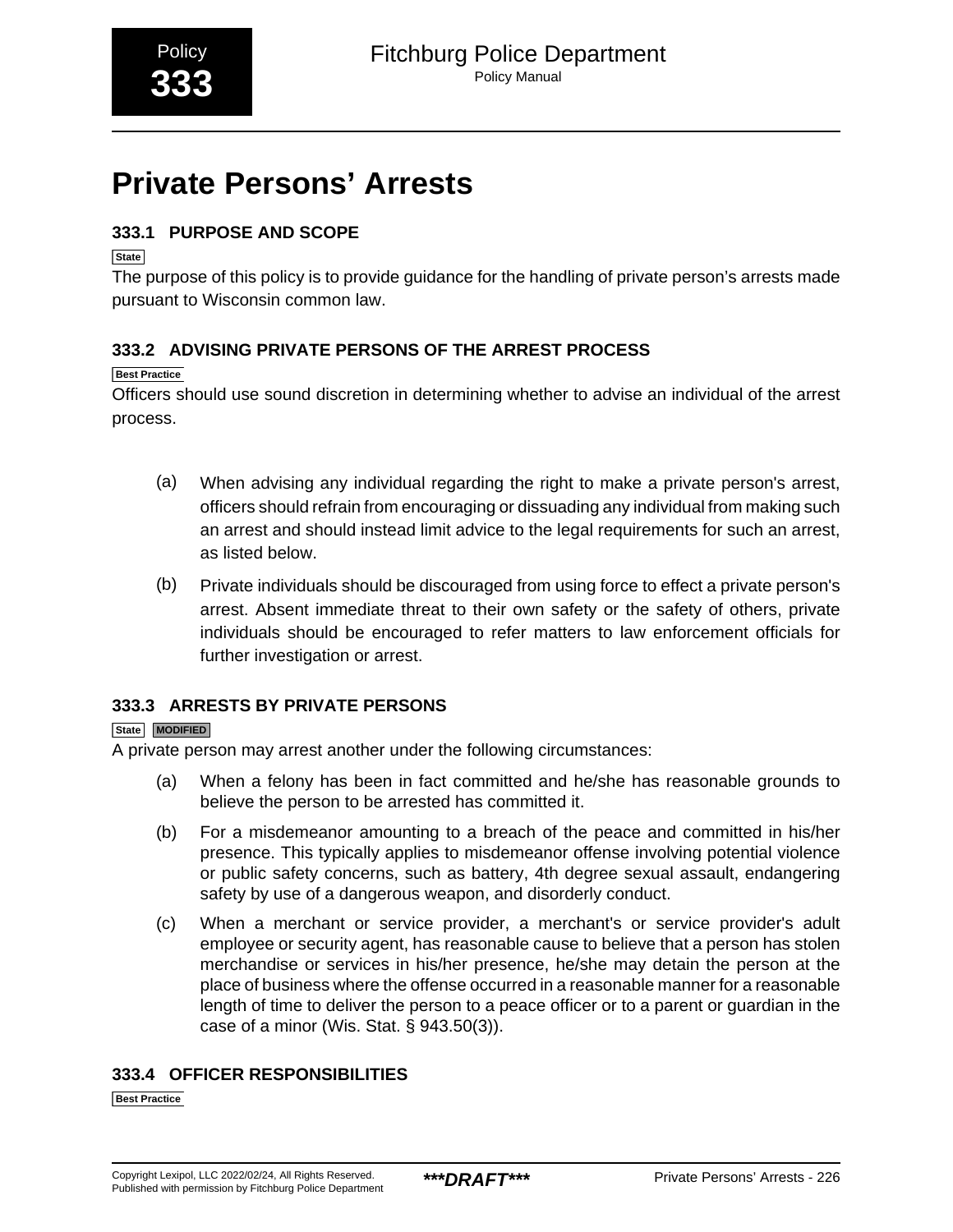Policy
**333**

# Private Persons' Arrests

## 333.1 PURPOSE AND SCOPE

State

The purpose of this policy is to provide guidance for the handling of private person's arrests made pursuant to Wisconsin common law.

## 333.2 ADVISING PRIVATE PERSONS OF THE ARREST PROCESS

Best Practice

Officers should use sound discretion in determining whether to advise an individual of the arrest process.

(a) When advising any individual regarding the right to make a private person's arrest, officers should refrain from encouraging or dissuading any individual from making such an arrest and should instead limit advice to the legal requirements for such an arrest, as listed below.

(b) Private individuals should be discouraged from using force to effect a private person's arrest. Absent immediate threat to their own safety or the safety of others, private individuals should be encouraged to refer matters to law enforcement officials for further investigation or arrest.

## 333.3 ARRESTS BY PRIVATE PERSONS

State MODIFIED

A private person may arrest another under the following circumstances:

(a) When a felony has been in fact committed and he/she has reasonable grounds to believe the person to be arrested has committed it.

(b) For a misdemeanor amounting to a breach of the peace and committed in his/her presence. This typically applies to misdemeanor offense involving potential violence or public safety concerns, such as battery, 4th degree sexual assault, endangering safety by use of a dangerous weapon, and disorderly conduct.

(c) When a merchant or service provider, a merchant's or service provider's adult employee or security agent, has reasonable cause to believe that a person has stolen merchandise or services in his/her presence, he/she may detain the person at the place of business where the offense occurred in a reasonable manner for a reasonable length of time to deliver the person to a peace officer or to a parent or guardian in the case of a minor (Wis. Stat. § 943.50(3)).

## 333.4 OFFICER RESPONSIBILITIES

Best Practice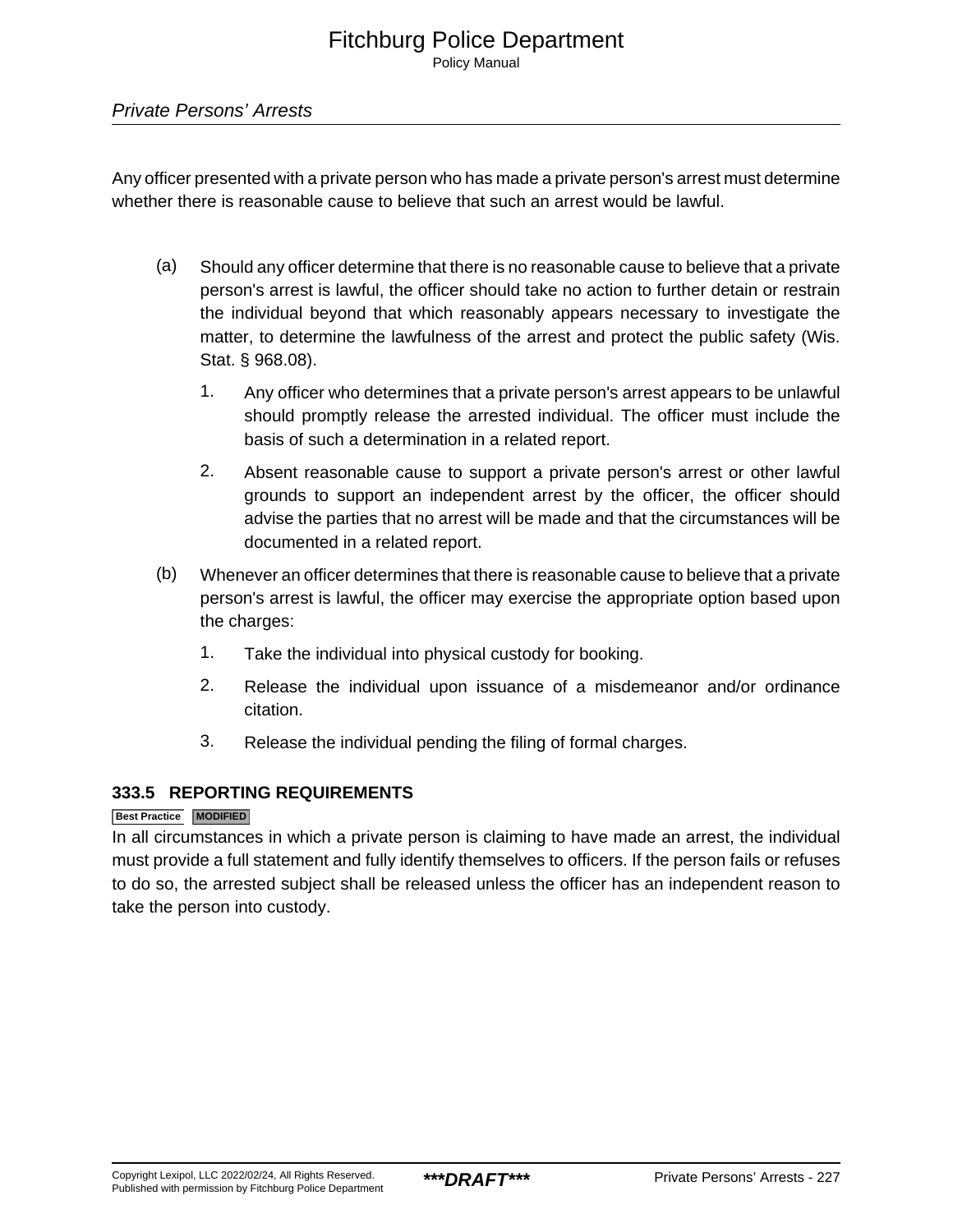Any officer presented with a private person who has made a private person's arrest must determine whether there is reasonable cause to believe that such an arrest would be lawful.

(a) Should any officer determine that there is no reasonable cause to believe that a private person's arrest is lawful, the officer should take no action to further detain or restrain the individual beyond that which reasonably appears necessary to investigate the matter, to determine the lawfulness of the arrest and protect the public safety (Wis. Stat. § 968.08).

   1. Any officer who determines that a private person's arrest appears to be unlawful should promptly release the arrested individual. The officer must include the basis of such a determination in a related report.

   2. Absent reasonable cause to support a private person's arrest or other lawful grounds to support an independent arrest by the officer, the officer should advise the parties that no arrest will be made and that the circumstances will be documented in a related report.

(b) Whenever an officer determines that there is reasonable cause to believe that a private person's arrest is lawful, the officer may exercise the appropriate option based upon the charges:

   1. Take the individual into physical custody for booking.

   2. Release the individual upon issuance of a misdemeanor and/or ordinance citation.

   3. Release the individual pending the filing of formal charges.

### 333.5 REPORTING REQUIREMENTS

**Best Practice** **MODIFIED**

In all circumstances in which a private person is claiming to have made an arrest, the individual must provide a full statement and fully identify themselves to officers. If the person fails or refuses to do so, the arrested subject shall be released unless the officer has an independent reason to take the person into custody.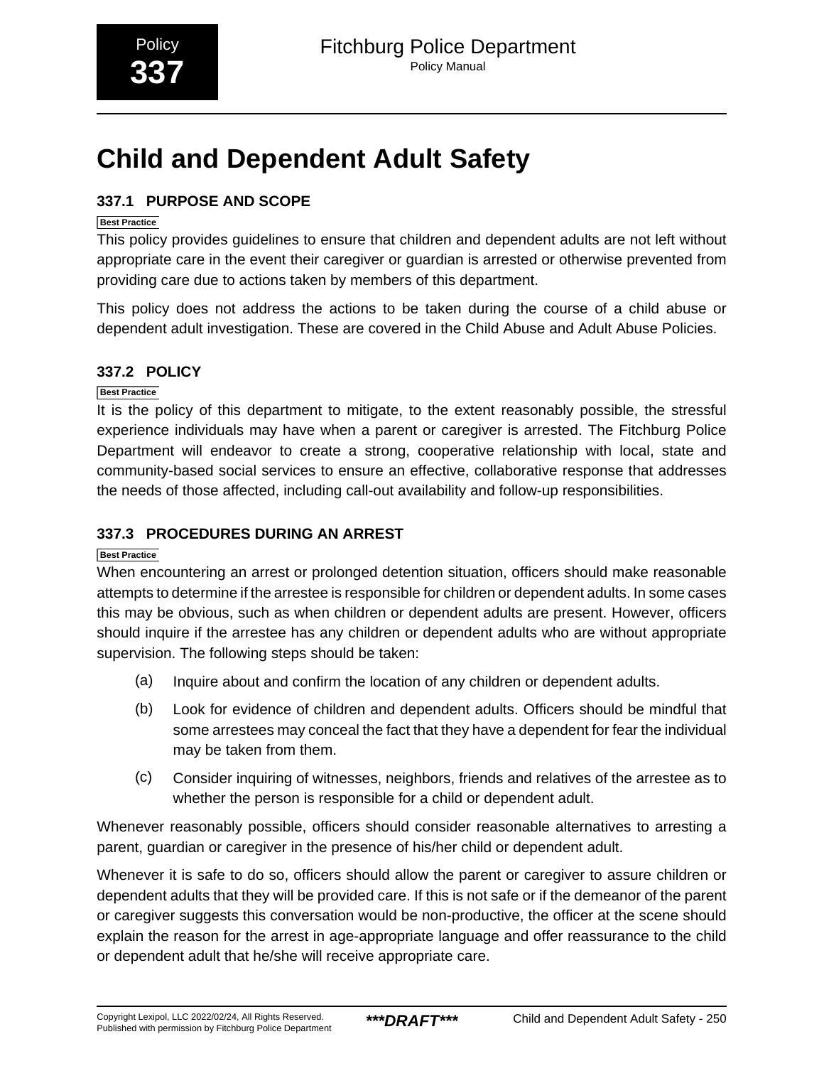Policy **337**

# Child and Dependent Adult Safety

### 337.1 PURPOSE AND SCOPE

Best Practice

This policy provides guidelines to ensure that children and dependent adults are not left without appropriate care in the event their caregiver or guardian is arrested or otherwise prevented from providing care due to actions taken by members of this department.

This policy does not address the actions to be taken during the course of a child abuse or dependent adult investigation. These are covered in the Child Abuse and Adult Abuse Policies.

### 337.2 POLICY

Best Practice

It is the policy of this department to mitigate, to the extent reasonably possible, the stressful experience individuals may have when a parent or caregiver is arrested. The Fitchburg Police Department will endeavor to create a strong, cooperative relationship with local, state and community-based social services to ensure an effective, collaborative response that addresses the needs of those affected, including call-out availability and follow-up responsibilities.

### 337.3 PROCEDURES DURING AN ARREST

Best Practice

When encountering an arrest or prolonged detention situation, officers should make reasonable attempts to determine if the arrestee is responsible for children or dependent adults. In some cases this may be obvious, such as when children or dependent adults are present. However, officers should inquire if the arrestee has any children or dependent adults who are without appropriate supervision. The following steps should be taken:

(a) Inquire about and confirm the location of any children or dependent adults.

(b) Look for evidence of children and dependent adults. Officers should be mindful that some arrestees may conceal the fact that they have a dependent for fear the individual may be taken from them.

(c) Consider inquiring of witnesses, neighbors, friends and relatives of the arrestee as to whether the person is responsible for a child or dependent adult.

Whenever reasonably possible, officers should consider reasonable alternatives to arresting a parent, guardian or caregiver in the presence of his/her child or dependent adult.

Whenever it is safe to do so, officers should allow the parent or caregiver to assure children or dependent adults that they will be provided care. If this is not safe or if the demeanor of the parent or caregiver suggests this conversation would be non-productive, the officer at the scene should explain the reason for the arrest in age-appropriate language and offer reassurance to the child or dependent adult that he/she will receive appropriate care.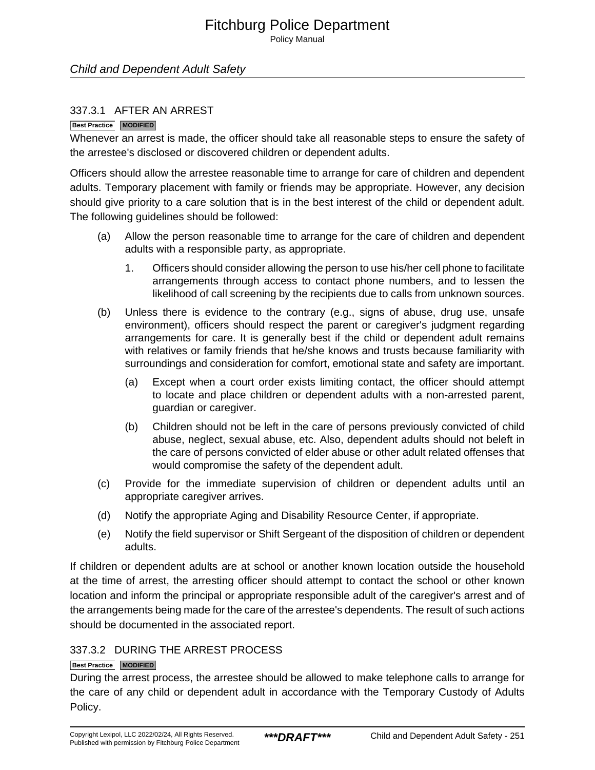## 337.3.1 AFTER AN ARREST

**Best Practice** **MODIFIED**

Whenever an arrest is made, the officer should take all reasonable steps to ensure the safety of the arrestee's disclosed or discovered children or dependent adults.

Officers should allow the arrestee reasonable time to arrange for care of children and dependent adults. Temporary placement with family or friends may be appropriate. However, any decision should give priority to a care solution that is in the best interest of the child or dependent adult. The following guidelines should be followed:

(a) Allow the person reasonable time to arrange for the care of children and dependent adults with a responsible party, as appropriate.

   1. Officers should consider allowing the person to use his/her cell phone to facilitate arrangements through access to contact phone numbers, and to lessen the likelihood of call screening by the recipients due to calls from unknown sources.

(b) Unless there is evidence to the contrary (e.g., signs of abuse, drug use, unsafe environment), officers should respect the parent or caregiver's judgment regarding arrangements for care. It is generally best if the child or dependent adult remains with relatives or family friends that he/she knows and trusts because familiarity with surroundings and consideration for comfort, emotional state and safety are important.

   (a) Except when a court order exists limiting contact, the officer should attempt to locate and place children or dependent adults with a non-arrested parent, guardian or caregiver.

   (b) Children should not be left in the care of persons previously convicted of child abuse, neglect, sexual abuse, etc. Also, dependent adults should not beleft in the care of persons convicted of elder abuse or other adult related offenses that would compromise the safety of the dependent adult.

(c) Provide for the immediate supervision of children or dependent adults until an appropriate caregiver arrives.

(d) Notify the appropriate Aging and Disability Resource Center, if appropriate.

(e) Notify the field supervisor or Shift Sergeant of the disposition of children or dependent adults.

If children or dependent adults are at school or another known location outside the household at the time of arrest, the arresting officer should attempt to contact the school or other known location and inform the principal or appropriate responsible adult of the caregiver's arrest and of the arrangements being made for the care of the arrestee's dependents. The result of such actions should be documented in the associated report.

## 337.3.2 DURING THE ARREST PROCESS

**Best Practice** **MODIFIED**

During the arrest process, the arrestee should be allowed to make telephone calls to arrange for the care of any child or dependent adult in accordance with the Temporary Custody of Adults Policy.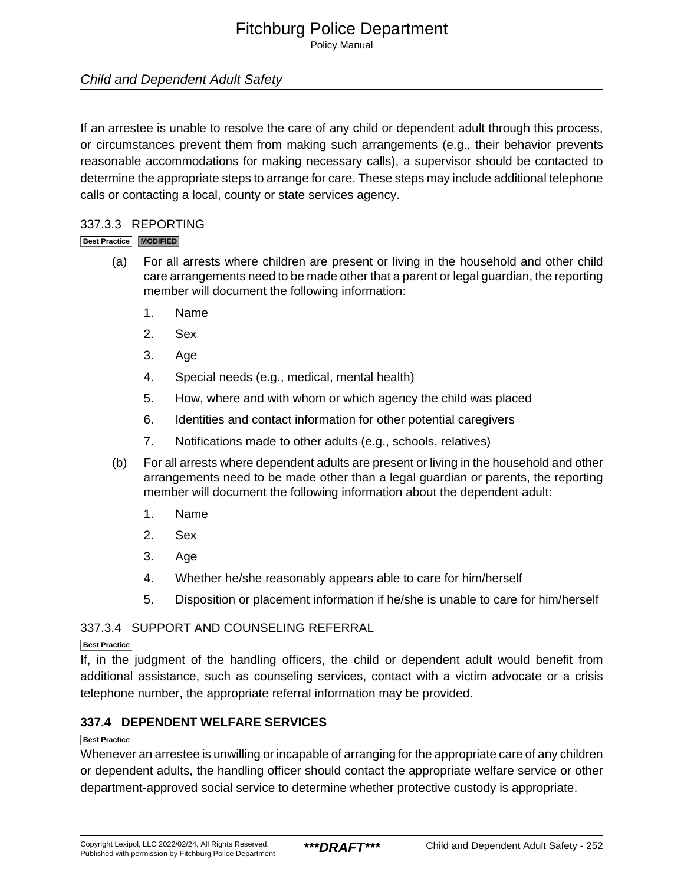If an arrestee is unable to resolve the care of any child or dependent adult through this process, or circumstances prevent them from making such arrangements (e.g., their behavior prevents reasonable accommodations for making necessary calls), a supervisor should be contacted to determine the appropriate steps to arrange for care. These steps may include additional telephone calls or contacting a local, county or state services agency.

### 337.3.3 REPORTING

Best Practice MODIFIED

(a) For all arrests where children are present or living in the household and other child care arrangements need to be made other that a parent or legal guardian, the reporting member will document the following information:

1. Name
2. Sex
3. Age
4. Special needs (e.g., medical, mental health)
5. How, where and with whom or which agency the child was placed
6. Identities and contact information for other potential caregivers
7. Notifications made to other adults (e.g., schools, relatives)

(b) For all arrests where dependent adults are present or living in the household and other arrangements need to be made other than a legal guardian or parents, the reporting member will document the following information about the dependent adult:

1. Name
2. Sex
3. Age
4. Whether he/she reasonably appears able to care for him/herself
5. Disposition or placement information if he/she is unable to care for him/herself

### 337.3.4 SUPPORT AND COUNSELING REFERRAL

Best Practice

If, in the judgment of the handling officers, the child or dependent adult would benefit from additional assistance, such as counseling services, contact with a victim advocate or a crisis telephone number, the appropriate referral information may be provided.

## 337.4 DEPENDENT WELFARE SERVICES

Best Practice

Whenever an arrestee is unwilling or incapable of arranging for the appropriate care of any children or dependent adults, the handling officer should contact the appropriate welfare service or other department-approved social service to determine whether protective custody is appropriate.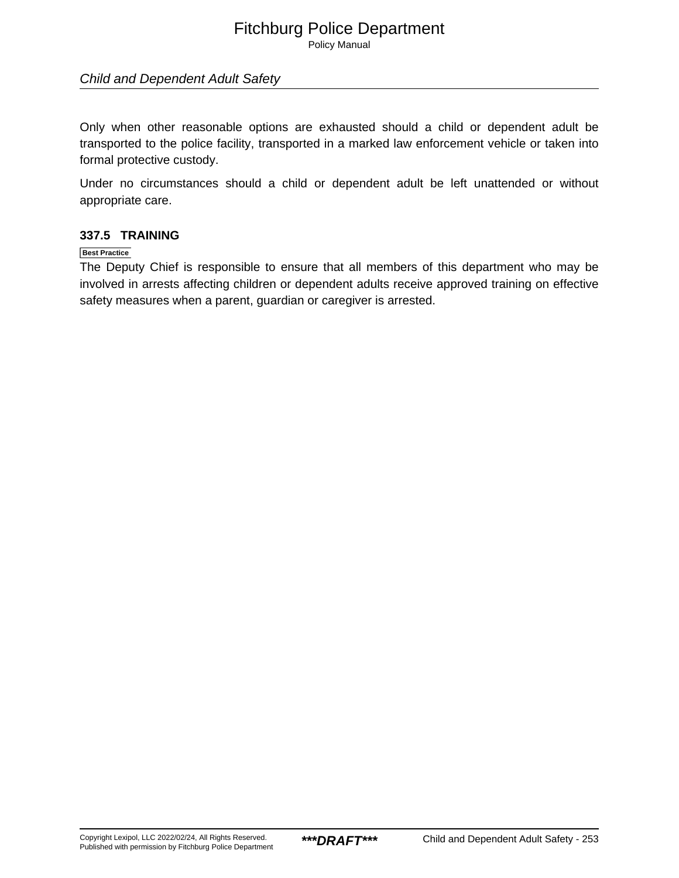Only when other reasonable options are exhausted should a child or dependent adult be transported to the police facility, transported in a marked law enforcement vehicle or taken into formal protective custody.

Under no circumstances should a child or dependent adult be left unattended or without appropriate care.

### 337.5 TRAINING

Best Practice

The Deputy Chief is responsible to ensure that all members of this department who may be involved in arrests affecting children or dependent adults receive approved training on effective safety measures when a parent, guardian or caregiver is arrested.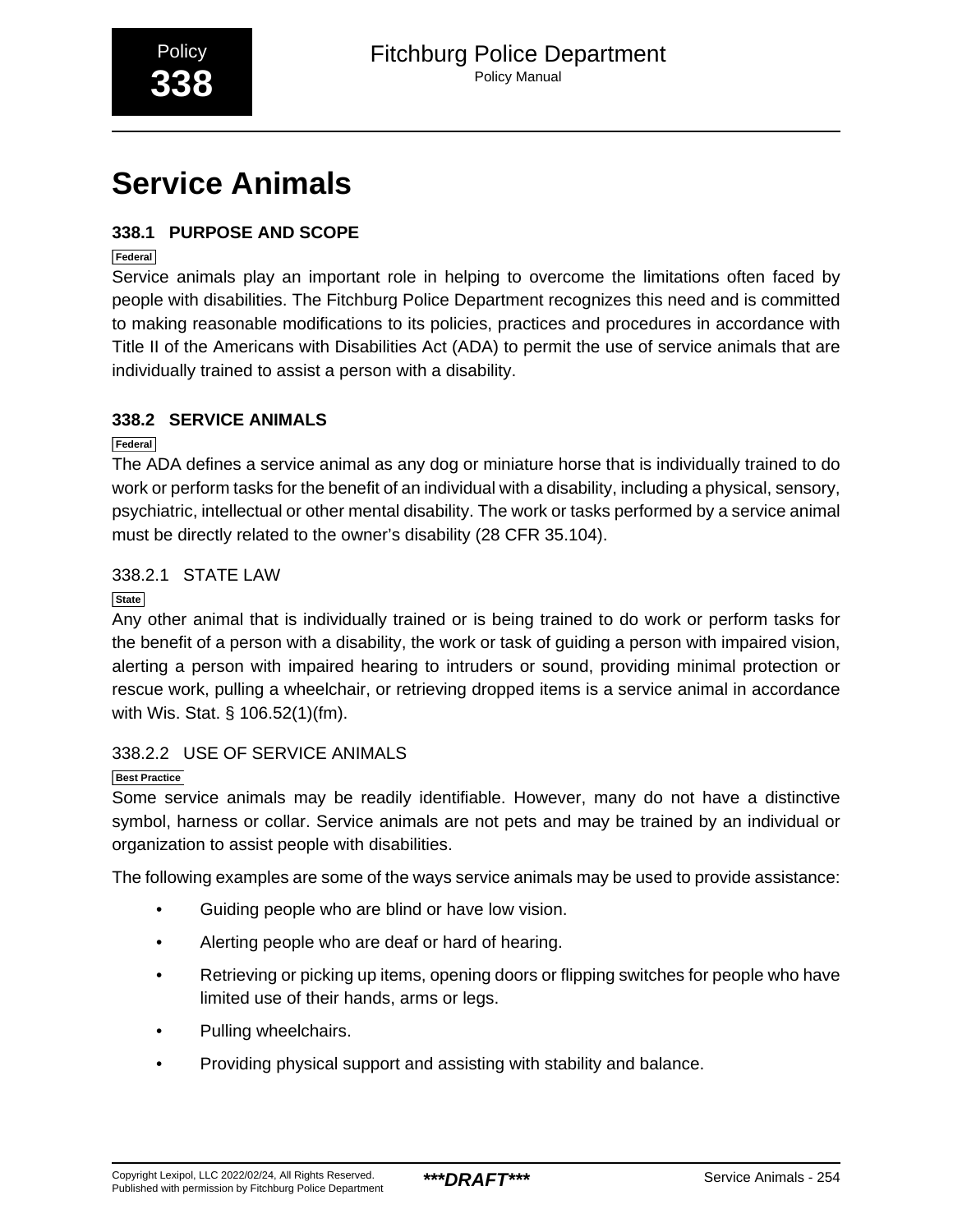Policy **338**

# Service Animals

## 338.1 PURPOSE AND SCOPE

Federal

Service animals play an important role in helping to overcome the limitations often faced by people with disabilities. The Fitchburg Police Department recognizes this need and is committed to making reasonable modifications to its policies, practices and procedures in accordance with Title II of the Americans with Disabilities Act (ADA) to permit the use of service animals that are individually trained to assist a person with a disability.

## 338.2 SERVICE ANIMALS

Federal

The ADA defines a service animal as any dog or miniature horse that is individually trained to do work or perform tasks for the benefit of an individual with a disability, including a physical, sensory, psychiatric, intellectual or other mental disability. The work or tasks performed by a service animal must be directly related to the owner’s disability (28 CFR 35.104).

### 338.2.1 STATE LAW

State

Any other animal that is individually trained or is being trained to do work or perform tasks for the benefit of a person with a disability, the work or task of guiding a person with impaired vision, alerting a person with impaired hearing to intruders or sound, providing minimal protection or rescue work, pulling a wheelchair, or retrieving dropped items is a service animal in accordance with Wis. Stat. § 106.52(1)(fm).

### 338.2.2 USE OF SERVICE ANIMALS

Best Practice

Some service animals may be readily identifiable. However, many do not have a distinctive symbol, harness or collar. Service animals are not pets and may be trained by an individual or organization to assist people with disabilities.

The following examples are some of the ways service animals may be used to provide assistance:

- Guiding people who are blind or have low vision.
- Alerting people who are deaf or hard of hearing.
- Retrieving or picking up items, opening doors or flipping switches for people who have limited use of their hands, arms or legs.
- Pulling wheelchairs.
- Providing physical support and assisting with stability and balance.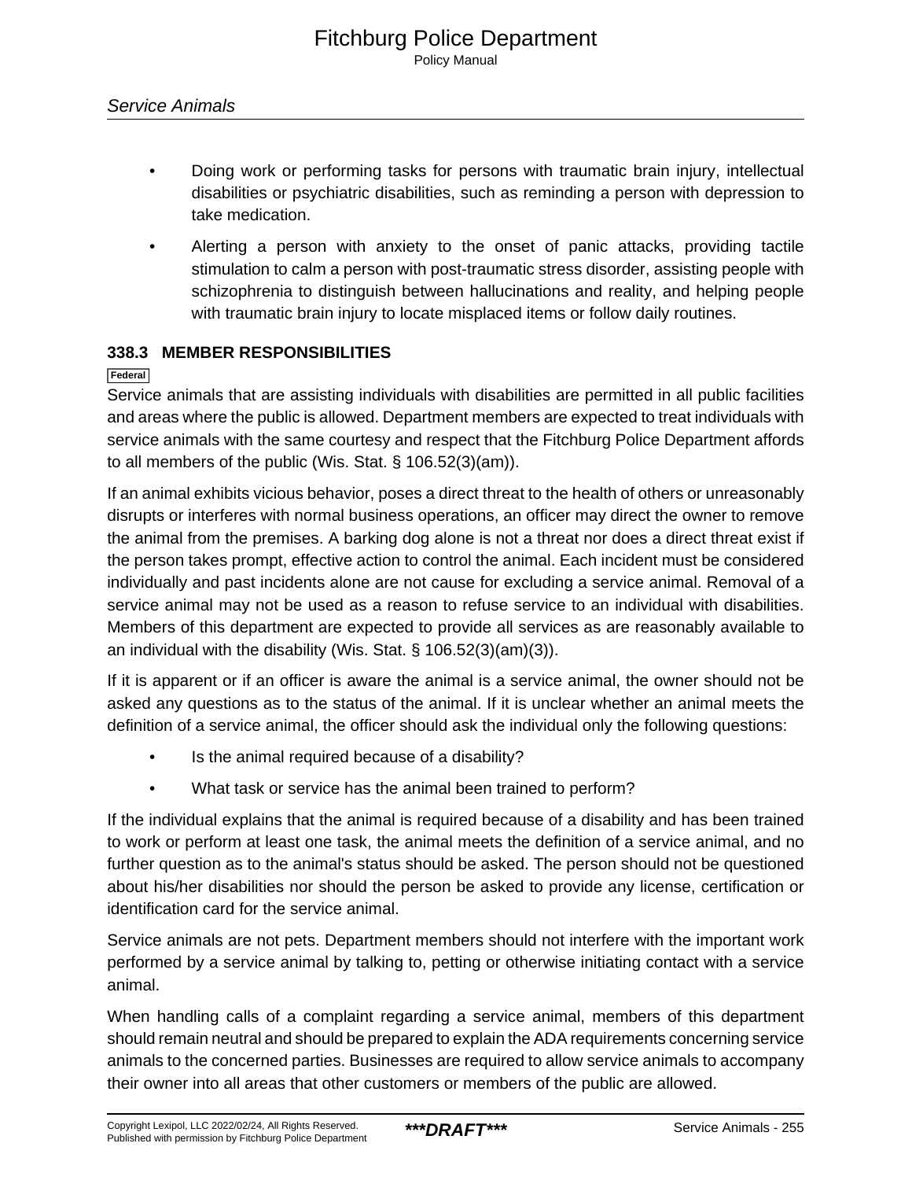- Doing work or performing tasks for persons with traumatic brain injury, intellectual disabilities or psychiatric disabilities, such as reminding a person with depression to take medication.
- Alerting a person with anxiety to the onset of panic attacks, providing tactile stimulation to calm a person with post-traumatic stress disorder, assisting people with schizophrenia to distinguish between hallucinations and reality, and helping people with traumatic brain injury to locate misplaced items or follow daily routines.

### 338.3 MEMBER RESPONSIBILITIES

Federal

Service animals that are assisting individuals with disabilities are permitted in all public facilities and areas where the public is allowed. Department members are expected to treat individuals with service animals with the same courtesy and respect that the Fitchburg Police Department affords to all members of the public (Wis. Stat. § 106.52(3)(am)).

If an animal exhibits vicious behavior, poses a direct threat to the health of others or unreasonably disrupts or interferes with normal business operations, an officer may direct the owner to remove the animal from the premises. A barking dog alone is not a threat nor does a direct threat exist if the person takes prompt, effective action to control the animal. Each incident must be considered individually and past incidents alone are not cause for excluding a service animal. Removal of a service animal may not be used as a reason to refuse service to an individual with disabilities. Members of this department are expected to provide all services as are reasonably available to an individual with the disability (Wis. Stat. § 106.52(3)(am)(3)).

If it is apparent or if an officer is aware the animal is a service animal, the owner should not be asked any questions as to the status of the animal. If it is unclear whether an animal meets the definition of a service animal, the officer should ask the individual only the following questions:

- Is the animal required because of a disability?
- What task or service has the animal been trained to perform?

If the individual explains that the animal is required because of a disability and has been trained to work or perform at least one task, the animal meets the definition of a service animal, and no further question as to the animal's status should be asked. The person should not be questioned about his/her disabilities nor should the person be asked to provide any license, certification or identification card for the service animal.

Service animals are not pets. Department members should not interfere with the important work performed by a service animal by talking to, petting or otherwise initiating contact with a service animal.

When handling calls of a complaint regarding a service animal, members of this department should remain neutral and should be prepared to explain the ADA requirements concerning service animals to the concerned parties. Businesses are required to allow service animals to accompany their owner into all areas that other customers or members of the public are allowed.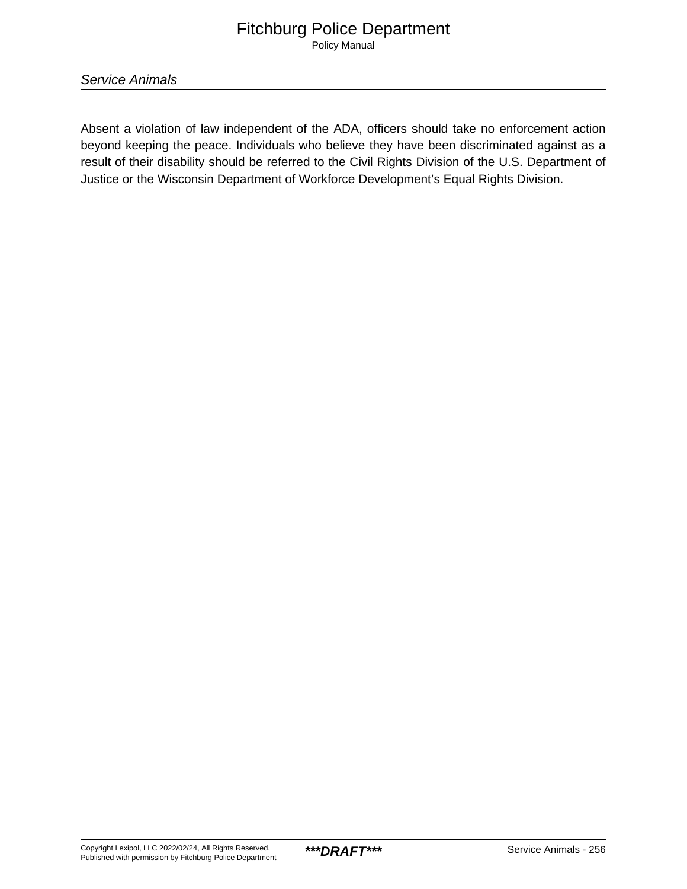Absent a violation of law independent of the ADA, officers should take no enforcement action beyond keeping the peace. Individuals who believe they have been discriminated against as a result of their disability should be referred to the Civil Rights Division of the U.S. Department of Justice or the Wisconsin Department of Workforce Development’s Equal Rights Division.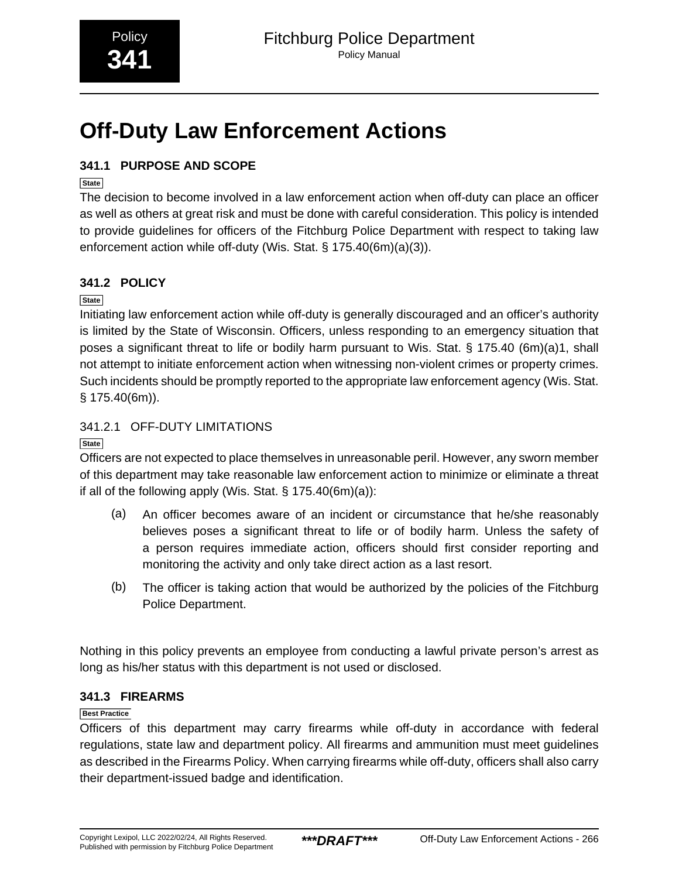# Off-Duty Law Enforcement Actions

## 341.1 PURPOSE AND SCOPE

State

The decision to become involved in a law enforcement action when off-duty can place an officer as well as others at great risk and must be done with careful consideration. This policy is intended to provide guidelines for officers of the Fitchburg Police Department with respect to taking law enforcement action while off-duty (Wis. Stat. § 175.40(6m)(a)(3)).

## 341.2 POLICY

State

Initiating law enforcement action while off-duty is generally discouraged and an officer's authority is limited by the State of Wisconsin. Officers, unless responding to an emergency situation that poses a significant threat to life or bodily harm pursuant to Wis. Stat. § 175.40 (6m)(a)1, shall not attempt to initiate enforcement action when witnessing non-violent crimes or property crimes. Such incidents should be promptly reported to the appropriate law enforcement agency (Wis. Stat. § 175.40(6m)).

### 341.2.1 OFF-DUTY LIMITATIONS

State

Officers are not expected to place themselves in unreasonable peril. However, any sworn member of this department may take reasonable law enforcement action to minimize or eliminate a threat if all of the following apply (Wis. Stat. § 175.40(6m)(a)):

(a) An officer becomes aware of an incident or circumstance that he/she reasonably believes poses a significant threat to life or of bodily harm. Unless the safety of a person requires immediate action, officers should first consider reporting and monitoring the activity and only take direct action as a last resort.

(b) The officer is taking action that would be authorized by the policies of the Fitchburg Police Department.

Nothing in this policy prevents an employee from conducting a lawful private person's arrest as long as his/her status with this department is not used or disclosed.

## 341.3 FIREARMS

Best Practice

Officers of this department may carry firearms while off-duty in accordance with federal regulations, state law and department policy. All firearms and ammunition must meet guidelines as described in the Firearms Policy. When carrying firearms while off-duty, officers shall also carry their department-issued badge and identification.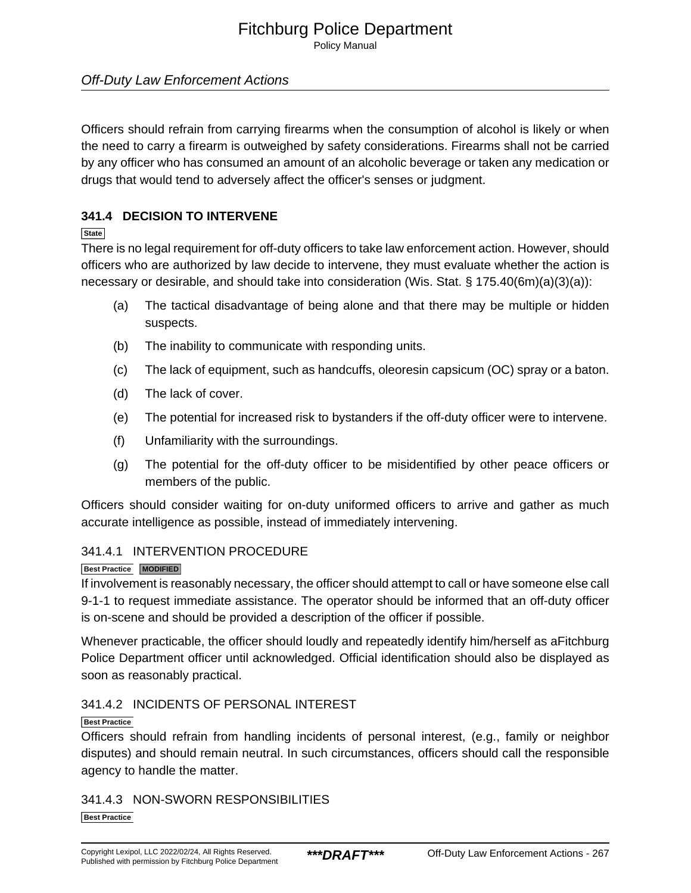Officers should refrain from carrying firearms when the consumption of alcohol is likely or when the need to carry a firearm is outweighed by safety considerations. Firearms shall not be carried by any officer who has consumed an amount of an alcoholic beverage or taken any medication or drugs that would tend to adversely affect the officer's senses or judgment.

## 341.4 DECISION TO INTERVENE

State

There is no legal requirement for off-duty officers to take law enforcement action. However, should officers who are authorized by law decide to intervene, they must evaluate whether the action is necessary or desirable, and should take into consideration (Wis. Stat. § 175.40(6m)(a)(3)(a)):

(a) The tactical disadvantage of being alone and that there may be multiple or hidden suspects.

(b) The inability to communicate with responding units.

(c) The lack of equipment, such as handcuffs, oleoresin capsicum (OC) spray or a baton.

(d) The lack of cover.

(e) The potential for increased risk to bystanders if the off-duty officer were to intervene.

(f) Unfamiliarity with the surroundings.

(g) The potential for the off-duty officer to be misidentified by other peace officers or members of the public.

Officers should consider waiting for on-duty uniformed officers to arrive and gather as much accurate intelligence as possible, instead of immediately intervening.

### 341.4.1 INTERVENTION PROCEDURE

Best Practice MODIFIED

If involvement is reasonably necessary, the officer should attempt to call or have someone else call 9-1-1 to request immediate assistance. The operator should be informed that an off-duty officer is on-scene and should be provided a description of the officer if possible.

Whenever practicable, the officer should loudly and repeatedly identify him/herself as aFitchburg Police Department officer until acknowledged. Official identification should also be displayed as soon as reasonably practical.

### 341.4.2 INCIDENTS OF PERSONAL INTEREST

Best Practice

Officers should refrain from handling incidents of personal interest, (e.g., family or neighbor disputes) and should remain neutral. In such circumstances, officers should call the responsible agency to handle the matter.

### 341.4.3 NON-SWORN RESPONSIBILITIES

Best Practice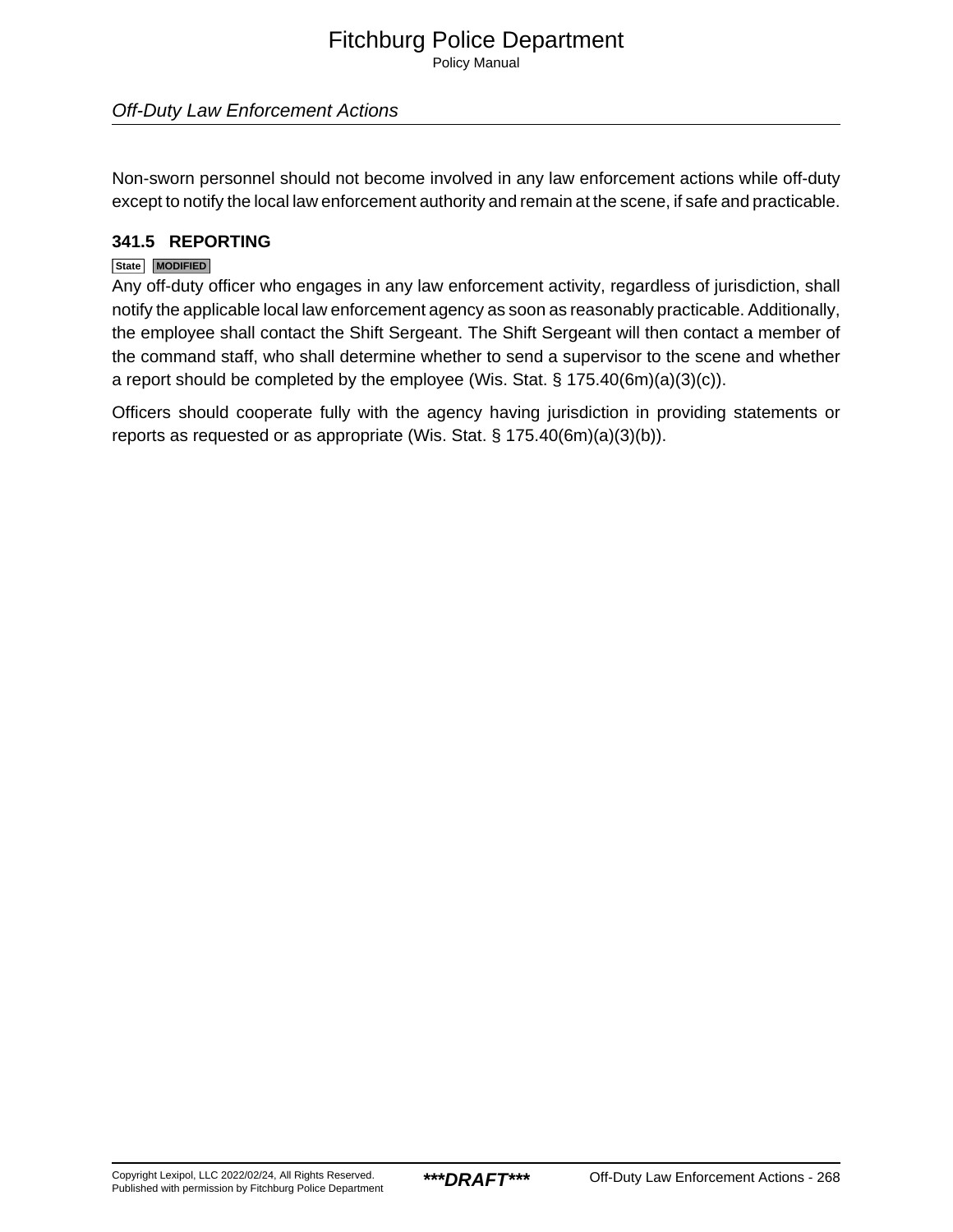Non-sworn personnel should not become involved in any law enforcement actions while off-duty except to notify the local law enforcement authority and remain at the scene, if safe and practicable.

### 341.5 REPORTING

State MODIFIED

Any off-duty officer who engages in any law enforcement activity, regardless of jurisdiction, shall notify the applicable local law enforcement agency as soon as reasonably practicable. Additionally, the employee shall contact the Shift Sergeant. The Shift Sergeant will then contact a member of the command staff, who shall determine whether to send a supervisor to the scene and whether a report should be completed by the employee (Wis. Stat. § 175.40(6m)(a)(3)(c)).

Officers should cooperate fully with the agency having jurisdiction in providing statements or reports as requested or as appropriate (Wis. Stat. § 175.40(6m)(a)(3)(b)).